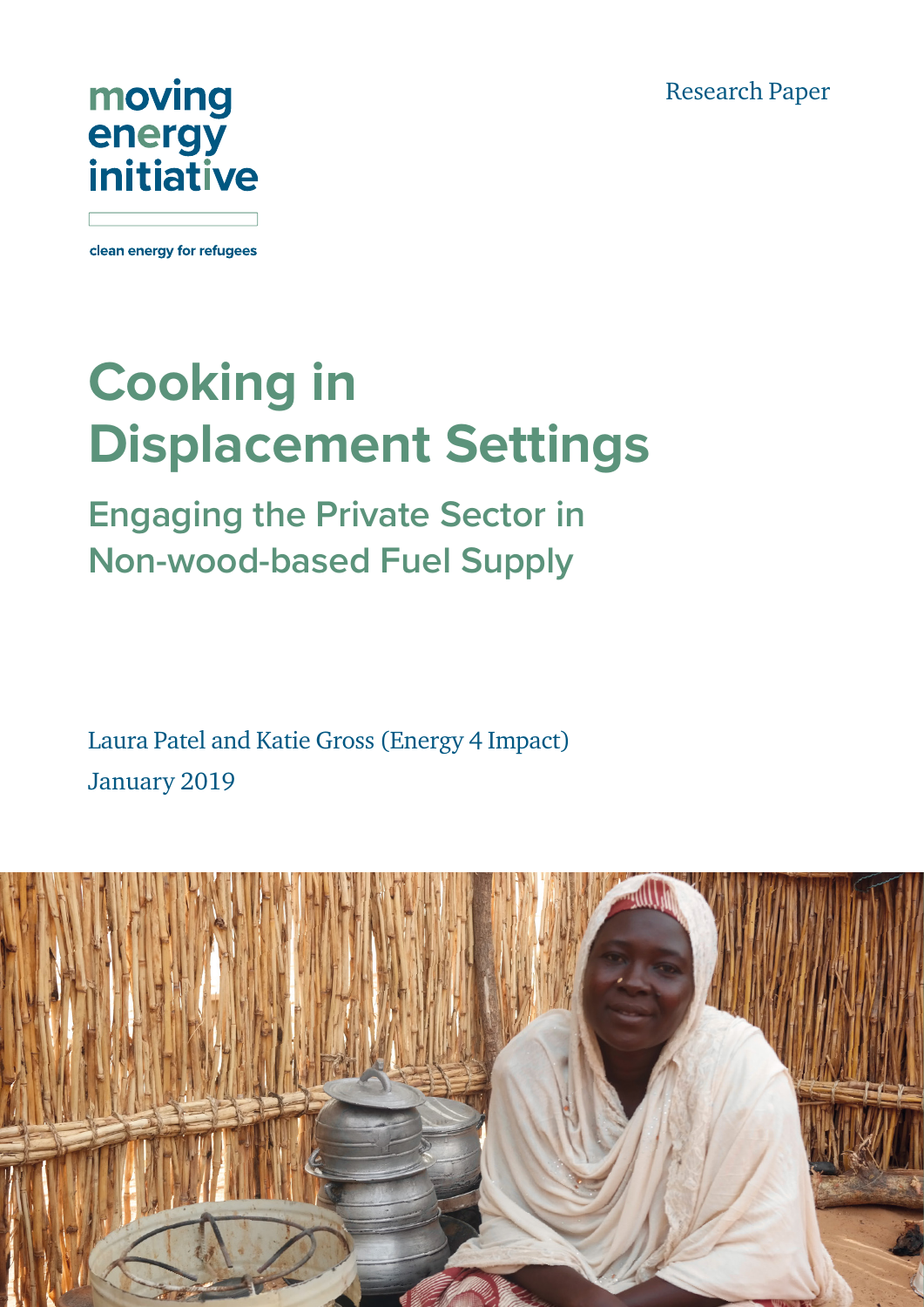moving energy initiative

clean energy for refugees

Research Paper

# Cooking in Displacement Settings

## Engaging the Private Sector in Non-wood-based Fuel Supply

Laura Patel and Katie Gross (Energy 4 Impact)

January 2019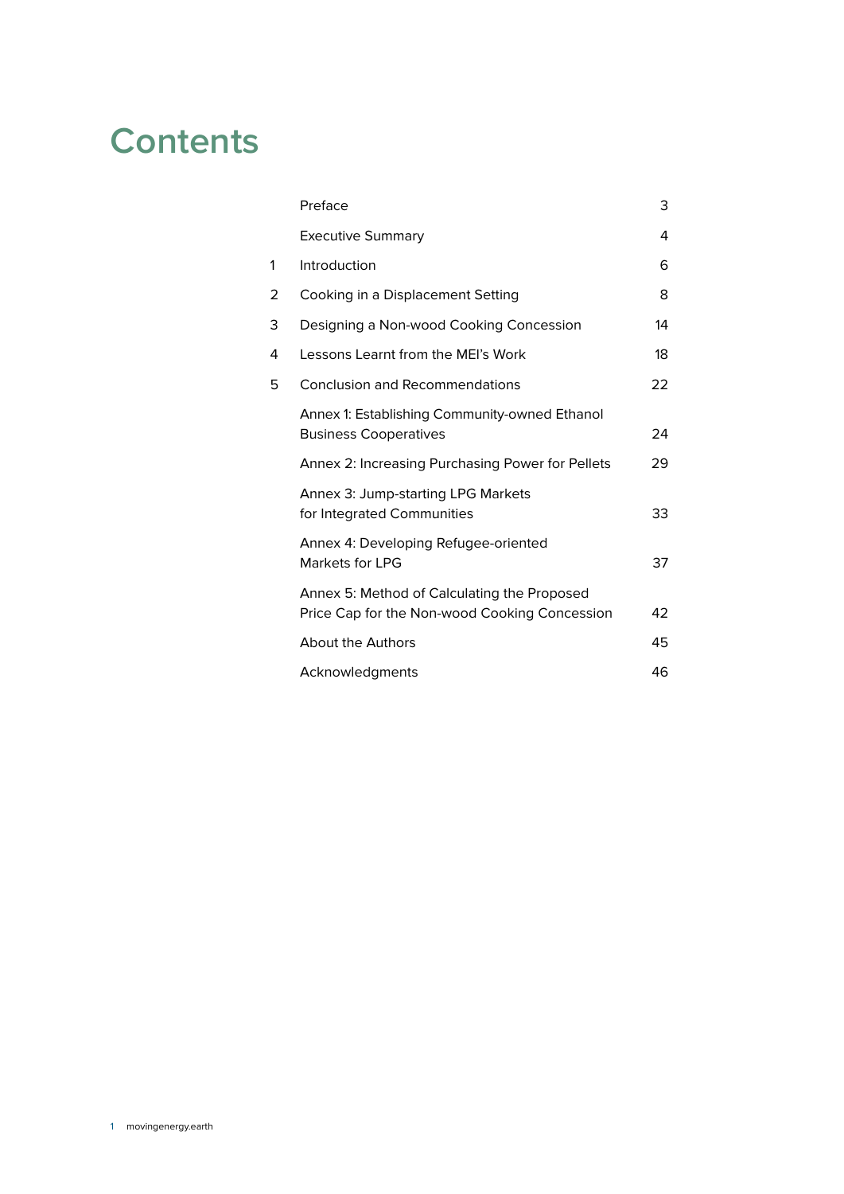# Contents

| | | |
|---|---|---|
| | Preface | 3 |
| | Executive Summary | 4 |
| 1 | Introduction | 6 |
| 2 | Cooking in a Displacement Setting | 8 |
| 3 | Designing a Non-wood Cooking Concession | 14 |
| 4 | Lessons Learnt from the MEI's Work | 18 |
| 5 | Conclusion and Recommendations | 22 |
| | Annex 1: Establishing Community-owned Ethanol Business Cooperatives | 24 |
| | Annex 2: Increasing Purchasing Power for Pellets | 29 |
| | Annex 3: Jump-starting LPG Markets for Integrated Communities | 33 |
| | Annex 4: Developing Refugee-oriented Markets for LPG | 37 |
| | Annex 5: Method of Calculating the Proposed Price Cap for the Non-wood Cooking Concession | 42 |
| | About the Authors | 45 |
| | Acknowledgments | 46 |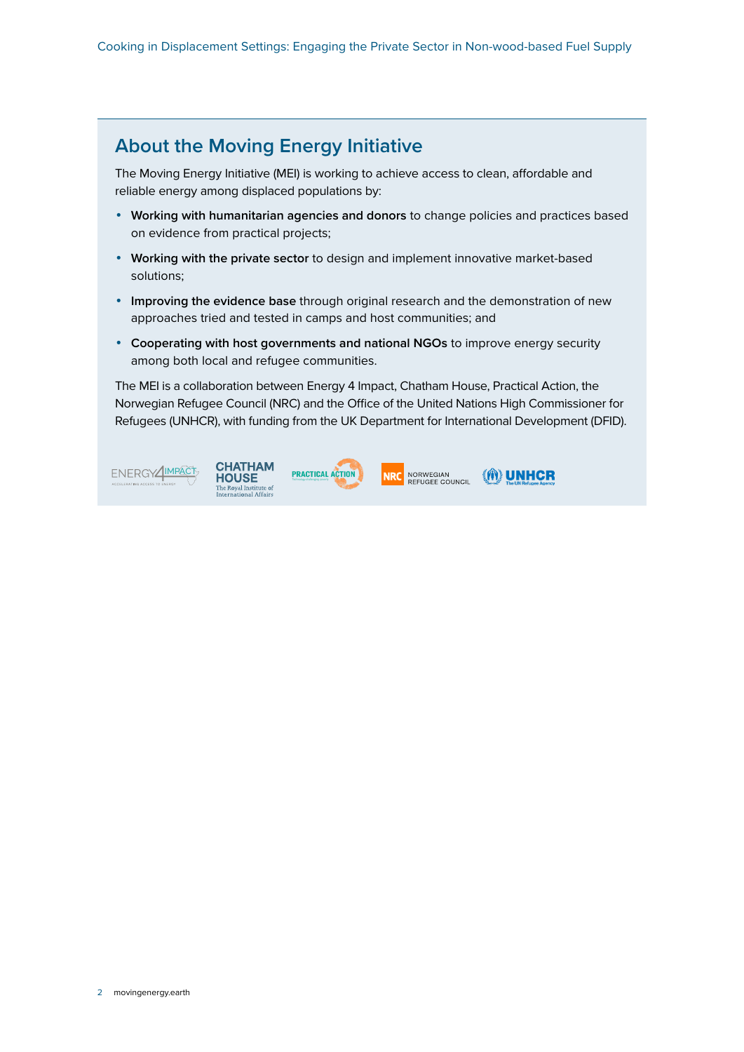## About the Moving Energy Initiative

The Moving Energy Initiative (MEI) is working to achieve access to clean, affordable and reliable energy among displaced populations by:

- **Working with humanitarian agencies and donors** to change policies and practices based on evidence from practical projects;
- **Working with the private sector** to design and implement innovative market-based solutions;
- **Improving the evidence base** through original research and the demonstration of new approaches tried and tested in camps and host communities; and
- **Cooperating with host governments and national NGOs** to improve energy security among both local and refugee communities.

The MEI is a collaboration between Energy 4 Impact, Chatham House, Practical Action, the Norwegian Refugee Council (NRC) and the Office of the United Nations High Commissioner for Refugees (UNHCR), with funding from the UK Department for International Development (DFID).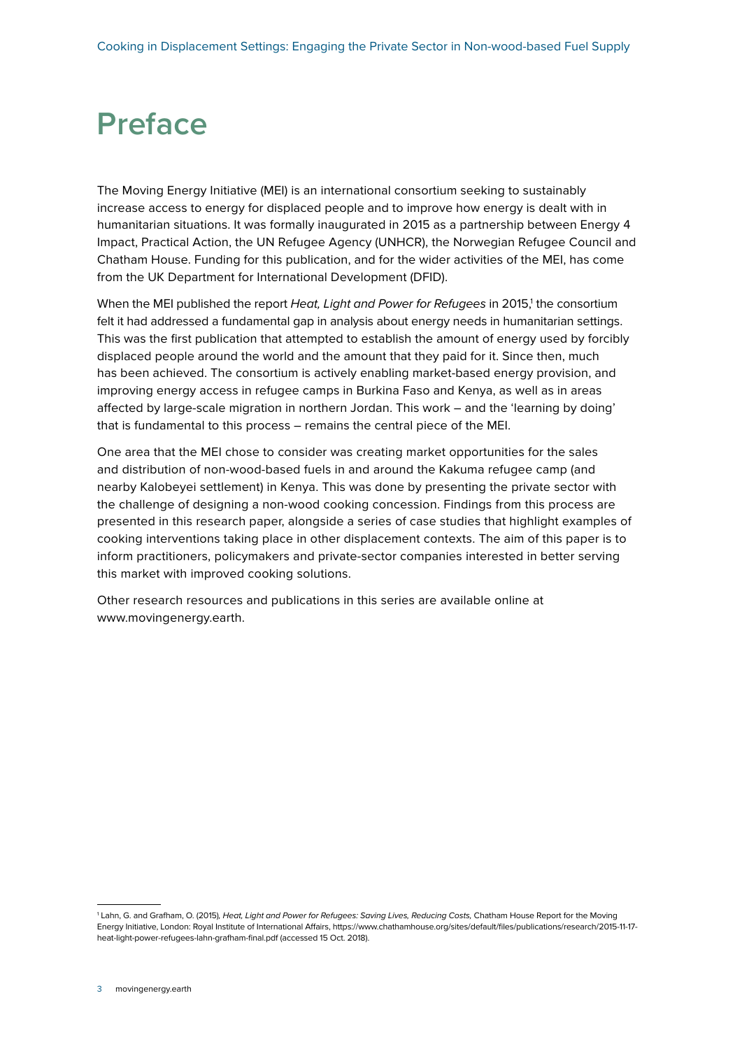# Preface

The Moving Energy Initiative (MEI) is an international consortium seeking to sustainably increase access to energy for displaced people and to improve how energy is dealt with in humanitarian situations. It was formally inaugurated in 2015 as a partnership between Energy 4 Impact, Practical Action, the UN Refugee Agency (UNHCR), the Norwegian Refugee Council and Chatham House. Funding for this publication, and for the wider activities of the MEI, has come from the UK Department for International Development (DFID).

When the MEI published the report *Heat, Light and Power for Refugees* in 2015,[1] the consortium felt it had addressed a fundamental gap in analysis about energy needs in humanitarian settings. This was the first publication that attempted to establish the amount of energy used by forcibly displaced people around the world and the amount that they paid for it. Since then, much has been achieved. The consortium is actively enabling market-based energy provision, and improving energy access in refugee camps in Burkina Faso and Kenya, as well as in areas affected by large-scale migration in northern Jordan. This work – and the 'learning by doing' that is fundamental to this process – remains the central piece of the MEI.

One area that the MEI chose to consider was creating market opportunities for the sales and distribution of non-wood-based fuels in and around the Kakuma refugee camp (and nearby Kalobeyei settlement) in Kenya. This was done by presenting the private sector with the challenge of designing a non-wood cooking concession. Findings from this process are presented in this research paper, alongside a series of case studies that highlight examples of cooking interventions taking place in other displacement contexts. The aim of this paper is to inform practitioners, policymakers and private-sector companies interested in better serving this market with improved cooking solutions.

Other research resources and publications in this series are available online at www.movingenergy.earth.

---

[1] Lahn, G. and Grafham, O. (2015), *Heat, Light and Power for Refugees: Saving Lives, Reducing Costs,* Chatham House Report for the Moving Energy Initiative, London: Royal Institute of International Affairs, https://www.chathamhouse.org/sites/default/files/publications/research/2015-11-17-heat-light-power-refugees-lahn-grafham-final.pdf (accessed 15 Oct. 2018).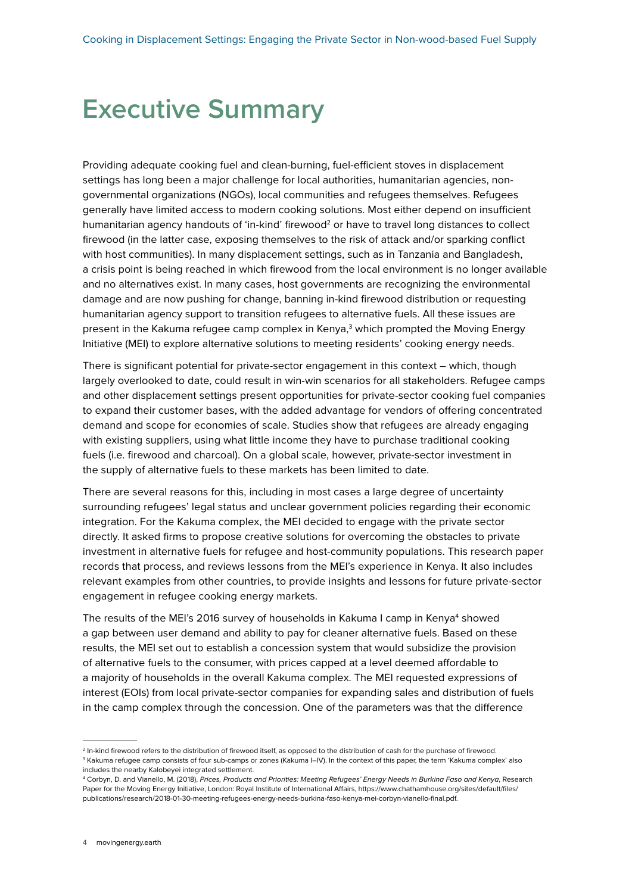# Executive Summary

Providing adequate cooking fuel and clean-burning, fuel-efficient stoves in displacement settings has long been a major challenge for local authorities, humanitarian agencies, non-governmental organizations (NGOs), local communities and refugees themselves. Refugees generally have limited access to modern cooking solutions. Most either depend on insufficient humanitarian agency handouts of 'in-kind' firewood[2] or have to travel long distances to collect firewood (in the latter case, exposing themselves to the risk of attack and/or sparking conflict with host communities). In many displacement settings, such as in Tanzania and Bangladesh, a crisis point is being reached in which firewood from the local environment is no longer available and no alternatives exist. In many cases, host governments are recognizing the environmental damage and are now pushing for change, banning in-kind firewood distribution or requesting humanitarian agency support to transition refugees to alternative fuels. All these issues are present in the Kakuma refugee camp complex in Kenya,[3] which prompted the Moving Energy Initiative (MEI) to explore alternative solutions to meeting residents' cooking energy needs.

There is significant potential for private-sector engagement in this context – which, though largely overlooked to date, could result in win-win scenarios for all stakeholders. Refugee camps and other displacement settings present opportunities for private-sector cooking fuel companies to expand their customer bases, with the added advantage for vendors of offering concentrated demand and scope for economies of scale. Studies show that refugees are already engaging with existing suppliers, using what little income they have to purchase traditional cooking fuels (i.e. firewood and charcoal). On a global scale, however, private-sector investment in the supply of alternative fuels to these markets has been limited to date.

There are several reasons for this, including in most cases a large degree of uncertainty surrounding refugees' legal status and unclear government policies regarding their economic integration. For the Kakuma complex, the MEI decided to engage with the private sector directly. It asked firms to propose creative solutions for overcoming the obstacles to private investment in alternative fuels for refugee and host-community populations. This research paper records that process, and reviews lessons from the MEI's experience in Kenya. It also includes relevant examples from other countries, to provide insights and lessons for future private-sector engagement in refugee cooking energy markets.

The results of the MEI's 2016 survey of households in Kakuma I camp in Kenya[4] showed a gap between user demand and ability to pay for cleaner alternative fuels. Based on these results, the MEI set out to establish a concession system that would subsidize the provision of alternative fuels to the consumer, with prices capped at a level deemed affordable to a majority of households in the overall Kakuma complex. The MEI requested expressions of interest (EOIs) from local private-sector companies for expanding sales and distribution of fuels in the camp complex through the concession. One of the parameters was that the difference

---

[2] In-kind firewood refers to the distribution of firewood itself, as opposed to the distribution of cash for the purchase of firewood.

[3] Kakuma refugee camp consists of four sub-camps or zones (Kakuma I–IV). In the context of this paper, the term 'Kakuma complex' also includes the nearby Kalobeyei integrated settlement.

[4] Corbyn, D. and Vianello, M. (2018), *Prices, Products and Priorities: Meeting Refugees' Energy Needs in Burkina Faso and Kenya*, Research Paper for the Moving Energy Initiative, London: Royal Institute of International Affairs, https://www.chathamhouse.org/sites/default/files/publications/research/2018-01-30-meeting-refugees-energy-needs-burkina-faso-kenya-mei-corbyn-vianello-final.pdf.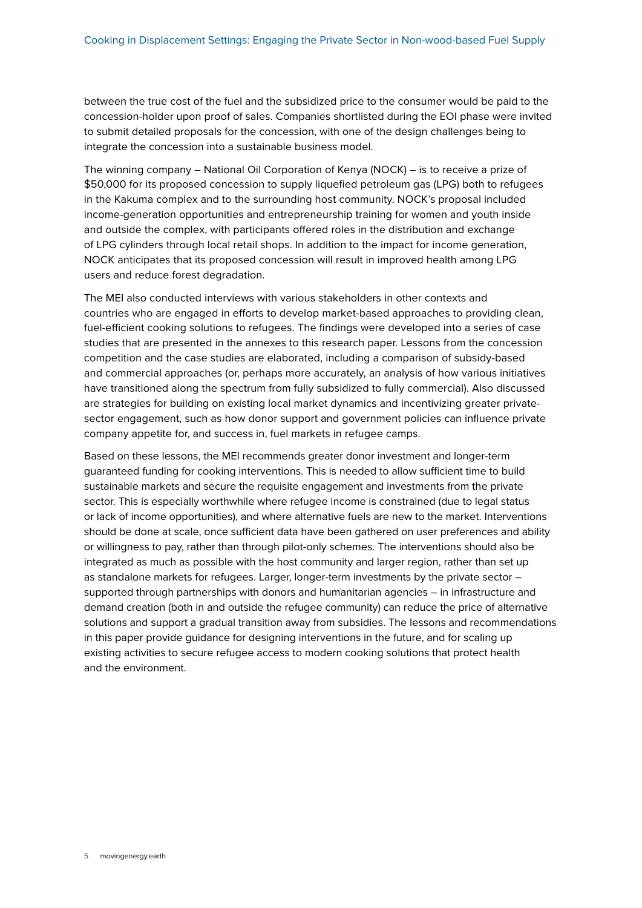between the true cost of the fuel and the subsidized price to the consumer would be paid to the concession-holder upon proof of sales. Companies shortlisted during the EOI phase were invited to submit detailed proposals for the concession, with one of the design challenges being to integrate the concession into a sustainable business model.

The winning company – National Oil Corporation of Kenya (NOCK) – is to receive a prize of $50,000 for its proposed concession to supply liquefied petroleum gas (LPG) both to refugees in the Kakuma complex and to the surrounding host community. NOCK's proposal included income-generation opportunities and entrepreneurship training for women and youth inside and outside the complex, with participants offered roles in the distribution and exchange of LPG cylinders through local retail shops. In addition to the impact for income generation, NOCK anticipates that its proposed concession will result in improved health among LPG users and reduce forest degradation.

The MEI also conducted interviews with various stakeholders in other contexts and countries who are engaged in efforts to develop market-based approaches to providing clean, fuel-efficient cooking solutions to refugees. The findings were developed into a series of case studies that are presented in the annexes to this research paper. Lessons from the concession competition and the case studies are elaborated, including a comparison of subsidy-based and commercial approaches (or, perhaps more accurately, an analysis of how various initiatives have transitioned along the spectrum from fully subsidized to fully commercial). Also discussed are strategies for building on existing local market dynamics and incentivizing greater private-sector engagement, such as how donor support and government policies can influence private company appetite for, and success in, fuel markets in refugee camps.

Based on these lessons, the MEI recommends greater donor investment and longer-term guaranteed funding for cooking interventions. This is needed to allow sufficient time to build sustainable markets and secure the requisite engagement and investments from the private sector. This is especially worthwhile where refugee income is constrained (due to legal status or lack of income opportunities), and where alternative fuels are new to the market. Interventions should be done at scale, once sufficient data have been gathered on user preferences and ability or willingness to pay, rather than through pilot-only schemes. The interventions should also be integrated as much as possible with the host community and larger region, rather than set up as standalone markets for refugees. Larger, longer-term investments by the private sector – supported through partnerships with donors and humanitarian agencies – in infrastructure and demand creation (both in and outside the refugee community) can reduce the price of alternative solutions and support a gradual transition away from subsidies. The lessons and recommendations in this paper provide guidance for designing interventions in the future, and for scaling up existing activities to secure refugee access to modern cooking solutions that protect health and the environment.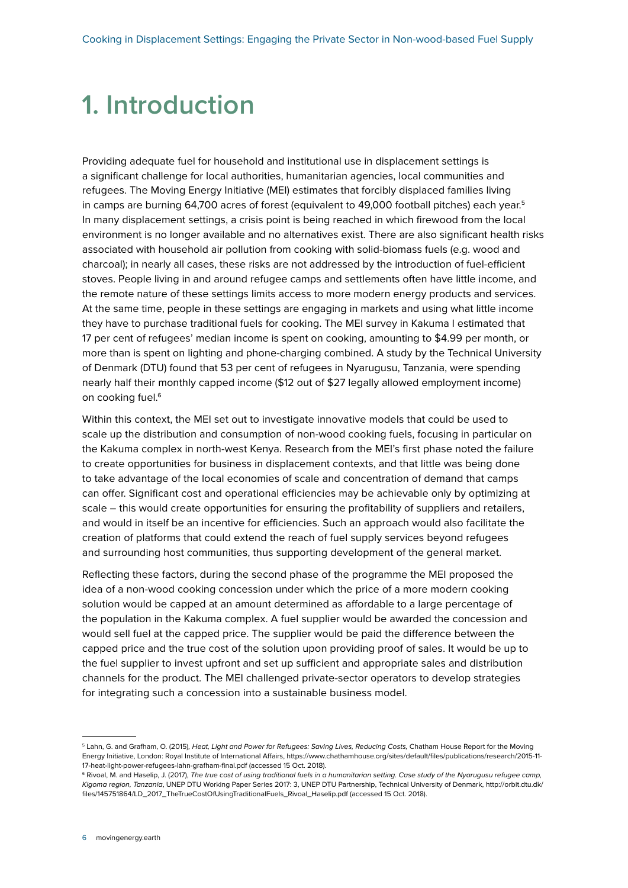# 1. Introduction

Providing adequate fuel for household and institutional use in displacement settings is a significant challenge for local authorities, humanitarian agencies, local communities and refugees. The Moving Energy Initiative (MEI) estimates that forcibly displaced families living in camps are burning 64,700 acres of forest (equivalent to 49,000 football pitches) each year.[5] In many displacement settings, a crisis point is being reached in which firewood from the local environment is no longer available and no alternatives exist. There are also significant health risks associated with household air pollution from cooking with solid-biomass fuels (e.g. wood and charcoal); in nearly all cases, these risks are not addressed by the introduction of fuel-efficient stoves. People living in and around refugee camps and settlements often have little income, and the remote nature of these settings limits access to more modern energy products and services. At the same time, people in these settings are engaging in markets and using what little income they have to purchase traditional fuels for cooking. The MEI survey in Kakuma I estimated that 17 per cent of refugees' median income is spent on cooking, amounting to $4.99 per month, or more than is spent on lighting and phone-charging combined. A study by the Technical University of Denmark (DTU) found that 53 per cent of refugees in Nyarugusu, Tanzania, were spending nearly half their monthly capped income ($12 out of $27 legally allowed employment income) on cooking fuel.[6]

Within this context, the MEI set out to investigate innovative models that could be used to scale up the distribution and consumption of non-wood cooking fuels, focusing in particular on the Kakuma complex in north-west Kenya. Research from the MEI's first phase noted the failure to create opportunities for business in displacement contexts, and that little was being done to take advantage of the local economies of scale and concentration of demand that camps can offer. Significant cost and operational efficiencies may be achievable only by optimizing at scale – this would create opportunities for ensuring the profitability of suppliers and retailers, and would in itself be an incentive for efficiencies. Such an approach would also facilitate the creation of platforms that could extend the reach of fuel supply services beyond refugees and surrounding host communities, thus supporting development of the general market.

Reflecting these factors, during the second phase of the programme the MEI proposed the idea of a non-wood cooking concession under which the price of a more modern cooking solution would be capped at an amount determined as affordable to a large percentage of the population in the Kakuma complex. A fuel supplier would be awarded the concession and would sell fuel at the capped price. The supplier would be paid the difference between the capped price and the true cost of the solution upon providing proof of sales. It would be up to the fuel supplier to invest upfront and set up sufficient and appropriate sales and distribution channels for the product. The MEI challenged private-sector operators to develop strategies for integrating such a concession into a sustainable business model.

---

[5] Lahn, G. and Grafham, O. (2015), *Heat, Light and Power for Refugees: Saving Lives, Reducing Costs,* Chatham House Report for the Moving Energy Initiative, London: Royal Institute of International Affairs, https://www.chathamhouse.org/sites/default/files/publications/research/2015-11-17-heat-light-power-refugees-lahn-grafham-final.pdf (accessed 15 Oct. 2018).

[6] Rivoal, M. and Haselip, J. (2017), *The true cost of using traditional fuels in a humanitarian setting. Case study of the Nyarugusu refugee camp, Kigoma region, Tanzania*, UNEP DTU Working Paper Series 2017: 3, UNEP DTU Partnership, Technical University of Denmark, http://orbit.dtu.dk/files/145751864/LD_2017_TheTrueCostOfUsingTraditionalFuels_Rivoal_Haselip.pdf (accessed 15 Oct. 2018).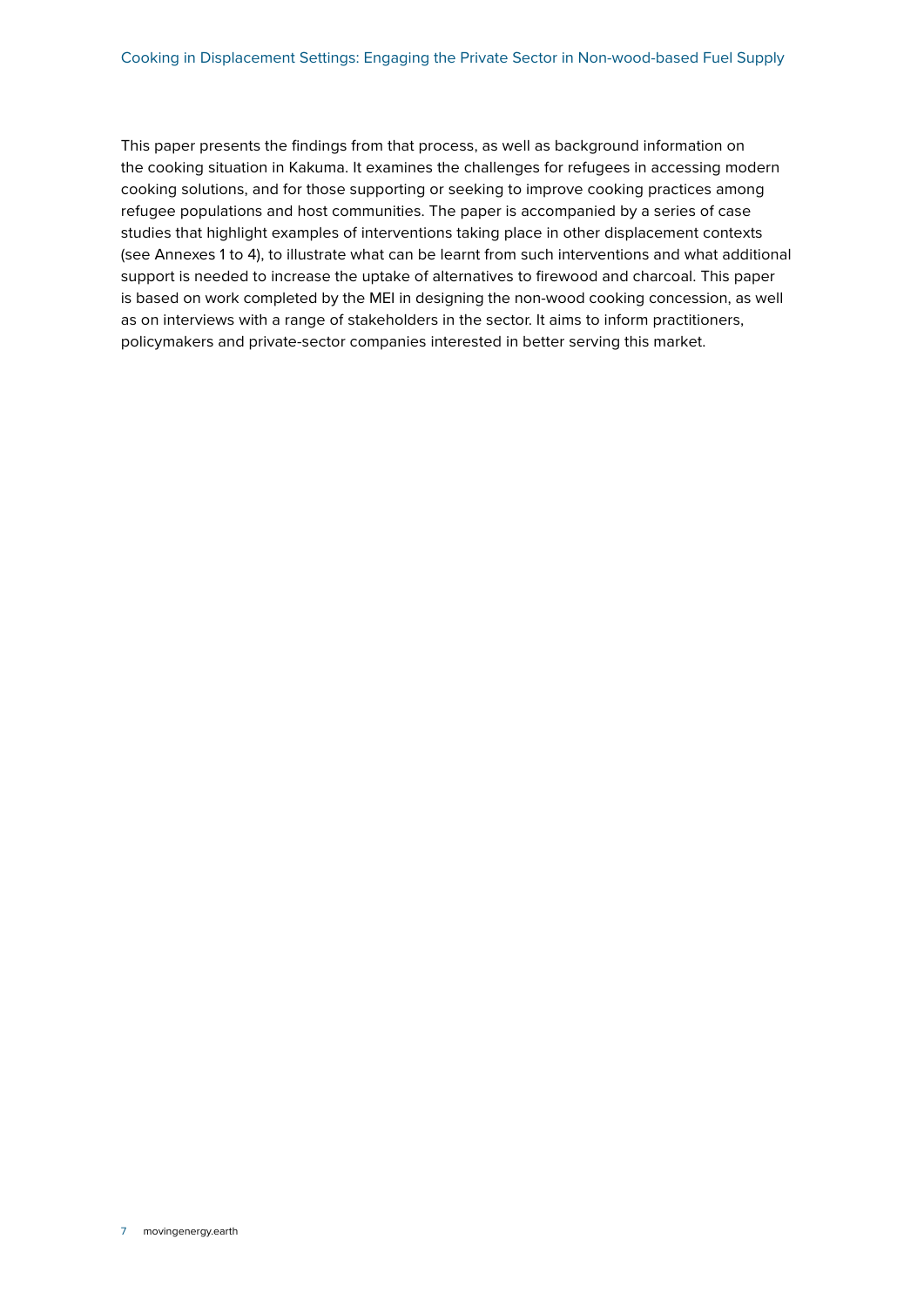This paper presents the findings from that process, as well as background information on the cooking situation in Kakuma. It examines the challenges for refugees in accessing modern cooking solutions, and for those supporting or seeking to improve cooking practices among refugee populations and host communities. The paper is accompanied by a series of case studies that highlight examples of interventions taking place in other displacement contexts (see Annexes 1 to 4), to illustrate what can be learnt from such interventions and what additional support is needed to increase the uptake of alternatives to firewood and charcoal. This paper is based on work completed by the MEI in designing the non-wood cooking concession, as well as on interviews with a range of stakeholders in the sector. It aims to inform practitioners, policymakers and private-sector companies interested in better serving this market.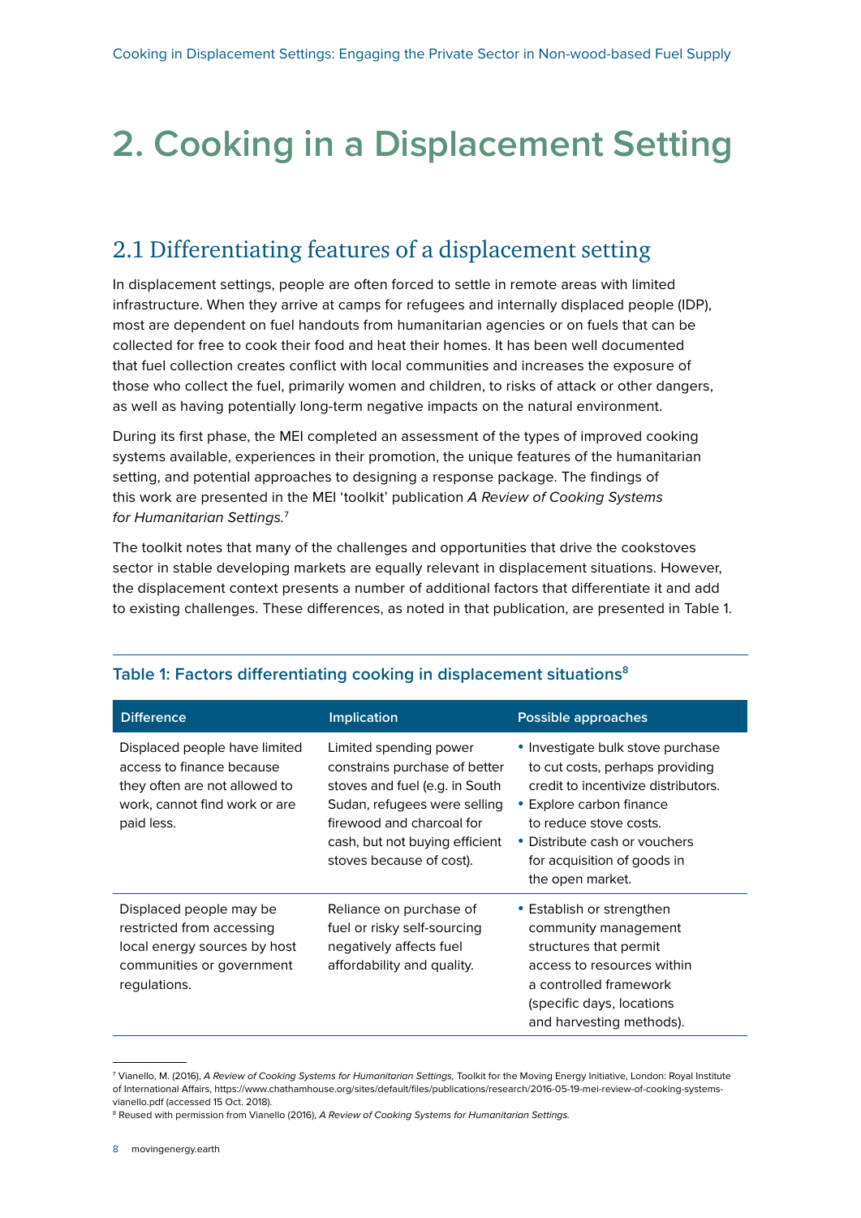# 2. Cooking in a Displacement Setting

## 2.1 Differentiating features of a displacement setting

In displacement settings, people are often forced to settle in remote areas with limited infrastructure. When they arrive at camps for refugees and internally displaced people (IDP), most are dependent on fuel handouts from humanitarian agencies or on fuels that can be collected for free to cook their food and heat their homes. It has been well documented that fuel collection creates conflict with local communities and increases the exposure of those who collect the fuel, primarily women and children, to risks of attack or other dangers, as well as having potentially long-term negative impacts on the natural environment.

During its first phase, the MEI completed an assessment of the types of improved cooking systems available, experiences in their promotion, the unique features of the humanitarian setting, and potential approaches to designing a response package. The findings of this work are presented in the MEI 'toolkit' publication *A Review of Cooking Systems for Humanitarian Settings.*[7]

The toolkit notes that many of the challenges and opportunities that drive the cookstoves sector in stable developing markets are equally relevant in displacement situations. However, the displacement context presents a number of additional factors that differentiate it and add to existing challenges. These differences, as noted in that publication, are presented in Table 1.

### Table 1: Factors differentiating cooking in displacement situations[8]

| Difference | Implication | Possible approaches |
|---|---|---|
| Displaced people have limited access to finance because they often are not allowed to work, cannot find work or are paid less. | Limited spending power constrains purchase of better stoves and fuel (e.g. in South Sudan, refugees were selling firewood and charcoal for cash, but not buying efficient stoves because of cost). | • Investigate bulk stove purchase to cut costs, perhaps providing credit to incentivize distributors.<br>• Explore carbon finance to reduce stove costs.<br>• Distribute cash or vouchers for acquisition of goods in the open market. |
| Displaced people may be restricted from accessing local energy sources by host communities or government regulations. | Reliance on purchase of fuel or risky self-sourcing negatively affects fuel affordability and quality. | • Establish or strengthen community management structures that permit access to resources within a controlled framework (specific days, locations and harvesting methods). |

[7] Vianello, M. (2016), *A Review of Cooking Systems for Humanitarian Settings*, Toolkit for the Moving Energy Initiative, London: Royal Institute of International Affairs, https://www.chathamhouse.org/sites/default/files/publications/research/2016-05-19-mei-review-of-cooking-systems-vianello.pdf (accessed 15 Oct. 2018).

[8] Reused with permission from Vianello (2016), *A Review of Cooking Systems for Humanitarian Settings.*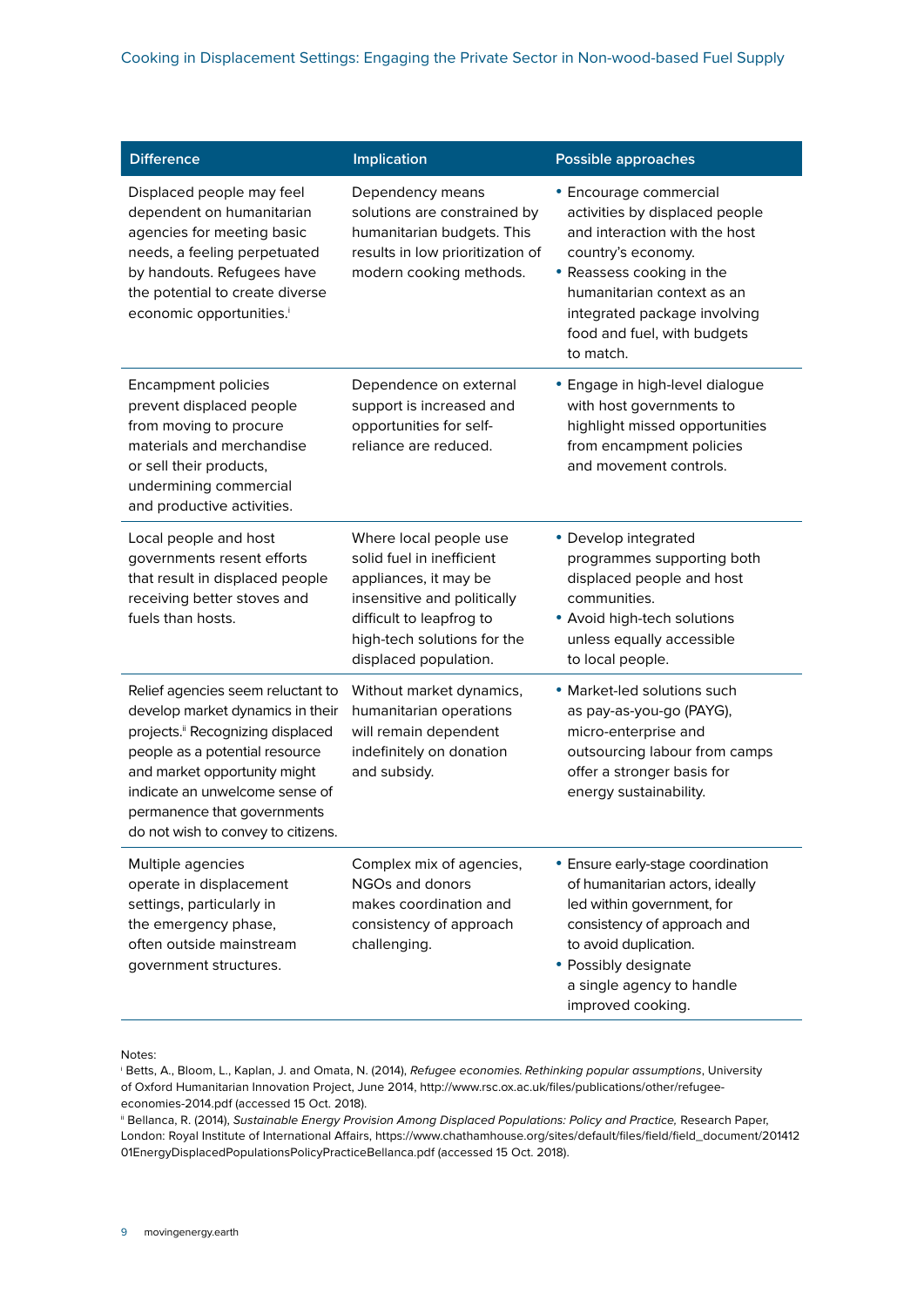| Difference | Implication | Possible approaches |
|---|---|---|
| Displaced people may feel dependent on humanitarian agencies for meeting basic needs, a feeling perpetuated by handouts. Refugees have the potential to create diverse economic opportunities.[i] | Dependency means solutions are constrained by humanitarian budgets. This results in low prioritization of modern cooking methods. | • Encourage commercial activities by displaced people and interaction with the host country's economy. • Reassess cooking in the humanitarian context as an integrated package involving food and fuel, with budgets to match. |
| Encampment policies prevent displaced people from moving to procure materials and merchandise or sell their products, undermining commercial and productive activities. | Dependence on external support is increased and opportunities for self-reliance are reduced. | • Engage in high-level dialogue with host governments to highlight missed opportunities from encampment policies and movement controls. |
| Local people and host governments resent efforts that result in displaced people receiving better stoves and fuels than hosts. | Where local people use solid fuel in inefficient appliances, it may be insensitive and politically difficult to leapfrog to high-tech solutions for the displaced population. | • Develop integrated programmes supporting both displaced people and host communities. • Avoid high-tech solutions unless equally accessible to local people. |
| Relief agencies seem reluctant to develop market dynamics in their projects.[ii] Recognizing displaced people as a potential resource and market opportunity might indicate an unwelcome sense of permanence that governments do not wish to convey to citizens. | Without market dynamics, humanitarian operations will remain dependent indefinitely on donation and subsidy. | • Market-led solutions such as pay-as-you-go (PAYG), micro-enterprise and outsourcing labour from camps offer a stronger basis for energy sustainability. |
| Multiple agencies operate in displacement settings, particularly in the emergency phase, often outside mainstream government structures. | Complex mix of agencies, NGOs and donors makes coordination and consistency of approach challenging. | • Ensure early-stage coordination of humanitarian actors, ideally led within government, for consistency of approach and to avoid duplication. • Possibly designate a single agency to handle improved cooking. |

Notes:

[i] Betts, A., Bloom, L., Kaplan, J. and Omata, N. (2014), *Refugee economies. Rethinking popular assumptions*, University of Oxford Humanitarian Innovation Project, June 2014, http://www.rsc.ox.ac.uk/files/publications/other/refugee-economies-2014.pdf (accessed 15 Oct. 2018).

[ii] Bellanca, R. (2014), *Sustainable Energy Provision Among Displaced Populations: Policy and Practice,* Research Paper, London: Royal Institute of International Affairs, https://www.chathamhouse.org/sites/default/files/field/field_document/20141201EnergyDisplacedPopulationsPolicyPracticeBellanca.pdf (accessed 15 Oct. 2018).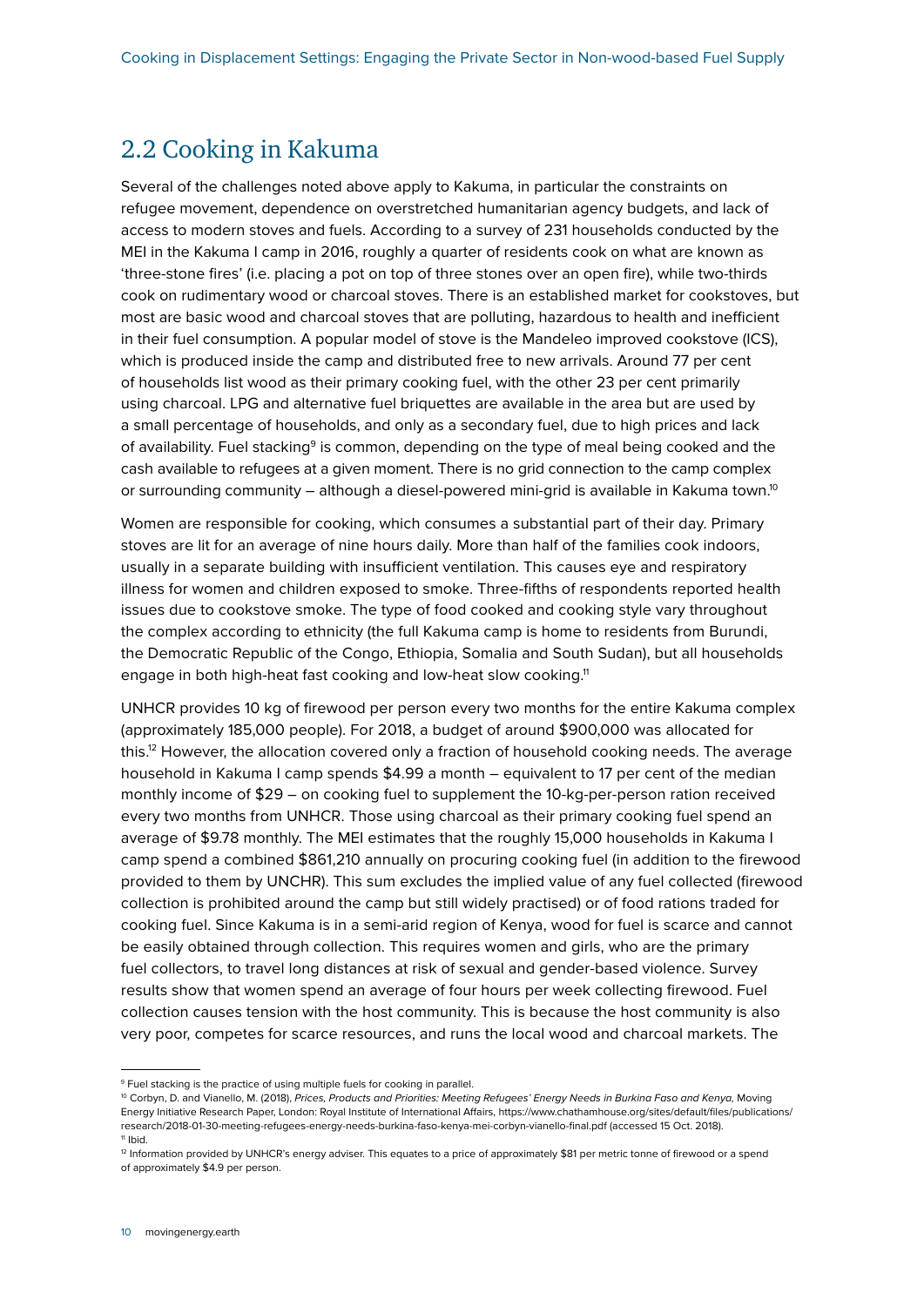## 2.2 Cooking in Kakuma

Several of the challenges noted above apply to Kakuma, in particular the constraints on refugee movement, dependence on overstretched humanitarian agency budgets, and lack of access to modern stoves and fuels. According to a survey of 231 households conducted by the MEI in the Kakuma I camp in 2016, roughly a quarter of residents cook on what are known as 'three-stone fires' (i.e. placing a pot on top of three stones over an open fire), while two-thirds cook on rudimentary wood or charcoal stoves. There is an established market for cookstoves, but most are basic wood and charcoal stoves that are polluting, hazardous to health and inefficient in their fuel consumption. A popular model of stove is the Mandeleo improved cookstove (ICS), which is produced inside the camp and distributed free to new arrivals. Around 77 per cent of households list wood as their primary cooking fuel, with the other 23 per cent primarily using charcoal. LPG and alternative fuel briquettes are available in the area but are used by a small percentage of households, and only as a secondary fuel, due to high prices and lack of availability. Fuel stacking[9] is common, depending on the type of meal being cooked and the cash available to refugees at a given moment. There is no grid connection to the camp complex or surrounding community – although a diesel-powered mini-grid is available in Kakuma town.[10]

Women are responsible for cooking, which consumes a substantial part of their day. Primary stoves are lit for an average of nine hours daily. More than half of the families cook indoors, usually in a separate building with insufficient ventilation. This causes eye and respiratory illness for women and children exposed to smoke. Three-fifths of respondents reported health issues due to cookstove smoke. The type of food cooked and cooking style vary throughout the complex according to ethnicity (the full Kakuma camp is home to residents from Burundi, the Democratic Republic of the Congo, Ethiopia, Somalia and South Sudan), but all households engage in both high-heat fast cooking and low-heat slow cooking.[11]

UNHCR provides 10 kg of firewood per person every two months for the entire Kakuma complex (approximately 185,000 people). For 2018, a budget of around $900,000 was allocated for this.[12] However, the allocation covered only a fraction of household cooking needs. The average household in Kakuma I camp spends $4.99 a month – equivalent to 17 per cent of the median monthly income of $29 – on cooking fuel to supplement the 10-kg-per-person ration received every two months from UNHCR. Those using charcoal as their primary cooking fuel spend an average of $9.78 monthly. The MEI estimates that the roughly 15,000 households in Kakuma I camp spend a combined $861,210 annually on procuring cooking fuel (in addition to the firewood provided to them by UNCHR). This sum excludes the implied value of any fuel collected (firewood collection is prohibited around the camp but still widely practised) or of food rations traded for cooking fuel. Since Kakuma is in a semi-arid region of Kenya, wood for fuel is scarce and cannot be easily obtained through collection. This requires women and girls, who are the primary fuel collectors, to travel long distances at risk of sexual and gender-based violence. Survey results show that women spend an average of four hours per week collecting firewood. Fuel collection causes tension with the host community. This is because the host community is also very poor, competes for scarce resources, and runs the local wood and charcoal markets. The

---

[9] Fuel stacking is the practice of using multiple fuels for cooking in parallel.

[10] Corbyn, D. and Vianello, M. (2018), *Prices, Products and Priorities: Meeting Refugees' Energy Needs in Burkina Faso and Kenya,* Moving Energy Initiative Research Paper, London: Royal Institute of International Affairs, https://www.chathamhouse.org/sites/default/files/publications/research/2018-01-30-meeting-refugees-energy-needs-burkina-faso-kenya-mei-corbyn-vianello-final.pdf (accessed 15 Oct. 2018).

[11] Ibid.

[12] Information provided by UNHCR's energy adviser. This equates to a price of approximately $81 per metric tonne of firewood or a spend of approximately $4.9 per person.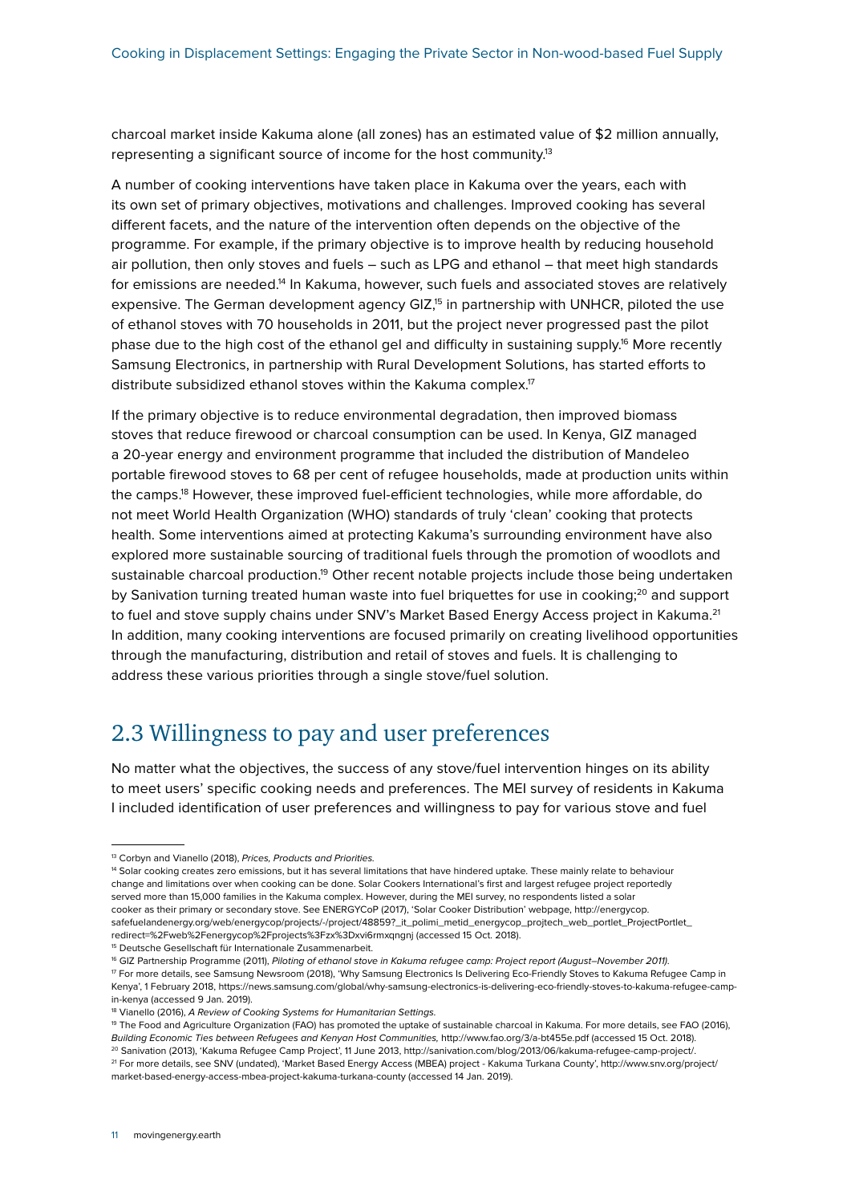charcoal market inside Kakuma alone (all zones) has an estimated value of $2 million annually, representing a significant source of income for the host community.[13]

A number of cooking interventions have taken place in Kakuma over the years, each with its own set of primary objectives, motivations and challenges. Improved cooking has several different facets, and the nature of the intervention often depends on the objective of the programme. For example, if the primary objective is to improve health by reducing household air pollution, then only stoves and fuels – such as LPG and ethanol – that meet high standards for emissions are needed.[14] In Kakuma, however, such fuels and associated stoves are relatively expensive. The German development agency GIZ,[15] in partnership with UNHCR, piloted the use of ethanol stoves with 70 households in 2011, but the project never progressed past the pilot phase due to the high cost of the ethanol gel and difficulty in sustaining supply.[16] More recently Samsung Electronics, in partnership with Rural Development Solutions, has started efforts to distribute subsidized ethanol stoves within the Kakuma complex.[17]

If the primary objective is to reduce environmental degradation, then improved biomass stoves that reduce firewood or charcoal consumption can be used. In Kenya, GIZ managed a 20-year energy and environment programme that included the distribution of Mandeleo portable firewood stoves to 68 per cent of refugee households, made at production units within the camps.[18] However, these improved fuel-efficient technologies, while more affordable, do not meet World Health Organization (WHO) standards of truly 'clean' cooking that protects health. Some interventions aimed at protecting Kakuma's surrounding environment have also explored more sustainable sourcing of traditional fuels through the promotion of woodlots and sustainable charcoal production.[19] Other recent notable projects include those being undertaken by Sanivation turning treated human waste into fuel briquettes for use in cooking;[20] and support to fuel and stove supply chains under SNV's Market Based Energy Access project in Kakuma.[21] In addition, many cooking interventions are focused primarily on creating livelihood opportunities through the manufacturing, distribution and retail of stoves and fuels. It is challenging to address these various priorities through a single stove/fuel solution.

## 2.3 Willingness to pay and user preferences

No matter what the objectives, the success of any stove/fuel intervention hinges on its ability to meet users' specific cooking needs and preferences. The MEI survey of residents in Kakuma I included identification of user preferences and willingness to pay for various stove and fuel

---

[13] Corbyn and Vianello (2018), *Prices, Products and Priorities*.

[14] Solar cooking creates zero emissions, but it has several limitations that have hindered uptake. These mainly relate to behaviour change and limitations over when cooking can be done. Solar Cookers International's first and largest refugee project reportedly served more than 15,000 families in the Kakuma complex. However, during the MEI survey, no respondents listed a solar cooker as their primary or secondary stove. See ENERGYCoP (2017), 'Solar Cooker Distribution' webpage, http://energycop.safefuelandenergy.org/web/energycop/projects/-/project/48859?_it_polimi_metid_energycop_projtech_web_portlet_ProjectPortlet_redirect=%2Fweb%2Fenergycop%2Fprojects%3Fzx%3Dxvi6rmxqngnj (accessed 15 Oct. 2018).

[15] Deutsche Gesellschaft für Internationale Zusammenarbeit.

[16] GIZ Partnership Programme (2011), *Piloting of ethanol stove in Kakuma refugee camp: Project report (August–November 2011)*.

[17] For more details, see Samsung Newsroom (2018), 'Why Samsung Electronics Is Delivering Eco-Friendly Stoves to Kakuma Refugee Camp in Kenya', 1 February 2018, https://news.samsung.com/global/why-samsung-electronics-is-delivering-eco-friendly-stoves-to-kakuma-refugee-camp-in-kenya (accessed 9 Jan. 2019).

[18] Vianello (2016), *A Review of Cooking Systems for Humanitarian Settings*.

[19] The Food and Agriculture Organization (FAO) has promoted the uptake of sustainable charcoal in Kakuma. For more details, see FAO (2016), *Building Economic Ties between Refugees and Kenyan Host Communities*, http://www.fao.org/3/a-bt455e.pdf (accessed 15 Oct. 2018).

[20] Sanivation (2013), 'Kakuma Refugee Camp Project', 11 June 2013, http://sanivation.com/blog/2013/06/kakuma-refugee-camp-project/.

[21] For more details, see SNV (undated), 'Market Based Energy Access (MBEA) project - Kakuma Turkana County', http://www.snv.org/project/market-based-energy-access-mbea-project-kakuma-turkana-county (accessed 14 Jan. 2019).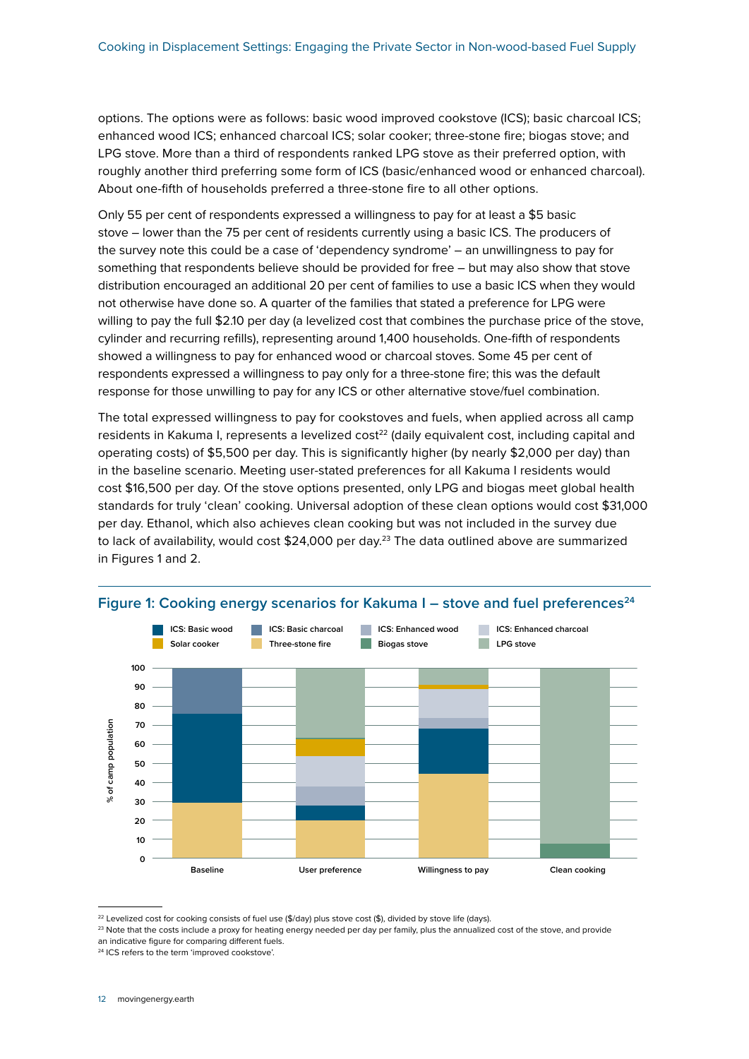options. The options were as follows: basic wood improved cookstove (ICS); basic charcoal ICS; enhanced wood ICS; enhanced charcoal ICS; solar cooker; three-stone fire; biogas stove; and LPG stove. More than a third of respondents ranked LPG stove as their preferred option, with roughly another third preferring some form of ICS (basic/enhanced wood or enhanced charcoal). About one-fifth of households preferred a three-stone fire to all other options.

Only 55 per cent of respondents expressed a willingness to pay for at least a $5 basic stove – lower than the 75 per cent of residents currently using a basic ICS. The producers of the survey note this could be a case of 'dependency syndrome' – an unwillingness to pay for something that respondents believe should be provided for free – but may also show that stove distribution encouraged an additional 20 per cent of families to use a basic ICS when they would not otherwise have done so. A quarter of the families that stated a preference for LPG were willing to pay the full $2.10 per day (a levelized cost that combines the purchase price of the stove, cylinder and recurring refills), representing around 1,400 households. One-fifth of respondents showed a willingness to pay for enhanced wood or charcoal stoves. Some 45 per cent of respondents expressed a willingness to pay only for a three-stone fire; this was the default response for those unwilling to pay for any ICS or other alternative stove/fuel combination.

The total expressed willingness to pay for cookstoves and fuels, when applied across all camp residents in Kakuma I, represents a levelized cost[22] (daily equivalent cost, including capital and operating costs) of $5,500 per day. This is significantly higher (by nearly $2,000 per day) than in the baseline scenario. Meeting user-stated preferences for all Kakuma I residents would cost $16,500 per day. Of the stove options presented, only LPG and biogas meet global health standards for truly 'clean' cooking. Universal adoption of these clean options would cost $31,000 per day. Ethanol, which also achieves clean cooking but was not included in the survey due to lack of availability, would cost $24,000 per day.[23] The data outlined above are summarized in Figures 1 and 2.

## Figure 1: Cooking energy scenarios for Kakuma I – stove and fuel preferences[24]

[22] Levelized cost for cooking consists of fuel use ($/day) plus stove cost ($), divided by stove life (days).

[23] Note that the costs include a proxy for heating energy needed per day per family, plus the annualized cost of the stove, and provide an indicative figure for comparing different fuels.

[24] ICS refers to the term 'improved cookstove'.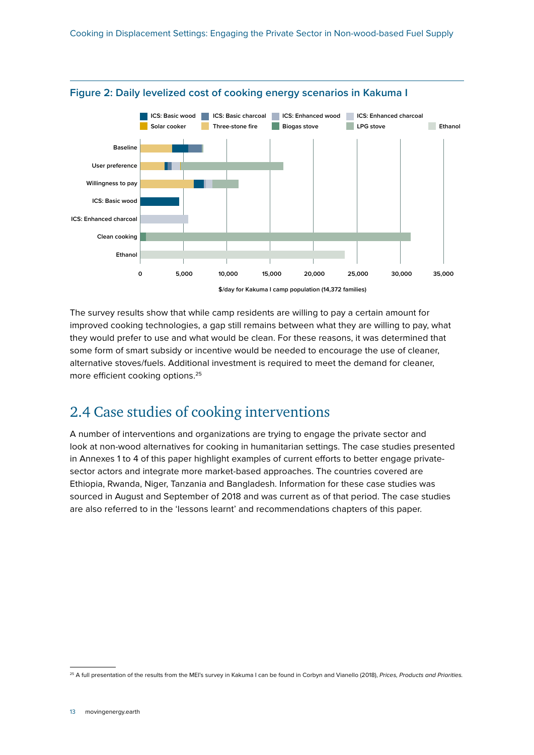**Figure 2: Daily levelized cost of cooking energy scenarios in Kakuma I**

The survey results show that while camp residents are willing to pay a certain amount for improved cooking technologies, a gap still remains between what they are willing to pay, what they would prefer to use and what would be clean. For these reasons, it was determined that some form of smart subsidy or incentive would be needed to encourage the use of cleaner, alternative stoves/fuels. Additional investment is required to meet the demand for cleaner, more efficient cooking options.[25]

## 2.4 Case studies of cooking interventions

A number of interventions and organizations are trying to engage the private sector and look at non-wood alternatives for cooking in humanitarian settings. The case studies presented in Annexes 1 to 4 of this paper highlight examples of current efforts to better engage private-sector actors and integrate more market-based approaches. The countries covered are Ethiopia, Rwanda, Niger, Tanzania and Bangladesh. Information for these case studies was sourced in August and September of 2018 and was current as of that period. The case studies are also referred to in the 'lessons learnt' and recommendations chapters of this paper.

[25] A full presentation of the results from the MEI's survey in Kakuma I can be found in Corbyn and Vianello (2018), *Prices, Products and Priorities.*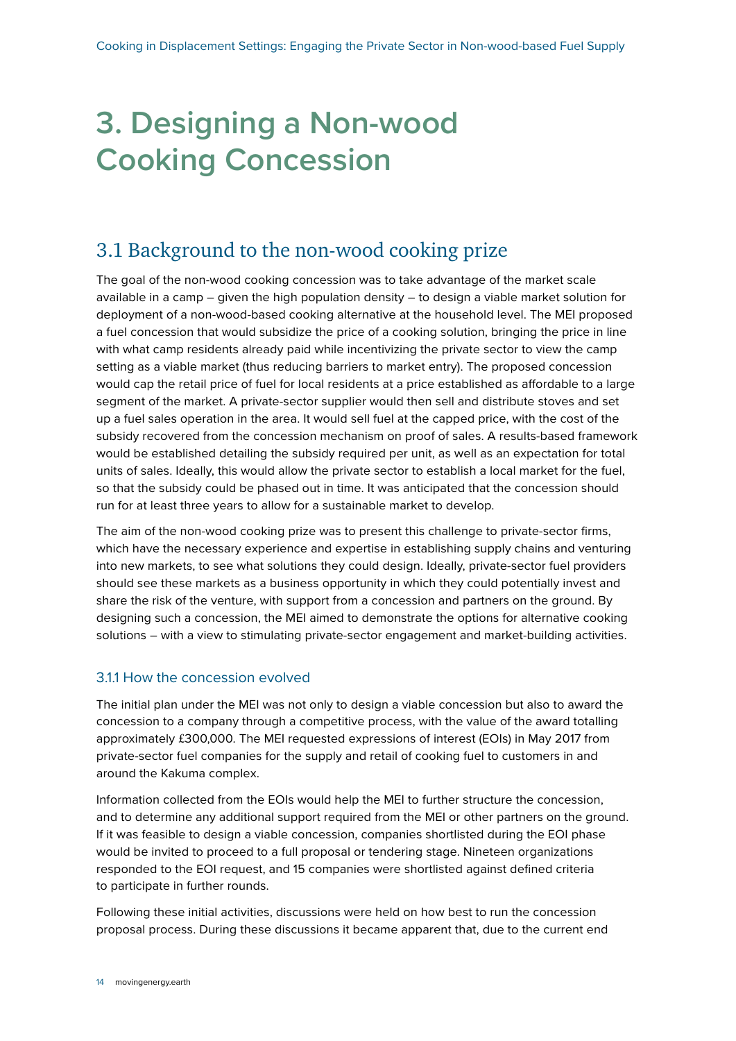# 3. Designing a Non-wood Cooking Concession

## 3.1 Background to the non-wood cooking prize

The goal of the non-wood cooking concession was to take advantage of the market scale available in a camp – given the high population density – to design a viable market solution for deployment of a non-wood-based cooking alternative at the household level. The MEI proposed a fuel concession that would subsidize the price of a cooking solution, bringing the price in line with what camp residents already paid while incentivizing the private sector to view the camp setting as a viable market (thus reducing barriers to market entry). The proposed concession would cap the retail price of fuel for local residents at a price established as affordable to a large segment of the market. A private-sector supplier would then sell and distribute stoves and set up a fuel sales operation in the area. It would sell fuel at the capped price, with the cost of the subsidy recovered from the concession mechanism on proof of sales. A results-based framework would be established detailing the subsidy required per unit, as well as an expectation for total units of sales. Ideally, this would allow the private sector to establish a local market for the fuel, so that the subsidy could be phased out in time. It was anticipated that the concession should run for at least three years to allow for a sustainable market to develop.

The aim of the non-wood cooking prize was to present this challenge to private-sector firms, which have the necessary experience and expertise in establishing supply chains and venturing into new markets, to see what solutions they could design. Ideally, private-sector fuel providers should see these markets as a business opportunity in which they could potentially invest and share the risk of the venture, with support from a concession and partners on the ground. By designing such a concession, the MEI aimed to demonstrate the options for alternative cooking solutions – with a view to stimulating private-sector engagement and market-building activities.

### 3.1.1 How the concession evolved

The initial plan under the MEI was not only to design a viable concession but also to award the concession to a company through a competitive process, with the value of the award totalling approximately £300,000. The MEI requested expressions of interest (EOIs) in May 2017 from private-sector fuel companies for the supply and retail of cooking fuel to customers in and around the Kakuma complex.

Information collected from the EOIs would help the MEI to further structure the concession, and to determine any additional support required from the MEI or other partners on the ground. If it was feasible to design a viable concession, companies shortlisted during the EOI phase would be invited to proceed to a full proposal or tendering stage. Nineteen organizations responded to the EOI request, and 15 companies were shortlisted against defined criteria to participate in further rounds.

Following these initial activities, discussions were held on how best to run the concession proposal process. During these discussions it became apparent that, due to the current end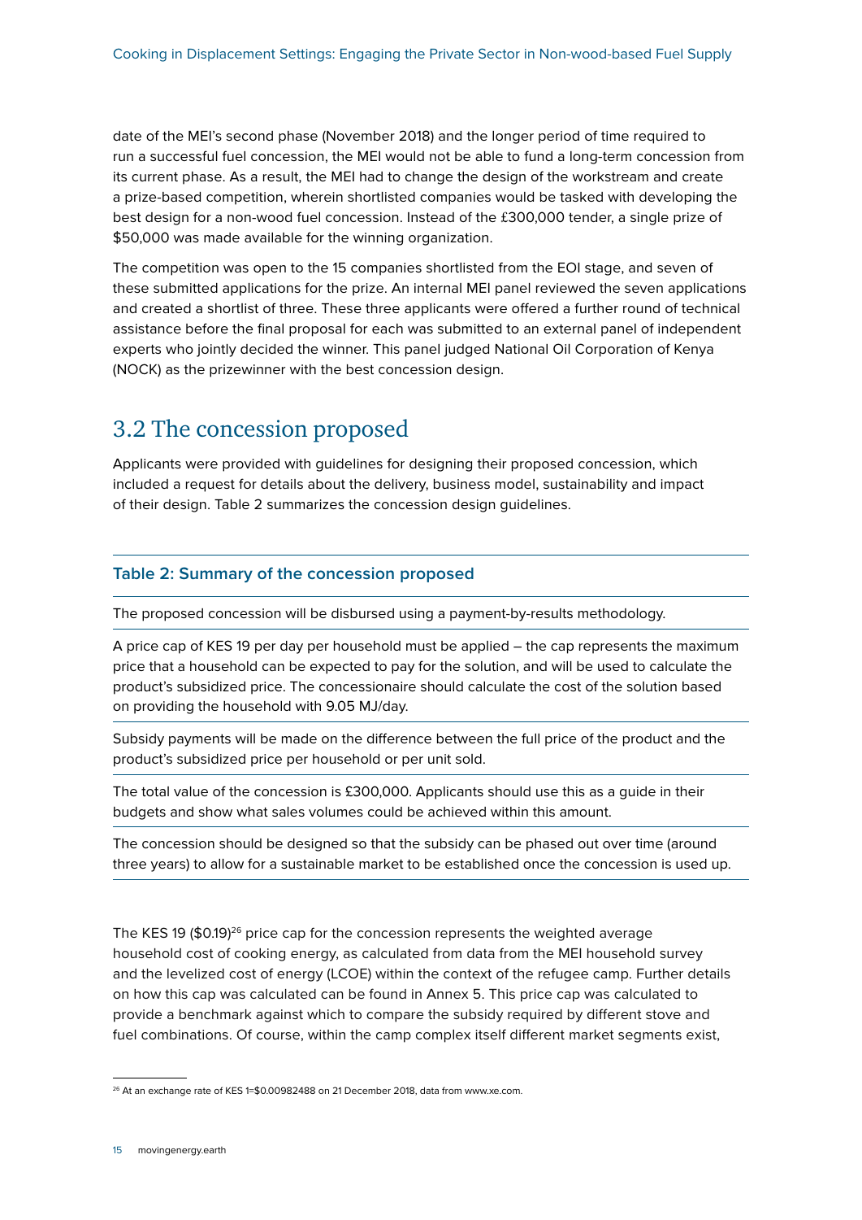date of the MEI's second phase (November 2018) and the longer period of time required to run a successful fuel concession, the MEI would not be able to fund a long-term concession from its current phase. As a result, the MEI had to change the design of the workstream and create a prize-based competition, wherein shortlisted companies would be tasked with developing the best design for a non-wood fuel concession. Instead of the £300,000 tender, a single prize of $50,000 was made available for the winning organization.

The competition was open to the 15 companies shortlisted from the EOI stage, and seven of these submitted applications for the prize. An internal MEI panel reviewed the seven applications and created a shortlist of three. These three applicants were offered a further round of technical assistance before the final proposal for each was submitted to an external panel of independent experts who jointly decided the winner. This panel judged National Oil Corporation of Kenya (NOCK) as the prizewinner with the best concession design.

## 3.2 The concession proposed

Applicants were provided with guidelines for designing their proposed concession, which included a request for details about the delivery, business model, sustainability and impact of their design. Table 2 summarizes the concession design guidelines.

**Table 2: Summary of the concession proposed**

| |
|---|
| The proposed concession will be disbursed using a payment-by-results methodology. |
| A price cap of KES 19 per day per household must be applied – the cap represents the maximum price that a household can be expected to pay for the solution, and will be used to calculate the product's subsidized price. The concessionaire should calculate the cost of the solution based on providing the household with 9.05 MJ/day. |
| Subsidy payments will be made on the difference between the full price of the product and the product's subsidized price per household or per unit sold. |
| The total value of the concession is £300,000. Applicants should use this as a guide in their budgets and show what sales volumes could be achieved within this amount. |
| The concession should be designed so that the subsidy can be phased out over time (around three years) to allow for a sustainable market to be established once the concession is used up. |

The KES 19 ($0.19)[26] price cap for the concession represents the weighted average household cost of cooking energy, as calculated from data from the MEI household survey and the levelized cost of energy (LCOE) within the context of the refugee camp. Further details on how this cap was calculated can be found in Annex 5. This price cap was calculated to provide a benchmark against which to compare the subsidy required by different stove and fuel combinations. Of course, within the camp complex itself different market segments exist,

[26] At an exchange rate of KES 1=$0.00982488 on 21 December 2018, data from www.xe.com.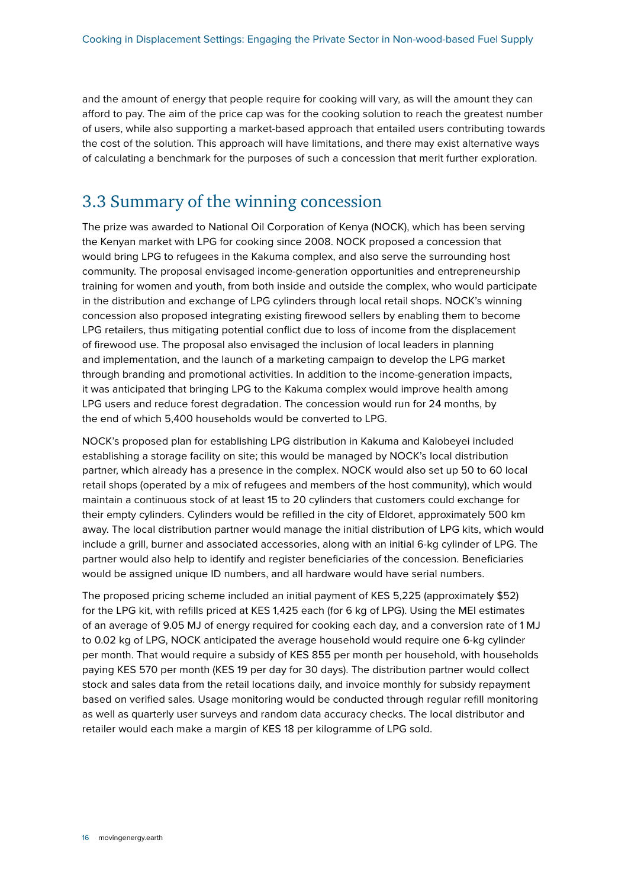and the amount of energy that people require for cooking will vary, as will the amount they can afford to pay. The aim of the price cap was for the cooking solution to reach the greatest number of users, while also supporting a market-based approach that entailed users contributing towards the cost of the solution. This approach will have limitations, and there may exist alternative ways of calculating a benchmark for the purposes of such a concession that merit further exploration.

## 3.3 Summary of the winning concession

The prize was awarded to National Oil Corporation of Kenya (NOCK), which has been serving the Kenyan market with LPG for cooking since 2008. NOCK proposed a concession that would bring LPG to refugees in the Kakuma complex, and also serve the surrounding host community. The proposal envisaged income-generation opportunities and entrepreneurship training for women and youth, from both inside and outside the complex, who would participate in the distribution and exchange of LPG cylinders through local retail shops. NOCK's winning concession also proposed integrating existing firewood sellers by enabling them to become LPG retailers, thus mitigating potential conflict due to loss of income from the displacement of firewood use. The proposal also envisaged the inclusion of local leaders in planning and implementation, and the launch of a marketing campaign to develop the LPG market through branding and promotional activities. In addition to the income-generation impacts, it was anticipated that bringing LPG to the Kakuma complex would improve health among LPG users and reduce forest degradation. The concession would run for 24 months, by the end of which 5,400 households would be converted to LPG.

NOCK's proposed plan for establishing LPG distribution in Kakuma and Kalobeyei included establishing a storage facility on site; this would be managed by NOCK's local distribution partner, which already has a presence in the complex. NOCK would also set up 50 to 60 local retail shops (operated by a mix of refugees and members of the host community), which would maintain a continuous stock of at least 15 to 20 cylinders that customers could exchange for their empty cylinders. Cylinders would be refilled in the city of Eldoret, approximately 500 km away. The local distribution partner would manage the initial distribution of LPG kits, which would include a grill, burner and associated accessories, along with an initial 6-kg cylinder of LPG. The partner would also help to identify and register beneficiaries of the concession. Beneficiaries would be assigned unique ID numbers, and all hardware would have serial numbers.

The proposed pricing scheme included an initial payment of KES 5,225 (approximately $52) for the LPG kit, with refills priced at KES 1,425 each (for 6 kg of LPG). Using the MEI estimates of an average of 9.05 MJ of energy required for cooking each day, and a conversion rate of 1 MJ to 0.02 kg of LPG, NOCK anticipated the average household would require one 6-kg cylinder per month. That would require a subsidy of KES 855 per month per household, with households paying KES 570 per month (KES 19 per day for 30 days). The distribution partner would collect stock and sales data from the retail locations daily, and invoice monthly for subsidy repayment based on verified sales. Usage monitoring would be conducted through regular refill monitoring as well as quarterly user surveys and random data accuracy checks. The local distributor and retailer would each make a margin of KES 18 per kilogramme of LPG sold.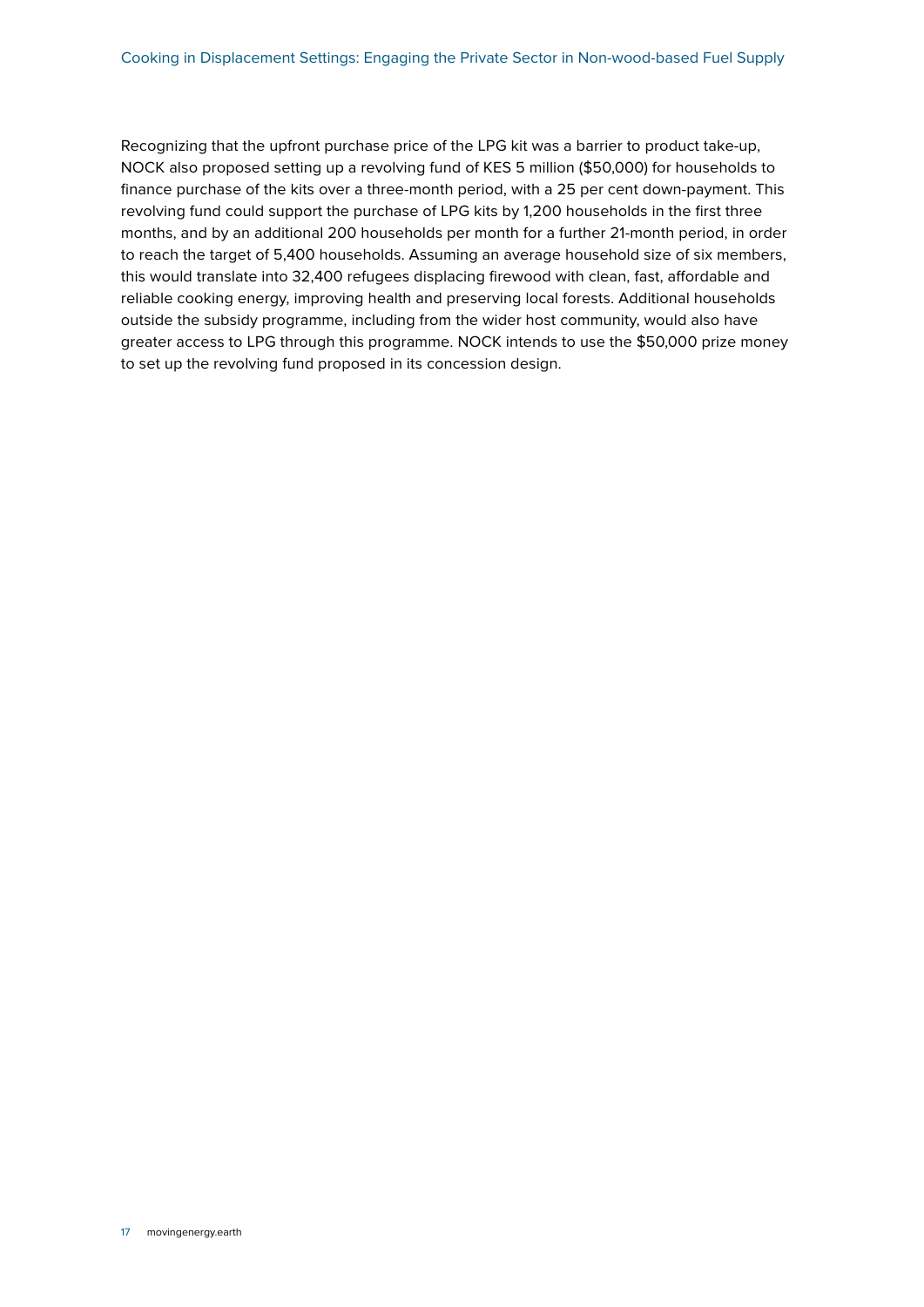Recognizing that the upfront purchase price of the LPG kit was a barrier to product take-up, NOCK also proposed setting up a revolving fund of KES 5 million ($50,000) for households to finance purchase of the kits over a three-month period, with a 25 per cent down-payment. This revolving fund could support the purchase of LPG kits by 1,200 households in the first three months, and by an additional 200 households per month for a further 21-month period, in order to reach the target of 5,400 households. Assuming an average household size of six members, this would translate into 32,400 refugees displacing firewood with clean, fast, affordable and reliable cooking energy, improving health and preserving local forests. Additional households outside the subsidy programme, including from the wider host community, would also have greater access to LPG through this programme. NOCK intends to use the $50,000 prize money to set up the revolving fund proposed in its concession design.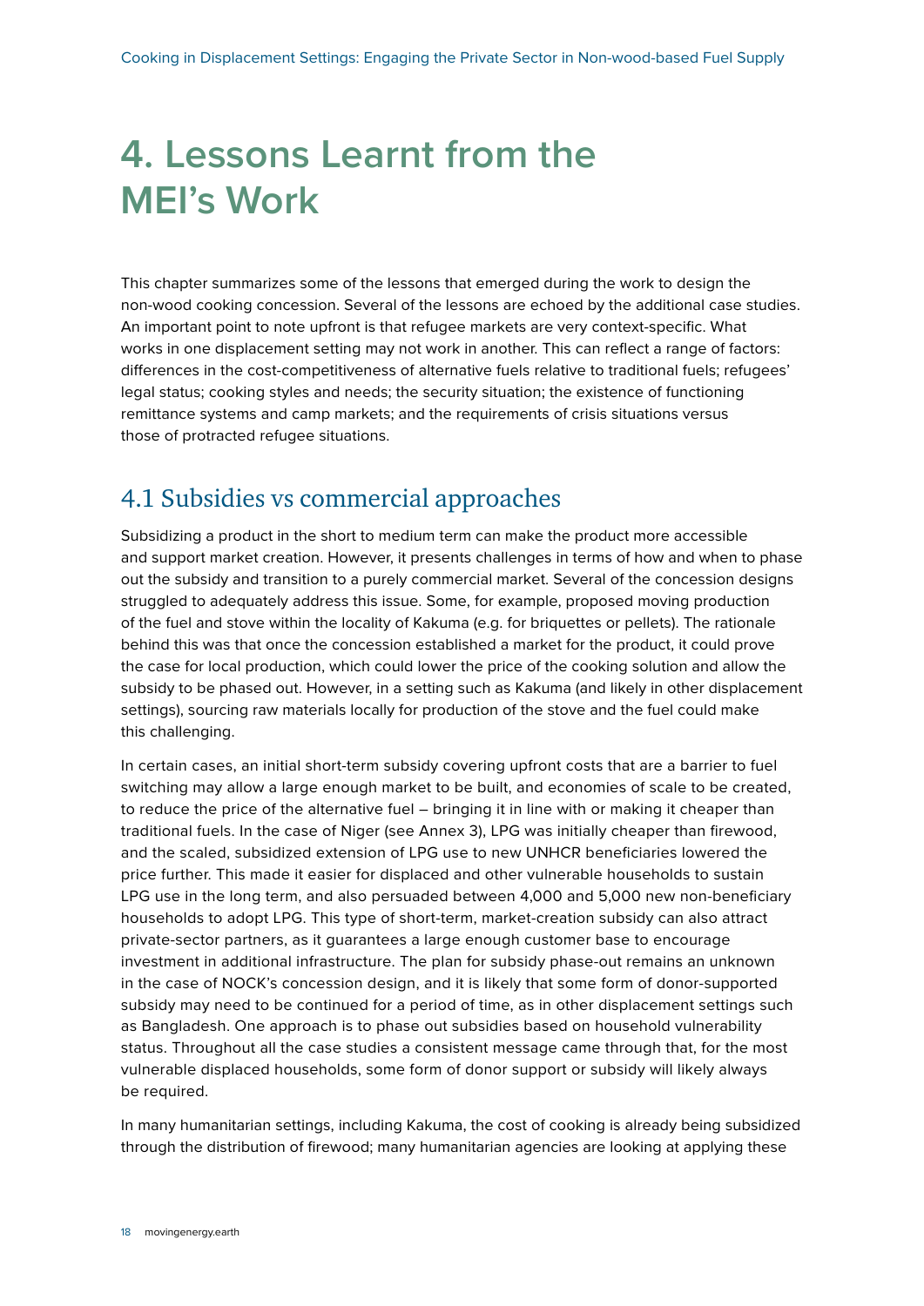# 4. Lessons Learnt from the MEI's Work

This chapter summarizes some of the lessons that emerged during the work to design the non-wood cooking concession. Several of the lessons are echoed by the additional case studies. An important point to note upfront is that refugee markets are very context-specific. What works in one displacement setting may not work in another. This can reflect a range of factors: differences in the cost-competitiveness of alternative fuels relative to traditional fuels; refugees' legal status; cooking styles and needs; the security situation; the existence of functioning remittance systems and camp markets; and the requirements of crisis situations versus those of protracted refugee situations.

## 4.1 Subsidies vs commercial approaches

Subsidizing a product in the short to medium term can make the product more accessible and support market creation. However, it presents challenges in terms of how and when to phase out the subsidy and transition to a purely commercial market. Several of the concession designs struggled to adequately address this issue. Some, for example, proposed moving production of the fuel and stove within the locality of Kakuma (e.g. for briquettes or pellets). The rationale behind this was that once the concession established a market for the product, it could prove the case for local production, which could lower the price of the cooking solution and allow the subsidy to be phased out. However, in a setting such as Kakuma (and likely in other displacement settings), sourcing raw materials locally for production of the stove and the fuel could make this challenging.

In certain cases, an initial short-term subsidy covering upfront costs that are a barrier to fuel switching may allow a large enough market to be built, and economies of scale to be created, to reduce the price of the alternative fuel – bringing it in line with or making it cheaper than traditional fuels. In the case of Niger (see Annex 3), LPG was initially cheaper than firewood, and the scaled, subsidized extension of LPG use to new UNHCR beneficiaries lowered the price further. This made it easier for displaced and other vulnerable households to sustain LPG use in the long term, and also persuaded between 4,000 and 5,000 new non-beneficiary households to adopt LPG. This type of short-term, market-creation subsidy can also attract private-sector partners, as it guarantees a large enough customer base to encourage investment in additional infrastructure. The plan for subsidy phase-out remains an unknown in the case of NOCK's concession design, and it is likely that some form of donor-supported subsidy may need to be continued for a period of time, as in other displacement settings such as Bangladesh. One approach is to phase out subsidies based on household vulnerability status. Throughout all the case studies a consistent message came through that, for the most vulnerable displaced households, some form of donor support or subsidy will likely always be required.

In many humanitarian settings, including Kakuma, the cost of cooking is already being subsidized through the distribution of firewood; many humanitarian agencies are looking at applying these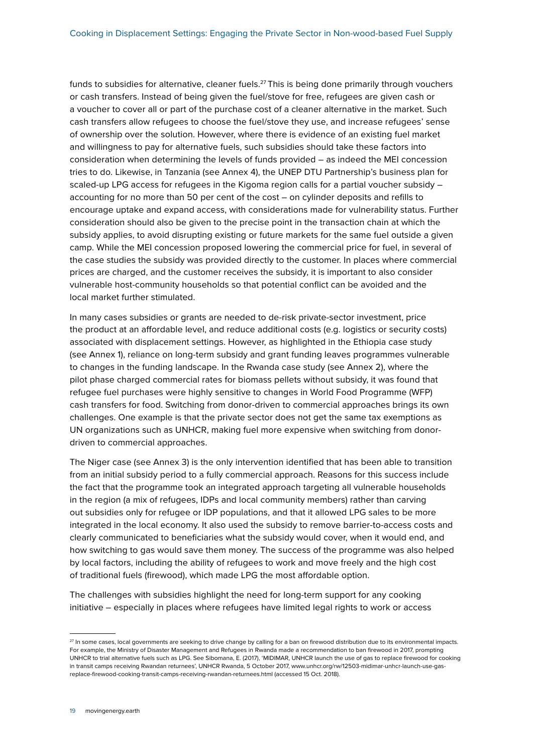funds to subsidies for alternative, cleaner fuels.[27] This is being done primarily through vouchers or cash transfers. Instead of being given the fuel/stove for free, refugees are given cash or a voucher to cover all or part of the purchase cost of a cleaner alternative in the market. Such cash transfers allow refugees to choose the fuel/stove they use, and increase refugees' sense of ownership over the solution. However, where there is evidence of an existing fuel market and willingness to pay for alternative fuels, such subsidies should take these factors into consideration when determining the levels of funds provided – as indeed the MEI concession tries to do. Likewise, in Tanzania (see Annex 4), the UNEP DTU Partnership's business plan for scaled-up LPG access for refugees in the Kigoma region calls for a partial voucher subsidy – accounting for no more than 50 per cent of the cost – on cylinder deposits and refills to encourage uptake and expand access, with considerations made for vulnerability status. Further consideration should also be given to the precise point in the transaction chain at which the subsidy applies, to avoid disrupting existing or future markets for the same fuel outside a given camp. While the MEI concession proposed lowering the commercial price for fuel, in several of the case studies the subsidy was provided directly to the customer. In places where commercial prices are charged, and the customer receives the subsidy, it is important to also consider vulnerable host-community households so that potential conflict can be avoided and the local market further stimulated.

In many cases subsidies or grants are needed to de-risk private-sector investment, price the product at an affordable level, and reduce additional costs (e.g. logistics or security costs) associated with displacement settings. However, as highlighted in the Ethiopia case study (see Annex 1), reliance on long-term subsidy and grant funding leaves programmes vulnerable to changes in the funding landscape. In the Rwanda case study (see Annex 2), where the pilot phase charged commercial rates for biomass pellets without subsidy, it was found that refugee fuel purchases were highly sensitive to changes in World Food Programme (WFP) cash transfers for food. Switching from donor-driven to commercial approaches brings its own challenges. One example is that the private sector does not get the same tax exemptions as UN organizations such as UNHCR, making fuel more expensive when switching from donor-driven to commercial approaches.

The Niger case (see Annex 3) is the only intervention identified that has been able to transition from an initial subsidy period to a fully commercial approach. Reasons for this success include the fact that the programme took an integrated approach targeting all vulnerable households in the region (a mix of refugees, IDPs and local community members) rather than carving out subsidies only for refugee or IDP populations, and that it allowed LPG sales to be more integrated in the local economy. It also used the subsidy to remove barrier-to-access costs and clearly communicated to beneficiaries what the subsidy would cover, when it would end, and how switching to gas would save them money. The success of the programme was also helped by local factors, including the ability of refugees to work and move freely and the high cost of traditional fuels (firewood), which made LPG the most affordable option.

The challenges with subsidies highlight the need for long-term support for any cooking initiative – especially in places where refugees have limited legal rights to work or access

---

[27] In some cases, local governments are seeking to drive change by calling for a ban on firewood distribution due to its environmental impacts. For example, the Ministry of Disaster Management and Refugees in Rwanda made a recommendation to ban firewood in 2017, prompting UNHCR to trial alternative fuels such as LPG. See Sibomana, E. (2017), 'MIDIMAR, UNHCR launch the use of gas to replace firewood for cooking in transit camps receiving Rwandan returnees', UNHCR Rwanda, 5 October 2017, www.unhcr.org/rw/12503-midimar-unhcr-launch-use-gas-replace-firewood-cooking-transit-camps-receiving-rwandan-returnees.html (accessed 15 Oct. 2018).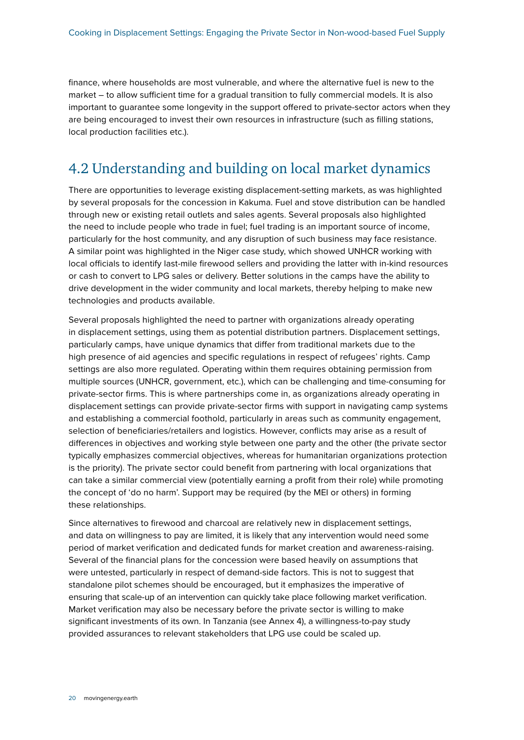finance, where households are most vulnerable, and where the alternative fuel is new to the market – to allow sufficient time for a gradual transition to fully commercial models. It is also important to guarantee some longevity in the support offered to private-sector actors when they are being encouraged to invest their own resources in infrastructure (such as filling stations, local production facilities etc.).

## 4.2 Understanding and building on local market dynamics

There are opportunities to leverage existing displacement-setting markets, as was highlighted by several proposals for the concession in Kakuma. Fuel and stove distribution can be handled through new or existing retail outlets and sales agents. Several proposals also highlighted the need to include people who trade in fuel; fuel trading is an important source of income, particularly for the host community, and any disruption of such business may face resistance. A similar point was highlighted in the Niger case study, which showed UNHCR working with local officials to identify last-mile firewood sellers and providing the latter with in-kind resources or cash to convert to LPG sales or delivery. Better solutions in the camps have the ability to drive development in the wider community and local markets, thereby helping to make new technologies and products available.

Several proposals highlighted the need to partner with organizations already operating in displacement settings, using them as potential distribution partners. Displacement settings, particularly camps, have unique dynamics that differ from traditional markets due to the high presence of aid agencies and specific regulations in respect of refugees' rights. Camp settings are also more regulated. Operating within them requires obtaining permission from multiple sources (UNHCR, government, etc.), which can be challenging and time-consuming for private-sector firms. This is where partnerships come in, as organizations already operating in displacement settings can provide private-sector firms with support in navigating camp systems and establishing a commercial foothold, particularly in areas such as community engagement, selection of beneficiaries/retailers and logistics. However, conflicts may arise as a result of differences in objectives and working style between one party and the other (the private sector typically emphasizes commercial objectives, whereas for humanitarian organizations protection is the priority). The private sector could benefit from partnering with local organizations that can take a similar commercial view (potentially earning a profit from their role) while promoting the concept of 'do no harm'. Support may be required (by the MEI or others) in forming these relationships.

Since alternatives to firewood and charcoal are relatively new in displacement settings, and data on willingness to pay are limited, it is likely that any intervention would need some period of market verification and dedicated funds for market creation and awareness-raising. Several of the financial plans for the concession were based heavily on assumptions that were untested, particularly in respect of demand-side factors. This is not to suggest that standalone pilot schemes should be encouraged, but it emphasizes the imperative of ensuring that scale-up of an intervention can quickly take place following market verification. Market verification may also be necessary before the private sector is willing to make significant investments of its own. In Tanzania (see Annex 4), a willingness-to-pay study provided assurances to relevant stakeholders that LPG use could be scaled up.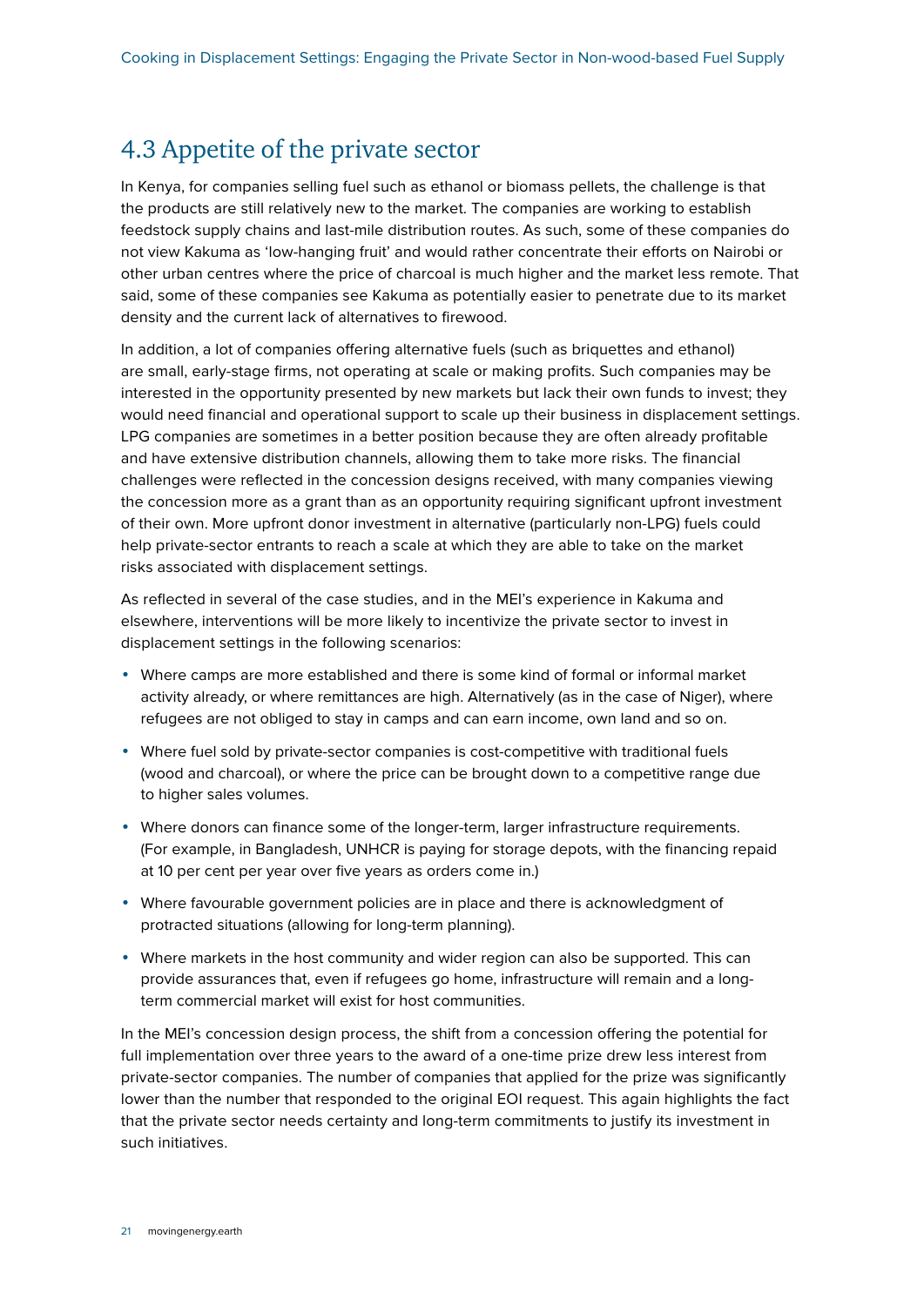## 4.3 Appetite of the private sector

In Kenya, for companies selling fuel such as ethanol or biomass pellets, the challenge is that the products are still relatively new to the market. The companies are working to establish feedstock supply chains and last-mile distribution routes. As such, some of these companies do not view Kakuma as 'low-hanging fruit' and would rather concentrate their efforts on Nairobi or other urban centres where the price of charcoal is much higher and the market less remote. That said, some of these companies see Kakuma as potentially easier to penetrate due to its market density and the current lack of alternatives to firewood.

In addition, a lot of companies offering alternative fuels (such as briquettes and ethanol) are small, early-stage firms, not operating at scale or making profits. Such companies may be interested in the opportunity presented by new markets but lack their own funds to invest; they would need financial and operational support to scale up their business in displacement settings. LPG companies are sometimes in a better position because they are often already profitable and have extensive distribution channels, allowing them to take more risks. The financial challenges were reflected in the concession designs received, with many companies viewing the concession more as a grant than as an opportunity requiring significant upfront investment of their own. More upfront donor investment in alternative (particularly non-LPG) fuels could help private-sector entrants to reach a scale at which they are able to take on the market risks associated with displacement settings.

As reflected in several of the case studies, and in the MEI's experience in Kakuma and elsewhere, interventions will be more likely to incentivize the private sector to invest in displacement settings in the following scenarios:

- Where camps are more established and there is some kind of formal or informal market activity already, or where remittances are high. Alternatively (as in the case of Niger), where refugees are not obliged to stay in camps and can earn income, own land and so on.
- Where fuel sold by private-sector companies is cost-competitive with traditional fuels (wood and charcoal), or where the price can be brought down to a competitive range due to higher sales volumes.
- Where donors can finance some of the longer-term, larger infrastructure requirements. (For example, in Bangladesh, UNHCR is paying for storage depots, with the financing repaid at 10 per cent per year over five years as orders come in.)
- Where favourable government policies are in place and there is acknowledgment of protracted situations (allowing for long-term planning).
- Where markets in the host community and wider region can also be supported. This can provide assurances that, even if refugees go home, infrastructure will remain and a long-term commercial market will exist for host communities.

In the MEI's concession design process, the shift from a concession offering the potential for full implementation over three years to the award of a one-time prize drew less interest from private-sector companies. The number of companies that applied for the prize was significantly lower than the number that responded to the original EOI request. This again highlights the fact that the private sector needs certainty and long-term commitments to justify its investment in such initiatives.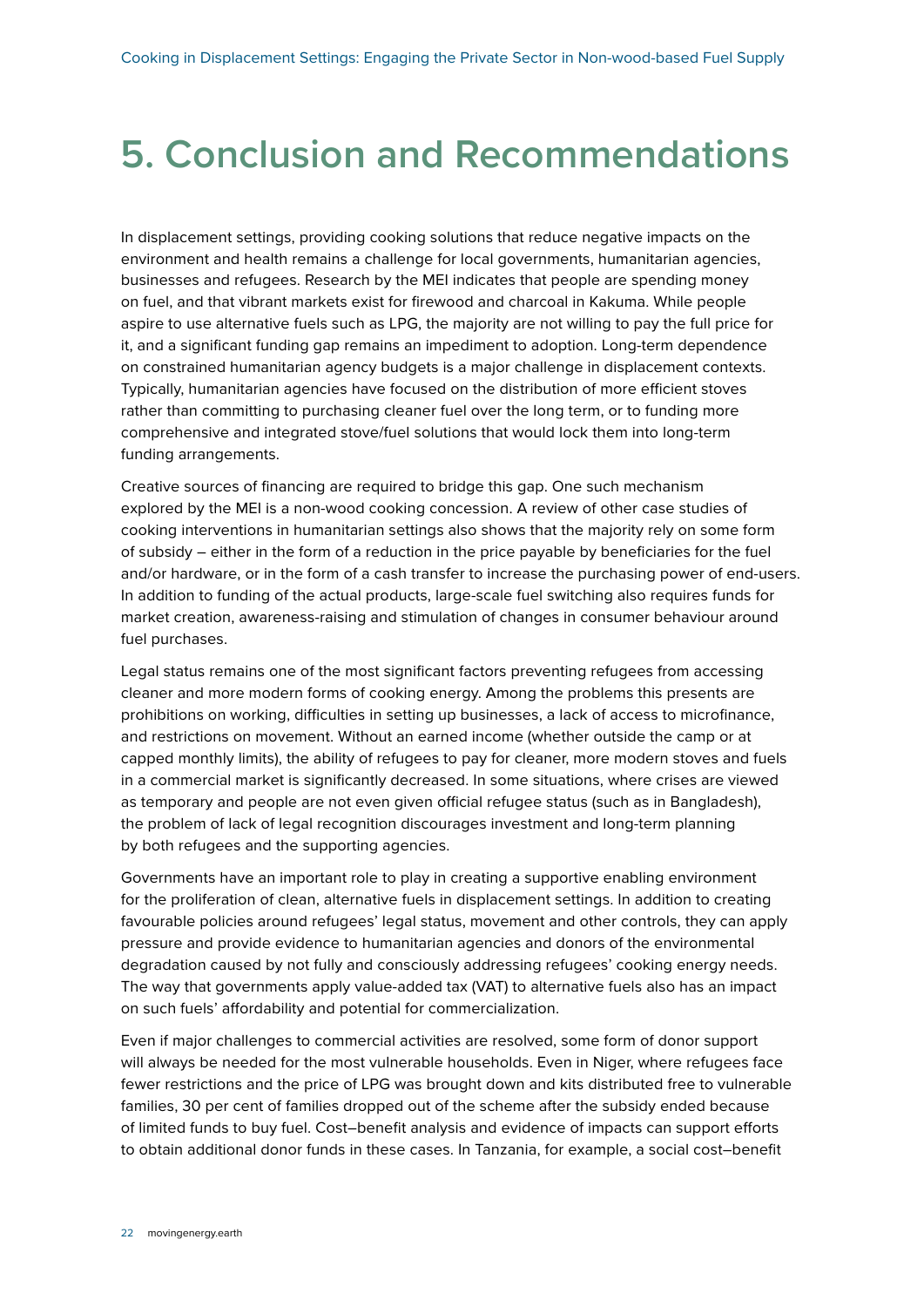# 5. Conclusion and Recommendations

In displacement settings, providing cooking solutions that reduce negative impacts on the environment and health remains a challenge for local governments, humanitarian agencies, businesses and refugees. Research by the MEI indicates that people are spending money on fuel, and that vibrant markets exist for firewood and charcoal in Kakuma. While people aspire to use alternative fuels such as LPG, the majority are not willing to pay the full price for it, and a significant funding gap remains an impediment to adoption. Long-term dependence on constrained humanitarian agency budgets is a major challenge in displacement contexts. Typically, humanitarian agencies have focused on the distribution of more efficient stoves rather than committing to purchasing cleaner fuel over the long term, or to funding more comprehensive and integrated stove/fuel solutions that would lock them into long-term funding arrangements.

Creative sources of financing are required to bridge this gap. One such mechanism explored by the MEI is a non-wood cooking concession. A review of other case studies of cooking interventions in humanitarian settings also shows that the majority rely on some form of subsidy – either in the form of a reduction in the price payable by beneficiaries for the fuel and/or hardware, or in the form of a cash transfer to increase the purchasing power of end-users. In addition to funding of the actual products, large-scale fuel switching also requires funds for market creation, awareness-raising and stimulation of changes in consumer behaviour around fuel purchases.

Legal status remains one of the most significant factors preventing refugees from accessing cleaner and more modern forms of cooking energy. Among the problems this presents are prohibitions on working, difficulties in setting up businesses, a lack of access to microfinance, and restrictions on movement. Without an earned income (whether outside the camp or at capped monthly limits), the ability of refugees to pay for cleaner, more modern stoves and fuels in a commercial market is significantly decreased. In some situations, where crises are viewed as temporary and people are not even given official refugee status (such as in Bangladesh), the problem of lack of legal recognition discourages investment and long-term planning by both refugees and the supporting agencies.

Governments have an important role to play in creating a supportive enabling environment for the proliferation of clean, alternative fuels in displacement settings. In addition to creating favourable policies around refugees' legal status, movement and other controls, they can apply pressure and provide evidence to humanitarian agencies and donors of the environmental degradation caused by not fully and consciously addressing refugees' cooking energy needs. The way that governments apply value-added tax (VAT) to alternative fuels also has an impact on such fuels' affordability and potential for commercialization.

Even if major challenges to commercial activities are resolved, some form of donor support will always be needed for the most vulnerable households. Even in Niger, where refugees face fewer restrictions and the price of LPG was brought down and kits distributed free to vulnerable families, 30 per cent of families dropped out of the scheme after the subsidy ended because of limited funds to buy fuel. Cost–benefit analysis and evidence of impacts can support efforts to obtain additional donor funds in these cases. In Tanzania, for example, a social cost–benefit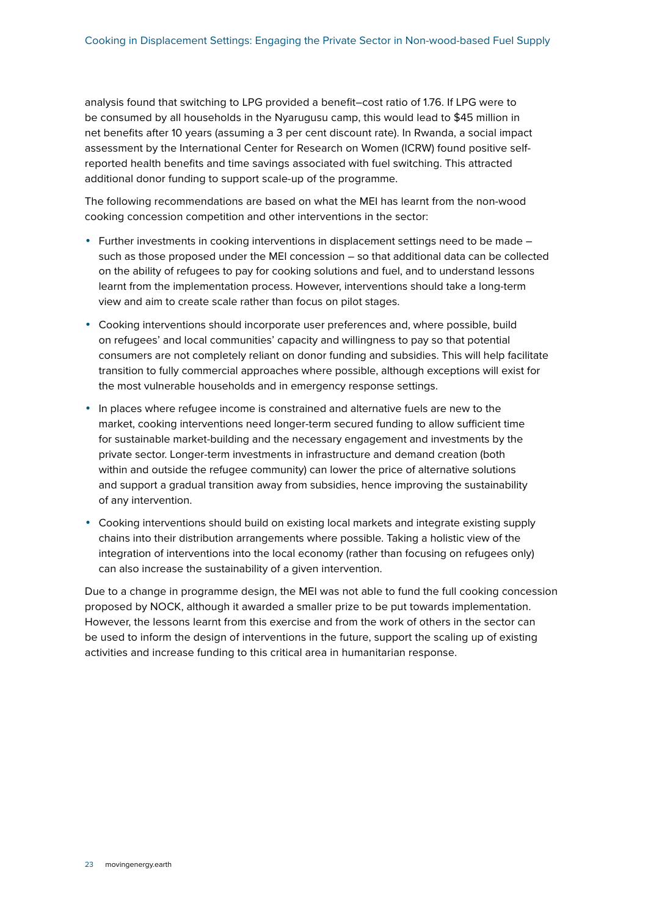analysis found that switching to LPG provided a benefit–cost ratio of 1.76. If LPG were to be consumed by all households in the Nyarugusu camp, this would lead to $45 million in net benefits after 10 years (assuming a 3 per cent discount rate). In Rwanda, a social impact assessment by the International Center for Research on Women (ICRW) found positive self-reported health benefits and time savings associated with fuel switching. This attracted additional donor funding to support scale-up of the programme.

The following recommendations are based on what the MEI has learnt from the non-wood cooking concession competition and other interventions in the sector:

- Further investments in cooking interventions in displacement settings need to be made – such as those proposed under the MEI concession – so that additional data can be collected on the ability of refugees to pay for cooking solutions and fuel, and to understand lessons learnt from the implementation process. However, interventions should take a long-term view and aim to create scale rather than focus on pilot stages.
- Cooking interventions should incorporate user preferences and, where possible, build on refugees' and local communities' capacity and willingness to pay so that potential consumers are not completely reliant on donor funding and subsidies. This will help facilitate transition to fully commercial approaches where possible, although exceptions will exist for the most vulnerable households and in emergency response settings.
- In places where refugee income is constrained and alternative fuels are new to the market, cooking interventions need longer-term secured funding to allow sufficient time for sustainable market-building and the necessary engagement and investments by the private sector. Longer-term investments in infrastructure and demand creation (both within and outside the refugee community) can lower the price of alternative solutions and support a gradual transition away from subsidies, hence improving the sustainability of any intervention.
- Cooking interventions should build on existing local markets and integrate existing supply chains into their distribution arrangements where possible. Taking a holistic view of the integration of interventions into the local economy (rather than focusing on refugees only) can also increase the sustainability of a given intervention.

Due to a change in programme design, the MEI was not able to fund the full cooking concession proposed by NOCK, although it awarded a smaller prize to be put towards implementation. However, the lessons learnt from this exercise and from the work of others in the sector can be used to inform the design of interventions in the future, support the scaling up of existing activities and increase funding to this critical area in humanitarian response.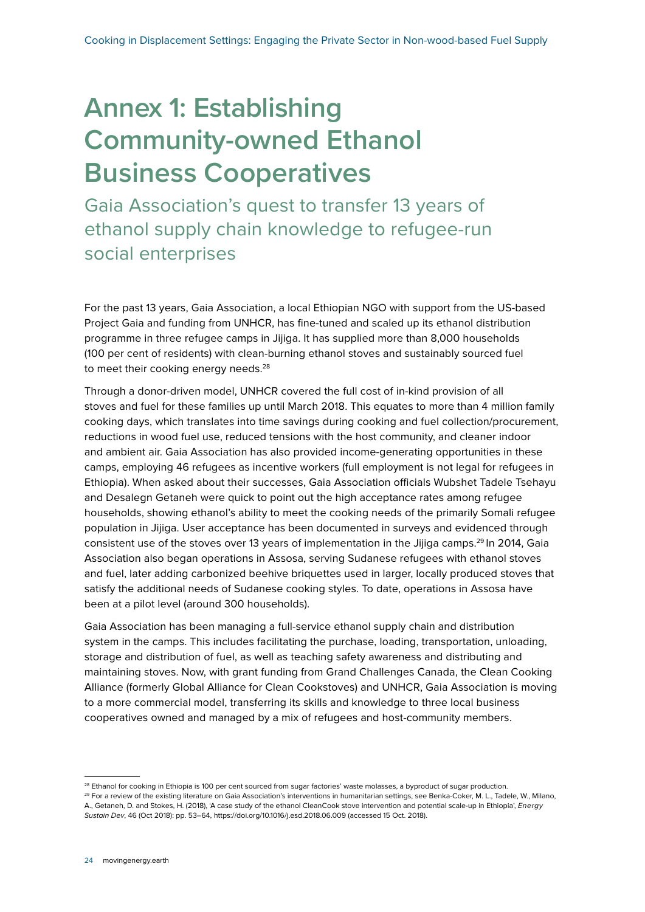# Annex 1: Establishing Community-owned Ethanol Business Cooperatives

## Gaia Association's quest to transfer 13 years of ethanol supply chain knowledge to refugee-run social enterprises

For the past 13 years, Gaia Association, a local Ethiopian NGO with support from the US-based Project Gaia and funding from UNHCR, has fine-tuned and scaled up its ethanol distribution programme in three refugee camps in Jijiga. It has supplied more than 8,000 households (100 per cent of residents) with clean-burning ethanol stoves and sustainably sourced fuel to meet their cooking energy needs.[28]

Through a donor-driven model, UNHCR covered the full cost of in-kind provision of all stoves and fuel for these families up until March 2018. This equates to more than 4 million family cooking days, which translates into time savings during cooking and fuel collection/procurement, reductions in wood fuel use, reduced tensions with the host community, and cleaner indoor and ambient air. Gaia Association has also provided income-generating opportunities in these camps, employing 46 refugees as incentive workers (full employment is not legal for refugees in Ethiopia). When asked about their successes, Gaia Association officials Wubshet Tadele Tsehayu and Desalegn Getaneh were quick to point out the high acceptance rates among refugee households, showing ethanol's ability to meet the cooking needs of the primarily Somali refugee population in Jijiga. User acceptance has been documented in surveys and evidenced through consistent use of the stoves over 13 years of implementation in the Jijiga camps.[29] In 2014, Gaia Association also began operations in Assosa, serving Sudanese refugees with ethanol stoves and fuel, later adding carbonized beehive briquettes used in larger, locally produced stoves that satisfy the additional needs of Sudanese cooking styles. To date, operations in Assosa have been at a pilot level (around 300 households).

Gaia Association has been managing a full-service ethanol supply chain and distribution system in the camps. This includes facilitating the purchase, loading, transportation, unloading, storage and distribution of fuel, as well as teaching safety awareness and distributing and maintaining stoves. Now, with grant funding from Grand Challenges Canada, the Clean Cooking Alliance (formerly Global Alliance for Clean Cookstoves) and UNHCR, Gaia Association is moving to a more commercial model, transferring its skills and knowledge to three local business cooperatives owned and managed by a mix of refugees and host-community members.

---

[28] Ethanol for cooking in Ethiopia is 100 per cent sourced from sugar factories' waste molasses, a byproduct of sugar production.

[29] For a review of the existing literature on Gaia Association's interventions in humanitarian settings, see Benka-Coker, M. L., Tadele, W., Milano, A., Getaneh, D. and Stokes, H. (2018), 'A case study of the ethanol CleanCook stove intervention and potential scale-up in Ethiopia', *Energy Sustain Dev*, 46 (Oct 2018): pp. 53–64, https://doi.org/10.1016/j.esd.2018.06.009 (accessed 15 Oct. 2018).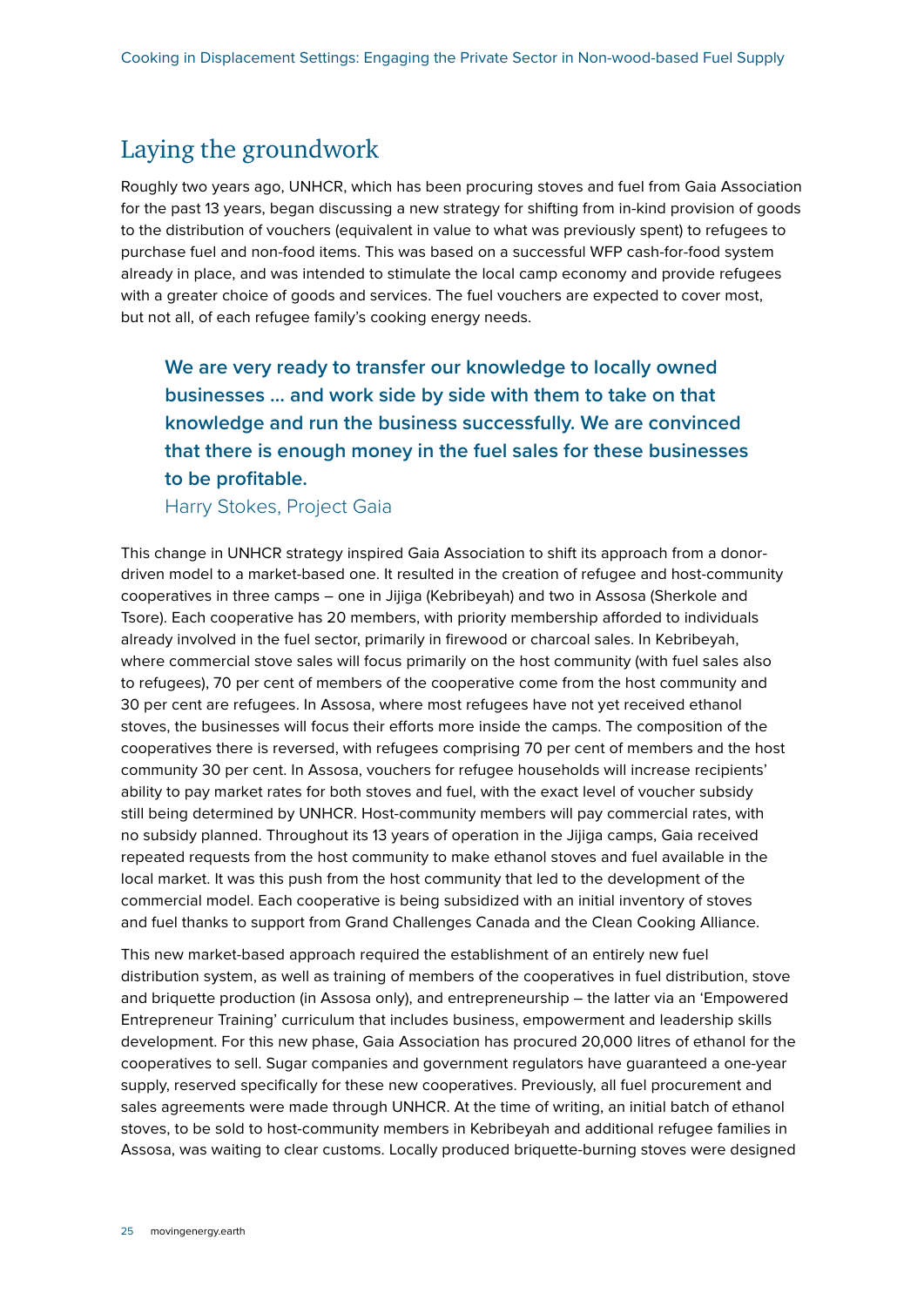## Laying the groundwork

Roughly two years ago, UNHCR, which has been procuring stoves and fuel from Gaia Association for the past 13 years, began discussing a new strategy for shifting from in-kind provision of goods to the distribution of vouchers (equivalent in value to what was previously spent) to refugees to purchase fuel and non-food items. This was based on a successful WFP cash-for-food system already in place, and was intended to stimulate the local camp economy and provide refugees with a greater choice of goods and services. The fuel vouchers are expected to cover most, but not all, of each refugee family's cooking energy needs.

> **We are very ready to transfer our knowledge to locally owned businesses … and work side by side with them to take on that knowledge and run the business successfully. We are convinced that there is enough money in the fuel sales for these businesses to be profitable.**
>
> Harry Stokes, Project Gaia

This change in UNHCR strategy inspired Gaia Association to shift its approach from a donor-driven model to a market-based one. It resulted in the creation of refugee and host-community cooperatives in three camps – one in Jijiga (Kebribeyah) and two in Assosa (Sherkole and Tsore). Each cooperative has 20 members, with priority membership afforded to individuals already involved in the fuel sector, primarily in firewood or charcoal sales. In Kebribeyah, where commercial stove sales will focus primarily on the host community (with fuel sales also to refugees), 70 per cent of members of the cooperative come from the host community and 30 per cent are refugees. In Assosa, where most refugees have not yet received ethanol stoves, the businesses will focus their efforts more inside the camps. The composition of the cooperatives there is reversed, with refugees comprising 70 per cent of members and the host community 30 per cent. In Assosa, vouchers for refugee households will increase recipients' ability to pay market rates for both stoves and fuel, with the exact level of voucher subsidy still being determined by UNHCR. Host-community members will pay commercial rates, with no subsidy planned. Throughout its 13 years of operation in the Jijiga camps, Gaia received repeated requests from the host community to make ethanol stoves and fuel available in the local market. It was this push from the host community that led to the development of the commercial model. Each cooperative is being subsidized with an initial inventory of stoves and fuel thanks to support from Grand Challenges Canada and the Clean Cooking Alliance.

This new market-based approach required the establishment of an entirely new fuel distribution system, as well as training of members of the cooperatives in fuel distribution, stove and briquette production (in Assosa only), and entrepreneurship – the latter via an 'Empowered Entrepreneur Training' curriculum that includes business, empowerment and leadership skills development. For this new phase, Gaia Association has procured 20,000 litres of ethanol for the cooperatives to sell. Sugar companies and government regulators have guaranteed a one-year supply, reserved specifically for these new cooperatives. Previously, all fuel procurement and sales agreements were made through UNHCR. At the time of writing, an initial batch of ethanol stoves, to be sold to host-community members in Kebribeyah and additional refugee families in Assosa, was waiting to clear customs. Locally produced briquette-burning stoves were designed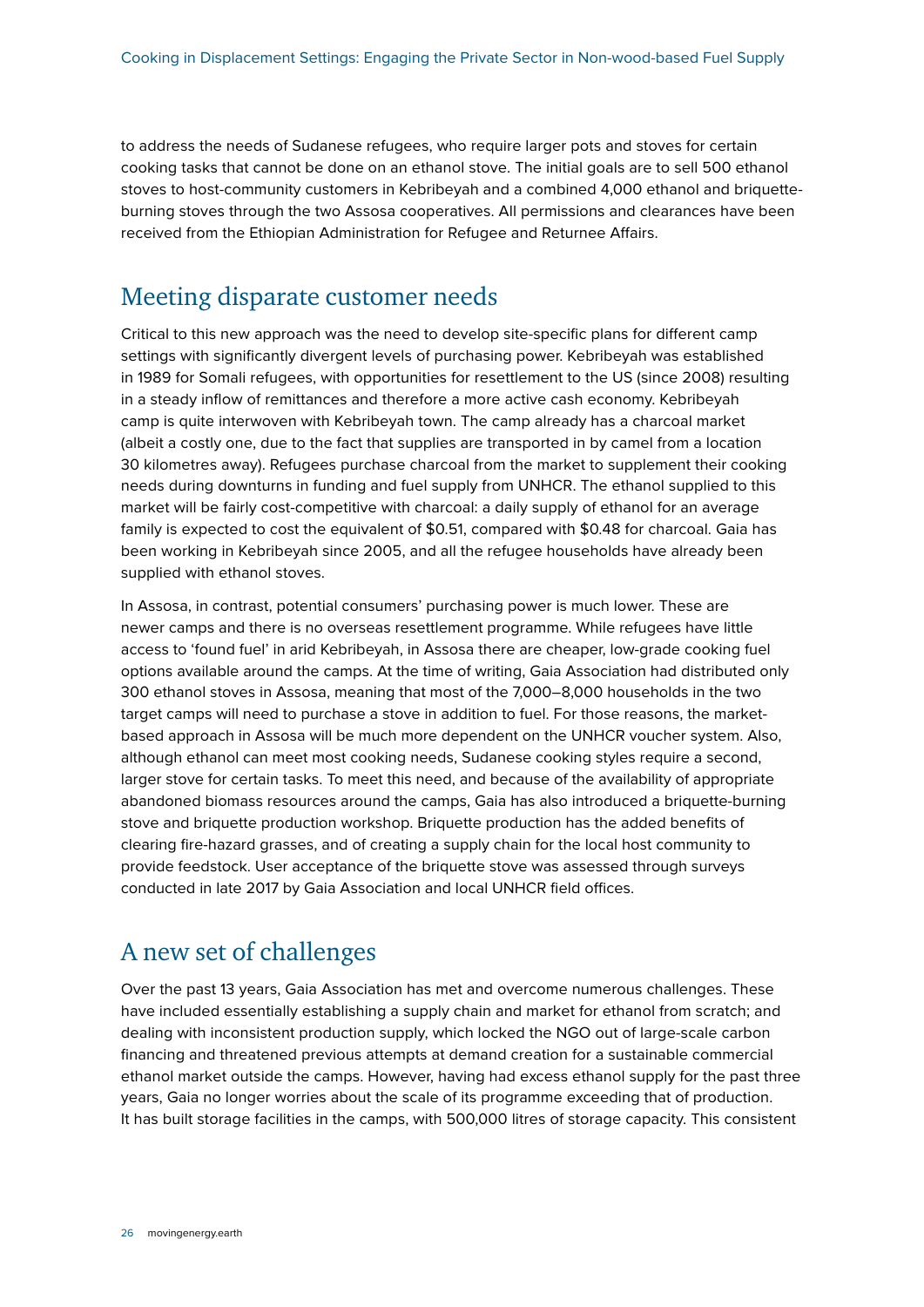to address the needs of Sudanese refugees, who require larger pots and stoves for certain cooking tasks that cannot be done on an ethanol stove. The initial goals are to sell 500 ethanol stoves to host-community customers in Kebribeyah and a combined 4,000 ethanol and briquette-burning stoves through the two Assosa cooperatives. All permissions and clearances have been received from the Ethiopian Administration for Refugee and Returnee Affairs.

## Meeting disparate customer needs

Critical to this new approach was the need to develop site-specific plans for different camp settings with significantly divergent levels of purchasing power. Kebribeyah was established in 1989 for Somali refugees, with opportunities for resettlement to the US (since 2008) resulting in a steady inflow of remittances and therefore a more active cash economy. Kebribeyah camp is quite interwoven with Kebribeyah town. The camp already has a charcoal market (albeit a costly one, due to the fact that supplies are transported in by camel from a location 30 kilometres away). Refugees purchase charcoal from the market to supplement their cooking needs during downturns in funding and fuel supply from UNHCR. The ethanol supplied to this market will be fairly cost-competitive with charcoal: a daily supply of ethanol for an average family is expected to cost the equivalent of $0.51, compared with $0.48 for charcoal. Gaia has been working in Kebribeyah since 2005, and all the refugee households have already been supplied with ethanol stoves.

In Assosa, in contrast, potential consumers' purchasing power is much lower. These are newer camps and there is no overseas resettlement programme. While refugees have little access to 'found fuel' in arid Kebribeyah, in Assosa there are cheaper, low-grade cooking fuel options available around the camps. At the time of writing, Gaia Association had distributed only 300 ethanol stoves in Assosa, meaning that most of the 7,000–8,000 households in the two target camps will need to purchase a stove in addition to fuel. For those reasons, the market-based approach in Assosa will be much more dependent on the UNHCR voucher system. Also, although ethanol can meet most cooking needs, Sudanese cooking styles require a second, larger stove for certain tasks. To meet this need, and because of the availability of appropriate abandoned biomass resources around the camps, Gaia has also introduced a briquette-burning stove and briquette production workshop. Briquette production has the added benefits of clearing fire-hazard grasses, and of creating a supply chain for the local host community to provide feedstock. User acceptance of the briquette stove was assessed through surveys conducted in late 2017 by Gaia Association and local UNHCR field offices.

## A new set of challenges

Over the past 13 years, Gaia Association has met and overcome numerous challenges. These have included essentially establishing a supply chain and market for ethanol from scratch; and dealing with inconsistent production supply, which locked the NGO out of large-scale carbon financing and threatened previous attempts at demand creation for a sustainable commercial ethanol market outside the camps. However, having had excess ethanol supply for the past three years, Gaia no longer worries about the scale of its programme exceeding that of production. It has built storage facilities in the camps, with 500,000 litres of storage capacity. This consistent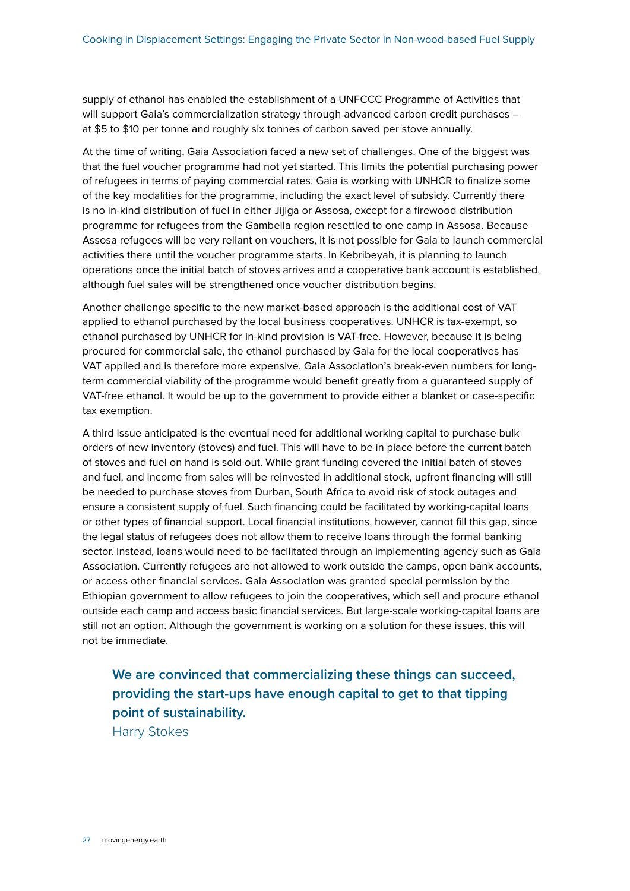supply of ethanol has enabled the establishment of a UNFCCC Programme of Activities that will support Gaia's commercialization strategy through advanced carbon credit purchases – at $5 to $10 per tonne and roughly six tonnes of carbon saved per stove annually.

At the time of writing, Gaia Association faced a new set of challenges. One of the biggest was that the fuel voucher programme had not yet started. This limits the potential purchasing power of refugees in terms of paying commercial rates. Gaia is working with UNHCR to finalize some of the key modalities for the programme, including the exact level of subsidy. Currently there is no in-kind distribution of fuel in either Jijiga or Assosa, except for a firewood distribution programme for refugees from the Gambella region resettled to one camp in Assosa. Because Assosa refugees will be very reliant on vouchers, it is not possible for Gaia to launch commercial activities there until the voucher programme starts. In Kebribeyah, it is planning to launch operations once the initial batch of stoves arrives and a cooperative bank account is established, although fuel sales will be strengthened once voucher distribution begins.

Another challenge specific to the new market-based approach is the additional cost of VAT applied to ethanol purchased by the local business cooperatives. UNHCR is tax-exempt, so ethanol purchased by UNHCR for in-kind provision is VAT-free. However, because it is being procured for commercial sale, the ethanol purchased by Gaia for the local cooperatives has VAT applied and is therefore more expensive. Gaia Association's break-even numbers for long-term commercial viability of the programme would benefit greatly from a guaranteed supply of VAT-free ethanol. It would be up to the government to provide either a blanket or case-specific tax exemption.

A third issue anticipated is the eventual need for additional working capital to purchase bulk orders of new inventory (stoves) and fuel. This will have to be in place before the current batch of stoves and fuel on hand is sold out. While grant funding covered the initial batch of stoves and fuel, and income from sales will be reinvested in additional stock, upfront financing will still be needed to purchase stoves from Durban, South Africa to avoid risk of stock outages and ensure a consistent supply of fuel. Such financing could be facilitated by working-capital loans or other types of financial support. Local financial institutions, however, cannot fill this gap, since the legal status of refugees does not allow them to receive loans through the formal banking sector. Instead, loans would need to be facilitated through an implementing agency such as Gaia Association. Currently refugees are not allowed to work outside the camps, open bank accounts, or access other financial services. Gaia Association was granted special permission by the Ethiopian government to allow refugees to join the cooperatives, which sell and procure ethanol outside each camp and access basic financial services. But large-scale working-capital loans are still not an option. Although the government is working on a solution for these issues, this will not be immediate.

> **We are convinced that commercializing these things can succeed, providing the start-ups have enough capital to get to that tipping point of sustainability.**
>
> Harry Stokes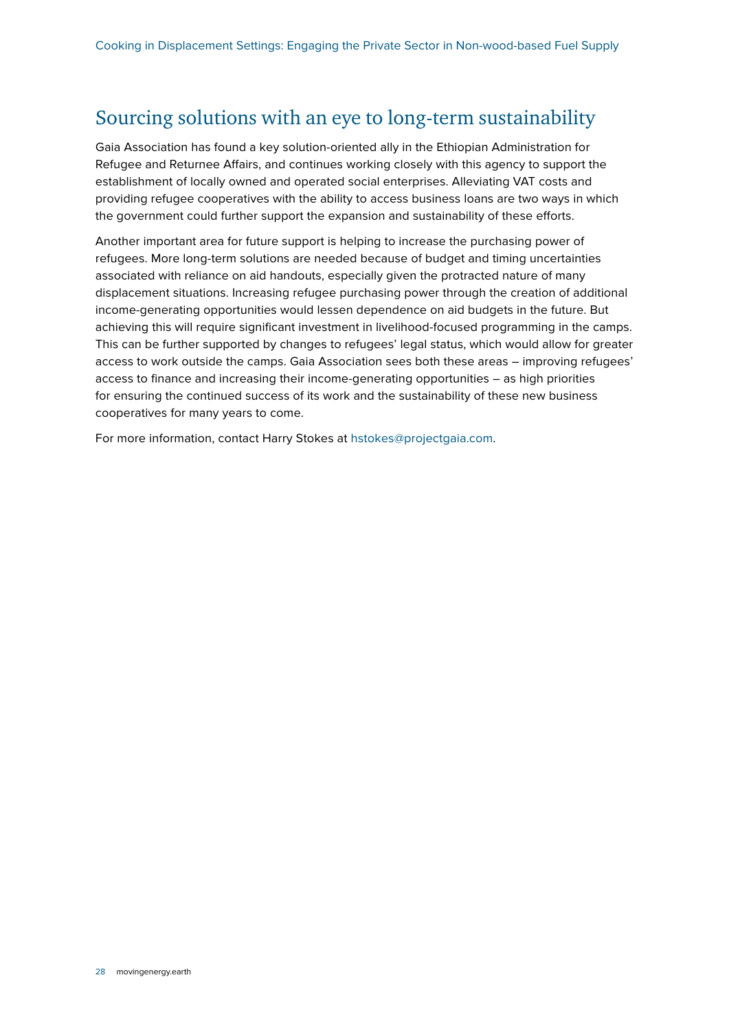## Sourcing solutions with an eye to long-term sustainability

Gaia Association has found a key solution-oriented ally in the Ethiopian Administration for Refugee and Returnee Affairs, and continues working closely with this agency to support the establishment of locally owned and operated social enterprises. Alleviating VAT costs and providing refugee cooperatives with the ability to access business loans are two ways in which the government could further support the expansion and sustainability of these efforts.

Another important area for future support is helping to increase the purchasing power of refugees. More long-term solutions are needed because of budget and timing uncertainties associated with reliance on aid handouts, especially given the protracted nature of many displacement situations. Increasing refugee purchasing power through the creation of additional income-generating opportunities would lessen dependence on aid budgets in the future. But achieving this will require significant investment in livelihood-focused programming in the camps. This can be further supported by changes to refugees' legal status, which would allow for greater access to work outside the camps. Gaia Association sees both these areas – improving refugees' access to finance and increasing their income-generating opportunities – as high priorities for ensuring the continued success of its work and the sustainability of these new business cooperatives for many years to come.

For more information, contact Harry Stokes at hstokes@projectgaia.com.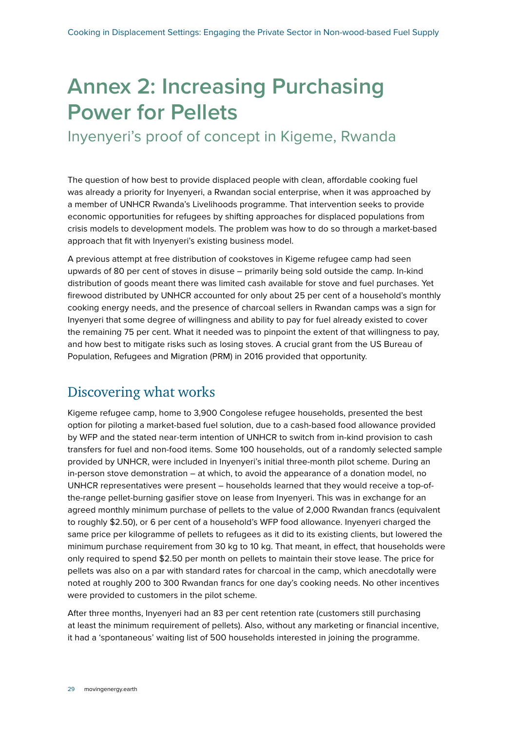# Annex 2: Increasing Purchasing Power for Pellets

## Inyenyeri's proof of concept in Kigeme, Rwanda

The question of how best to provide displaced people with clean, affordable cooking fuel was already a priority for Inyenyeri, a Rwandan social enterprise, when it was approached by a member of UNHCR Rwanda's Livelihoods programme. That intervention seeks to provide economic opportunities for refugees by shifting approaches for displaced populations from crisis models to development models. The problem was how to do so through a market-based approach that fit with Inyenyeri's existing business model.

A previous attempt at free distribution of cookstoves in Kigeme refugee camp had seen upwards of 80 per cent of stoves in disuse – primarily being sold outside the camp. In-kind distribution of goods meant there was limited cash available for stove and fuel purchases. Yet firewood distributed by UNHCR accounted for only about 25 per cent of a household's monthly cooking energy needs, and the presence of charcoal sellers in Rwandan camps was a sign for Inyenyeri that some degree of willingness and ability to pay for fuel already existed to cover the remaining 75 per cent. What it needed was to pinpoint the extent of that willingness to pay, and how best to mitigate risks such as losing stoves. A crucial grant from the US Bureau of Population, Refugees and Migration (PRM) in 2016 provided that opportunity.

### Discovering what works

Kigeme refugee camp, home to 3,900 Congolese refugee households, presented the best option for piloting a market-based fuel solution, due to a cash-based food allowance provided by WFP and the stated near-term intention of UNHCR to switch from in-kind provision to cash transfers for fuel and non-food items. Some 100 households, out of a randomly selected sample provided by UNHCR, were included in Inyenyeri's initial three-month pilot scheme. During an in-person stove demonstration – at which, to avoid the appearance of a donation model, no UNHCR representatives were present – households learned that they would receive a top-of-the-range pellet-burning gasifier stove on lease from Inyenyeri. This was in exchange for an agreed monthly minimum purchase of pellets to the value of 2,000 Rwandan francs (equivalent to roughly $2.50), or 6 per cent of a household's WFP food allowance. Inyenyeri charged the same price per kilogramme of pellets to refugees as it did to its existing clients, but lowered the minimum purchase requirement from 30 kg to 10 kg. That meant, in effect, that households were only required to spend $2.50 per month on pellets to maintain their stove lease. The price for pellets was also on a par with standard rates for charcoal in the camp, which anecdotally were noted at roughly 200 to 300 Rwandan francs for one day's cooking needs. No other incentives were provided to customers in the pilot scheme.

After three months, Inyenyeri had an 83 per cent retention rate (customers still purchasing at least the minimum requirement of pellets). Also, without any marketing or financial incentive, it had a 'spontaneous' waiting list of 500 households interested in joining the programme.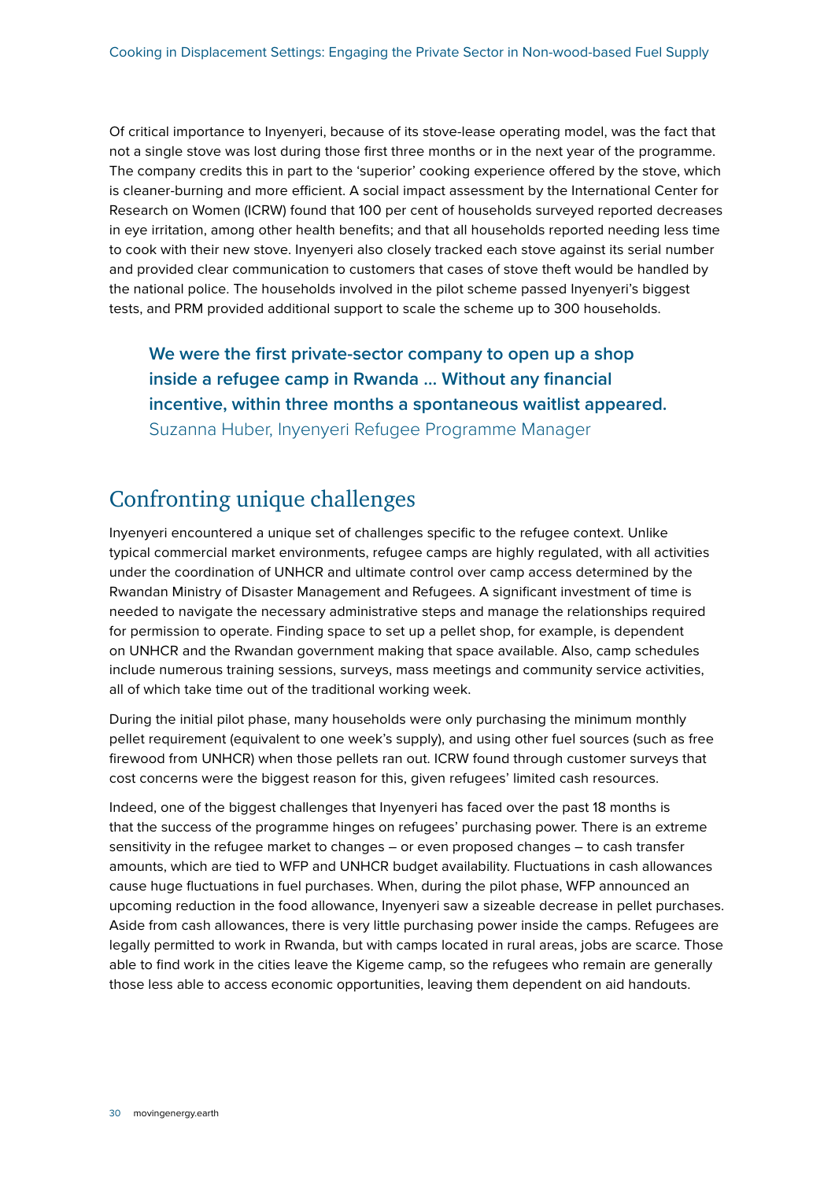Of critical importance to Inyenyeri, because of its stove-lease operating model, was the fact that not a single stove was lost during those first three months or in the next year of the programme. The company credits this in part to the 'superior' cooking experience offered by the stove, which is cleaner-burning and more efficient. A social impact assessment by the International Center for Research on Women (ICRW) found that 100 per cent of households surveyed reported decreases in eye irritation, among other health benefits; and that all households reported needing less time to cook with their new stove. Inyenyeri also closely tracked each stove against its serial number and provided clear communication to customers that cases of stove theft would be handled by the national police. The households involved in the pilot scheme passed Inyenyeri's biggest tests, and PRM provided additional support to scale the scheme up to 300 households.

> **We were the first private-sector company to open up a shop inside a refugee camp in Rwanda ... Without any financial incentive, within three months a spontaneous waitlist appeared.**
> Suzanna Huber, Inyenyeri Refugee Programme Manager

## Confronting unique challenges

Inyenyeri encountered a unique set of challenges specific to the refugee context. Unlike typical commercial market environments, refugee camps are highly regulated, with all activities under the coordination of UNHCR and ultimate control over camp access determined by the Rwandan Ministry of Disaster Management and Refugees. A significant investment of time is needed to navigate the necessary administrative steps and manage the relationships required for permission to operate. Finding space to set up a pellet shop, for example, is dependent on UNHCR and the Rwandan government making that space available. Also, camp schedules include numerous training sessions, surveys, mass meetings and community service activities, all of which take time out of the traditional working week.

During the initial pilot phase, many households were only purchasing the minimum monthly pellet requirement (equivalent to one week's supply), and using other fuel sources (such as free firewood from UNHCR) when those pellets ran out. ICRW found through customer surveys that cost concerns were the biggest reason for this, given refugees' limited cash resources.

Indeed, one of the biggest challenges that Inyenyeri has faced over the past 18 months is that the success of the programme hinges on refugees' purchasing power. There is an extreme sensitivity in the refugee market to changes – or even proposed changes – to cash transfer amounts, which are tied to WFP and UNHCR budget availability. Fluctuations in cash allowances cause huge fluctuations in fuel purchases. When, during the pilot phase, WFP announced an upcoming reduction in the food allowance, Inyenyeri saw a sizeable decrease in pellet purchases. Aside from cash allowances, there is very little purchasing power inside the camps. Refugees are legally permitted to work in Rwanda, but with camps located in rural areas, jobs are scarce. Those able to find work in the cities leave the Kigeme camp, so the refugees who remain are generally those less able to access economic opportunities, leaving them dependent on aid handouts.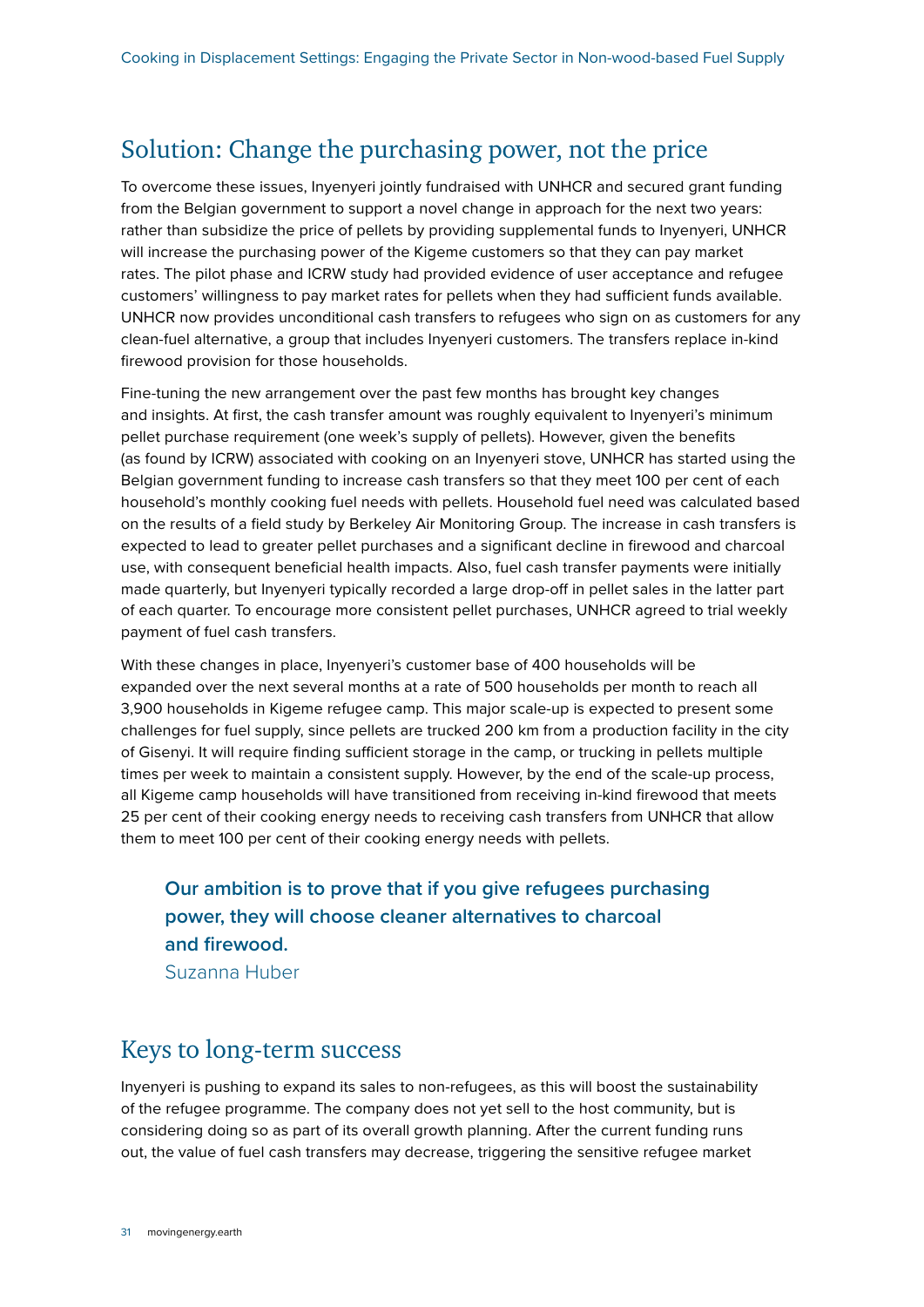## Solution: Change the purchasing power, not the price

To overcome these issues, Inyenyeri jointly fundraised with UNHCR and secured grant funding from the Belgian government to support a novel change in approach for the next two years: rather than subsidize the price of pellets by providing supplemental funds to Inyenyeri, UNHCR will increase the purchasing power of the Kigeme customers so that they can pay market rates. The pilot phase and ICRW study had provided evidence of user acceptance and refugee customers' willingness to pay market rates for pellets when they had sufficient funds available. UNHCR now provides unconditional cash transfers to refugees who sign on as customers for any clean-fuel alternative, a group that includes Inyenyeri customers. The transfers replace in-kind firewood provision for those households.

Fine-tuning the new arrangement over the past few months has brought key changes and insights. At first, the cash transfer amount was roughly equivalent to Inyenyeri's minimum pellet purchase requirement (one week's supply of pellets). However, given the benefits (as found by ICRW) associated with cooking on an Inyenyeri stove, UNHCR has started using the Belgian government funding to increase cash transfers so that they meet 100 per cent of each household's monthly cooking fuel needs with pellets. Household fuel need was calculated based on the results of a field study by Berkeley Air Monitoring Group. The increase in cash transfers is expected to lead to greater pellet purchases and a significant decline in firewood and charcoal use, with consequent beneficial health impacts. Also, fuel cash transfer payments were initially made quarterly, but Inyenyeri typically recorded a large drop-off in pellet sales in the latter part of each quarter. To encourage more consistent pellet purchases, UNHCR agreed to trial weekly payment of fuel cash transfers.

With these changes in place, Inyenyeri's customer base of 400 households will be expanded over the next several months at a rate of 500 households per month to reach all 3,900 households in Kigeme refugee camp. This major scale-up is expected to present some challenges for fuel supply, since pellets are trucked 200 km from a production facility in the city of Gisenyi. It will require finding sufficient storage in the camp, or trucking in pellets multiple times per week to maintain a consistent supply. However, by the end of the scale-up process, all Kigeme camp households will have transitioned from receiving in-kind firewood that meets 25 per cent of their cooking energy needs to receiving cash transfers from UNHCR that allow them to meet 100 per cent of their cooking energy needs with pellets.

> **Our ambition is to prove that if you give refugees purchasing power, they will choose cleaner alternatives to charcoal and firewood.**
> Suzanna Huber

## Keys to long-term success

Inyenyeri is pushing to expand its sales to non-refugees, as this will boost the sustainability of the refugee programme. The company does not yet sell to the host community, but is considering doing so as part of its overall growth planning. After the current funding runs out, the value of fuel cash transfers may decrease, triggering the sensitive refugee market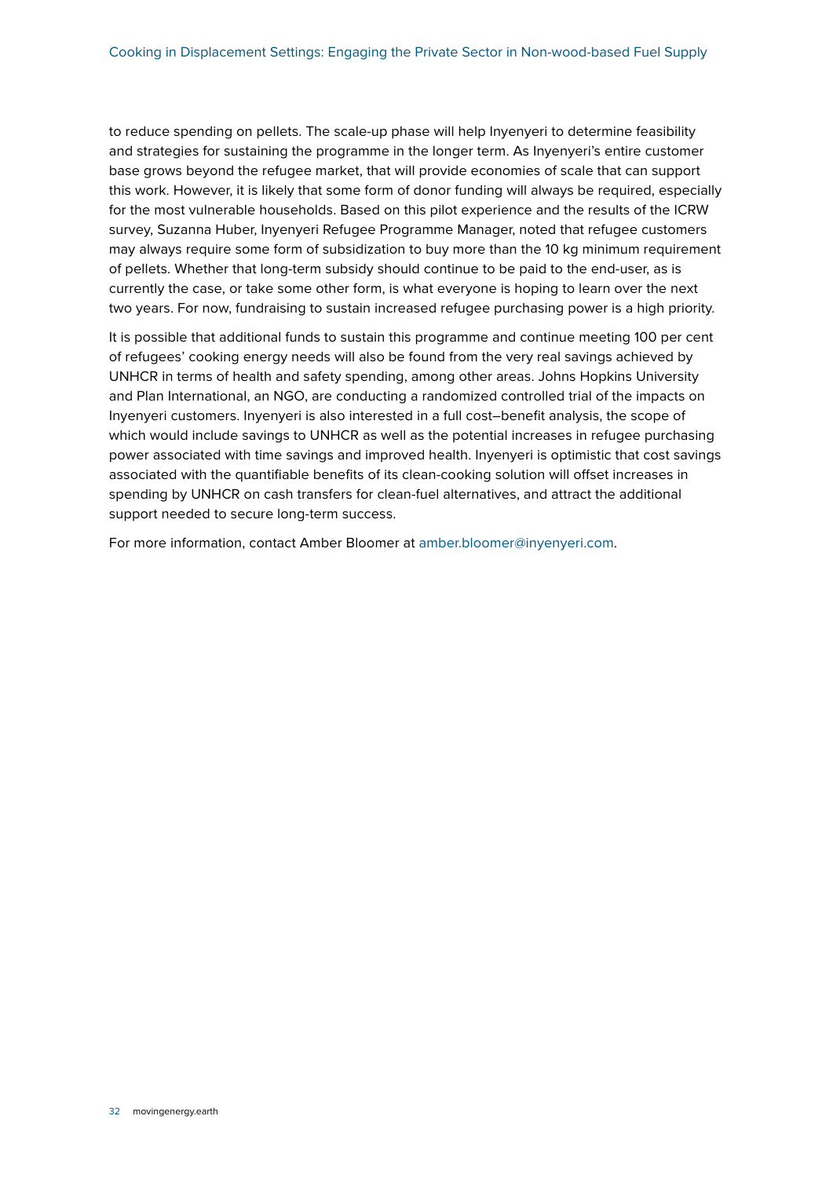to reduce spending on pellets. The scale-up phase will help Inyenyeri to determine feasibility and strategies for sustaining the programme in the longer term. As Inyenyeri's entire customer base grows beyond the refugee market, that will provide economies of scale that can support this work. However, it is likely that some form of donor funding will always be required, especially for the most vulnerable households. Based on this pilot experience and the results of the ICRW survey, Suzanna Huber, Inyenyeri Refugee Programme Manager, noted that refugee customers may always require some form of subsidization to buy more than the 10 kg minimum requirement of pellets. Whether that long-term subsidy should continue to be paid to the end-user, as is currently the case, or take some other form, is what everyone is hoping to learn over the next two years. For now, fundraising to sustain increased refugee purchasing power is a high priority.

It is possible that additional funds to sustain this programme and continue meeting 100 per cent of refugees' cooking energy needs will also be found from the very real savings achieved by UNHCR in terms of health and safety spending, among other areas. Johns Hopkins University and Plan International, an NGO, are conducting a randomized controlled trial of the impacts on Inyenyeri customers. Inyenyeri is also interested in a full cost–benefit analysis, the scope of which would include savings to UNHCR as well as the potential increases in refugee purchasing power associated with time savings and improved health. Inyenyeri is optimistic that cost savings associated with the quantifiable benefits of its clean-cooking solution will offset increases in spending by UNHCR on cash transfers for clean-fuel alternatives, and attract the additional support needed to secure long-term success.

For more information, contact Amber Bloomer at amber.bloomer@inyenyeri.com.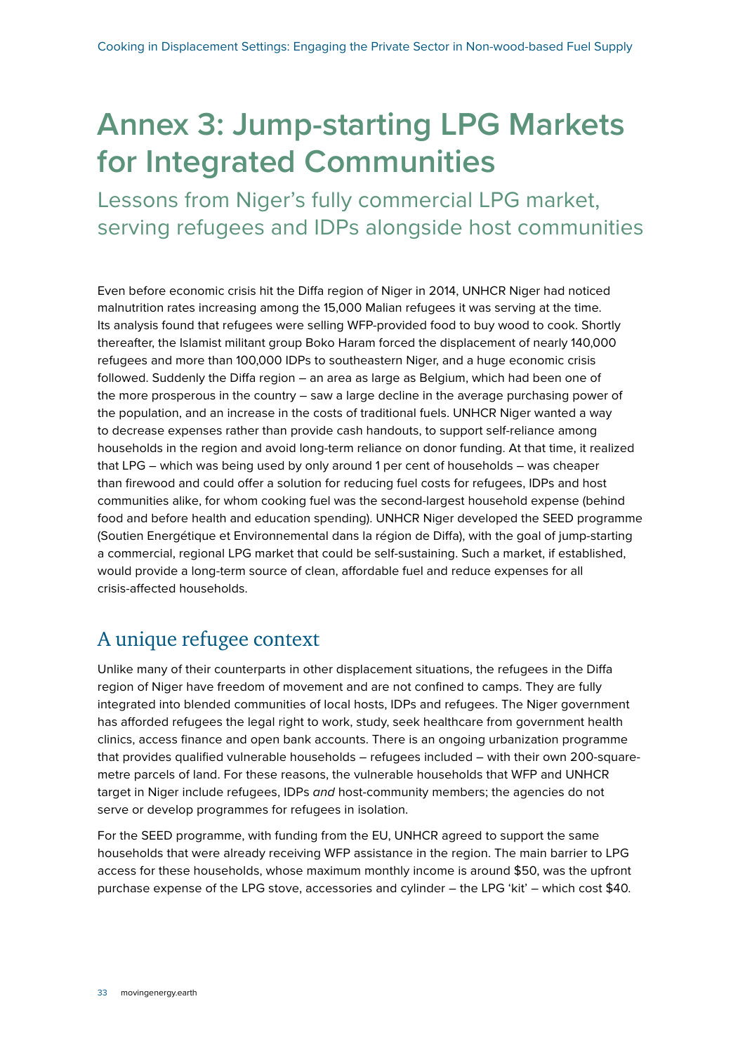# Annex 3: Jump-starting LPG Markets for Integrated Communities

## Lessons from Niger's fully commercial LPG market, serving refugees and IDPs alongside host communities

Even before economic crisis hit the Diffa region of Niger in 2014, UNHCR Niger had noticed malnutrition rates increasing among the 15,000 Malian refugees it was serving at the time. Its analysis found that refugees were selling WFP-provided food to buy wood to cook. Shortly thereafter, the Islamist militant group Boko Haram forced the displacement of nearly 140,000 refugees and more than 100,000 IDPs to southeastern Niger, and a huge economic crisis followed. Suddenly the Diffa region – an area as large as Belgium, which had been one of the more prosperous in the country – saw a large decline in the average purchasing power of the population, and an increase in the costs of traditional fuels. UNHCR Niger wanted a way to decrease expenses rather than provide cash handouts, to support self-reliance among households in the region and avoid long-term reliance on donor funding. At that time, it realized that LPG – which was being used by only around 1 per cent of households – was cheaper than firewood and could offer a solution for reducing fuel costs for refugees, IDPs and host communities alike, for whom cooking fuel was the second-largest household expense (behind food and before health and education spending). UNHCR Niger developed the SEED programme (Soutien Energétique et Environnemental dans la région de Diffa), with the goal of jump-starting a commercial, regional LPG market that could be self-sustaining. Such a market, if established, would provide a long-term source of clean, affordable fuel and reduce expenses for all crisis-affected households.

### A unique refugee context

Unlike many of their counterparts in other displacement situations, the refugees in the Diffa region of Niger have freedom of movement and are not confined to camps. They are fully integrated into blended communities of local hosts, IDPs and refugees. The Niger government has afforded refugees the legal right to work, study, seek healthcare from government health clinics, access finance and open bank accounts. There is an ongoing urbanization programme that provides qualified vulnerable households – refugees included – with their own 200-square-metre parcels of land. For these reasons, the vulnerable households that WFP and UNHCR target in Niger include refugees, IDPs *and* host-community members; the agencies do not serve or develop programmes for refugees in isolation.

For the SEED programme, with funding from the EU, UNHCR agreed to support the same households that were already receiving WFP assistance in the region. The main barrier to LPG access for these households, whose maximum monthly income is around $50, was the upfront purchase expense of the LPG stove, accessories and cylinder – the LPG 'kit' – which cost $40.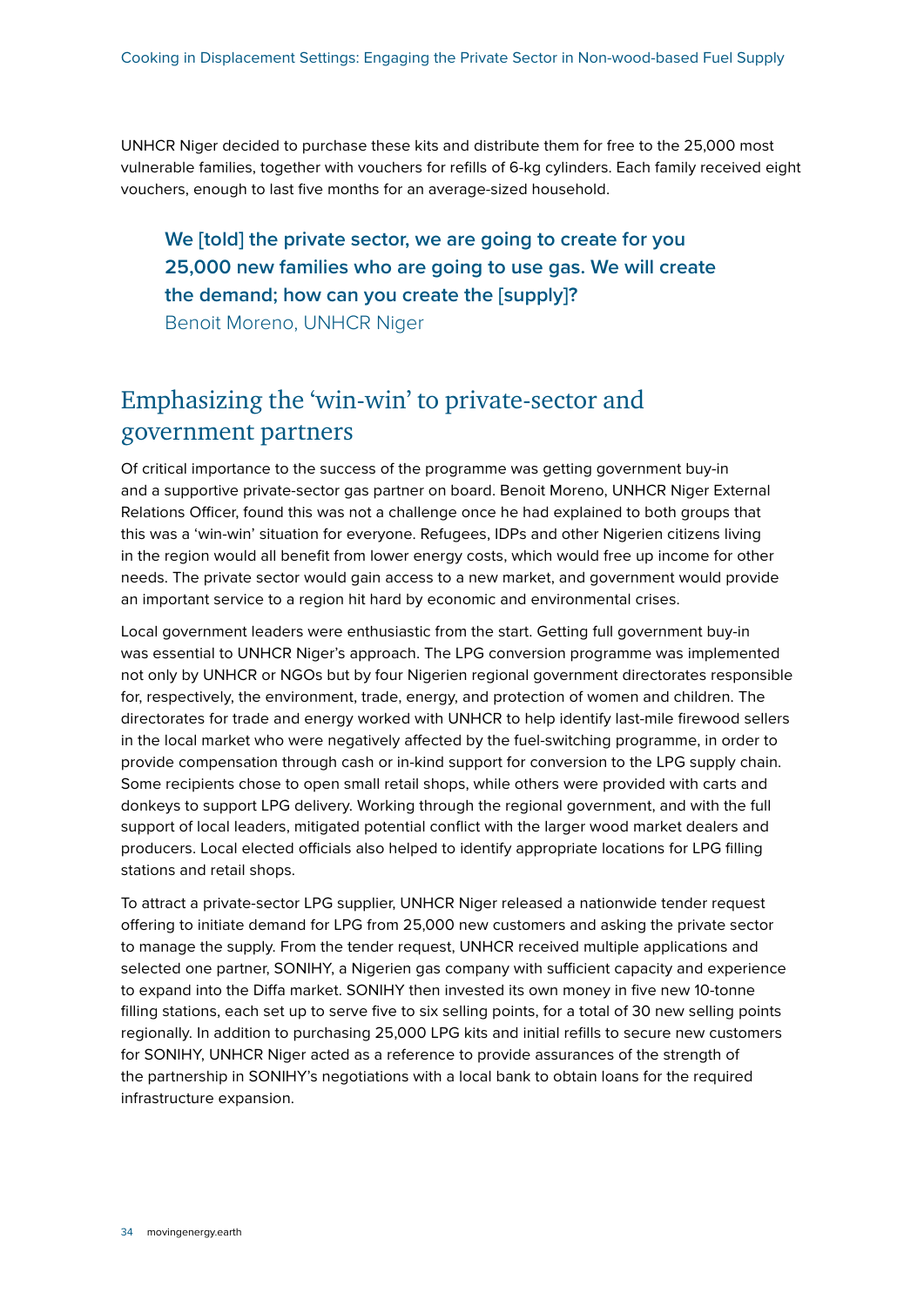UNHCR Niger decided to purchase these kits and distribute them for free to the 25,000 most vulnerable families, together with vouchers for refills of 6-kg cylinders. Each family received eight vouchers, enough to last five months for an average-sized household.

> **We [told] the private sector, we are going to create for you 25,000 new families who are going to use gas. We will create the demand; how can you create the [supply]?**
> Benoit Moreno, UNHCR Niger

## Emphasizing the 'win-win' to private-sector and government partners

Of critical importance to the success of the programme was getting government buy-in and a supportive private-sector gas partner on board. Benoit Moreno, UNHCR Niger External Relations Officer, found this was not a challenge once he had explained to both groups that this was a 'win-win' situation for everyone. Refugees, IDPs and other Nigerien citizens living in the region would all benefit from lower energy costs, which would free up income for other needs. The private sector would gain access to a new market, and government would provide an important service to a region hit hard by economic and environmental crises.

Local government leaders were enthusiastic from the start. Getting full government buy-in was essential to UNHCR Niger's approach. The LPG conversion programme was implemented not only by UNHCR or NGOs but by four Nigerien regional government directorates responsible for, respectively, the environment, trade, energy, and protection of women and children. The directorates for trade and energy worked with UNHCR to help identify last-mile firewood sellers in the local market who were negatively affected by the fuel-switching programme, in order to provide compensation through cash or in-kind support for conversion to the LPG supply chain. Some recipients chose to open small retail shops, while others were provided with carts and donkeys to support LPG delivery. Working through the regional government, and with the full support of local leaders, mitigated potential conflict with the larger wood market dealers and producers. Local elected officials also helped to identify appropriate locations for LPG filling stations and retail shops.

To attract a private-sector LPG supplier, UNHCR Niger released a nationwide tender request offering to initiate demand for LPG from 25,000 new customers and asking the private sector to manage the supply. From the tender request, UNHCR received multiple applications and selected one partner, SONIHY, a Nigerien gas company with sufficient capacity and experience to expand into the Diffa market. SONIHY then invested its own money in five new 10-tonne filling stations, each set up to serve five to six selling points, for a total of 30 new selling points regionally. In addition to purchasing 25,000 LPG kits and initial refills to secure new customers for SONIHY, UNHCR Niger acted as a reference to provide assurances of the strength of the partnership in SONIHY's negotiations with a local bank to obtain loans for the required infrastructure expansion.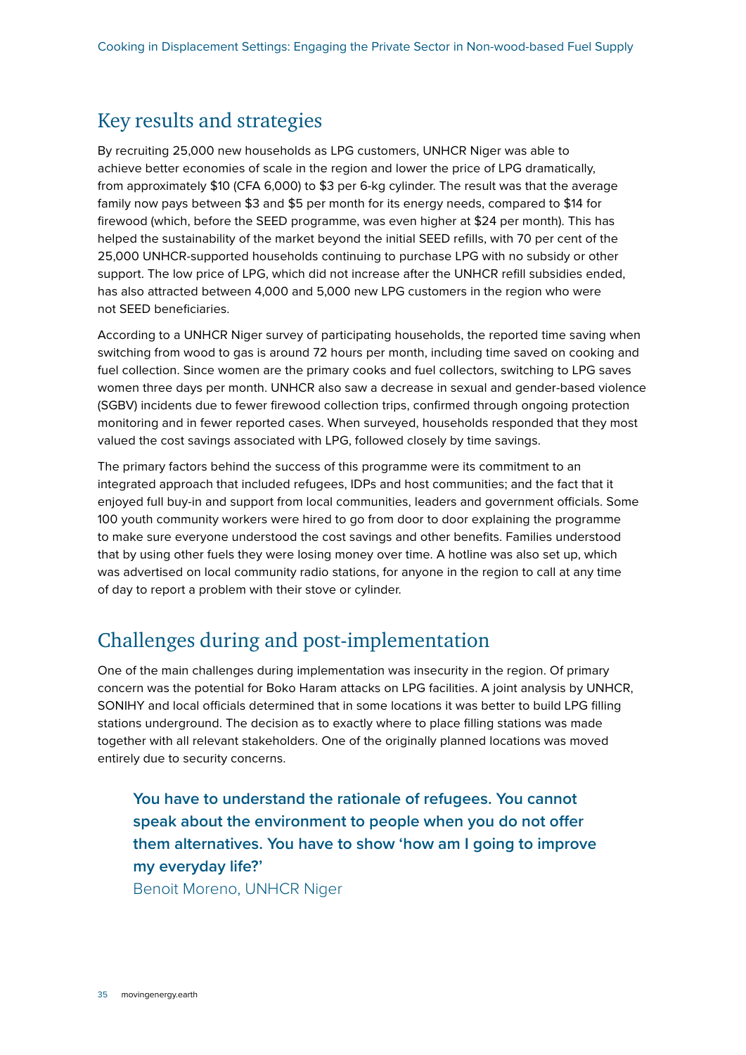## Key results and strategies

By recruiting 25,000 new households as LPG customers, UNHCR Niger was able to achieve better economies of scale in the region and lower the price of LPG dramatically, from approximately $10 (CFA 6,000) to $3 per 6-kg cylinder. The result was that the average family now pays between $3 and $5 per month for its energy needs, compared to $14 for firewood (which, before the SEED programme, was even higher at $24 per month). This has helped the sustainability of the market beyond the initial SEED refills, with 70 per cent of the 25,000 UNHCR-supported households continuing to purchase LPG with no subsidy or other support. The low price of LPG, which did not increase after the UNHCR refill subsidies ended, has also attracted between 4,000 and 5,000 new LPG customers in the region who were not SEED beneficiaries.

According to a UNHCR Niger survey of participating households, the reported time saving when switching from wood to gas is around 72 hours per month, including time saved on cooking and fuel collection. Since women are the primary cooks and fuel collectors, switching to LPG saves women three days per month. UNHCR also saw a decrease in sexual and gender-based violence (SGBV) incidents due to fewer firewood collection trips, confirmed through ongoing protection monitoring and in fewer reported cases. When surveyed, households responded that they most valued the cost savings associated with LPG, followed closely by time savings.

The primary factors behind the success of this programme were its commitment to an integrated approach that included refugees, IDPs and host communities; and the fact that it enjoyed full buy-in and support from local communities, leaders and government officials. Some 100 youth community workers were hired to go from door to door explaining the programme to make sure everyone understood the cost savings and other benefits. Families understood that by using other fuels they were losing money over time. A hotline was also set up, which was advertised on local community radio stations, for anyone in the region to call at any time of day to report a problem with their stove or cylinder.

## Challenges during and post-implementation

One of the main challenges during implementation was insecurity in the region. Of primary concern was the potential for Boko Haram attacks on LPG facilities. A joint analysis by UNHCR, SONIHY and local officials determined that in some locations it was better to build LPG filling stations underground. The decision as to exactly where to place filling stations was made together with all relevant stakeholders. One of the originally planned locations was moved entirely due to security concerns.

> **You have to understand the rationale of refugees. You cannot speak about the environment to people when you do not offer them alternatives. You have to show 'how am I going to improve my everyday life?'**
>
> Benoit Moreno, UNHCR Niger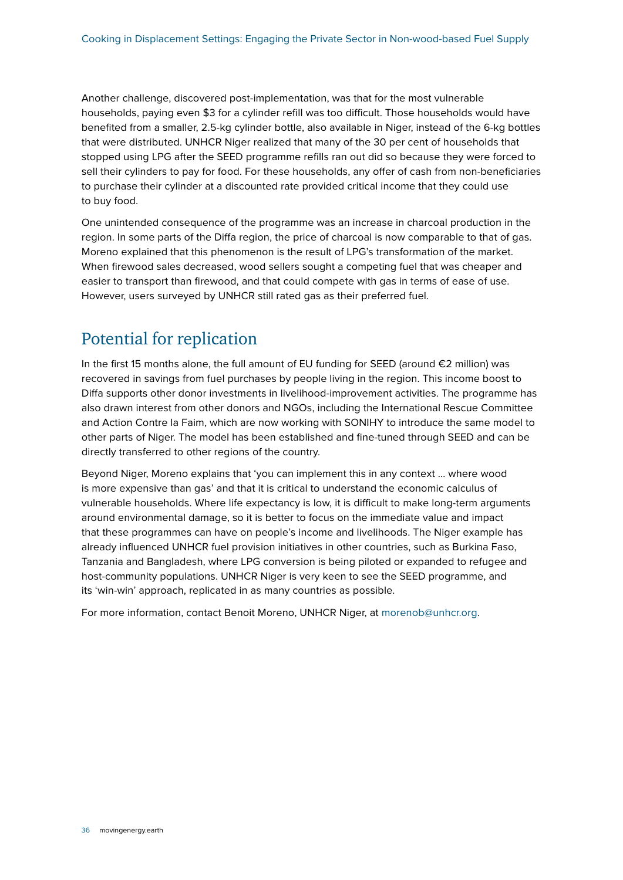Another challenge, discovered post-implementation, was that for the most vulnerable households, paying even $3 for a cylinder refill was too difficult. Those households would have benefited from a smaller, 2.5-kg cylinder bottle, also available in Niger, instead of the 6-kg bottles that were distributed. UNHCR Niger realized that many of the 30 per cent of households that stopped using LPG after the SEED programme refills ran out did so because they were forced to sell their cylinders to pay for food. For these households, any offer of cash from non-beneficiaries to purchase their cylinder at a discounted rate provided critical income that they could use to buy food.

One unintended consequence of the programme was an increase in charcoal production in the region. In some parts of the Diffa region, the price of charcoal is now comparable to that of gas. Moreno explained that this phenomenon is the result of LPG's transformation of the market. When firewood sales decreased, wood sellers sought a competing fuel that was cheaper and easier to transport than firewood, and that could compete with gas in terms of ease of use. However, users surveyed by UNHCR still rated gas as their preferred fuel.

## Potential for replication

In the first 15 months alone, the full amount of EU funding for SEED (around €2 million) was recovered in savings from fuel purchases by people living in the region. This income boost to Diffa supports other donor investments in livelihood-improvement activities. The programme has also drawn interest from other donors and NGOs, including the International Rescue Committee and Action Contre la Faim, which are now working with SONIHY to introduce the same model to other parts of Niger. The model has been established and fine-tuned through SEED and can be directly transferred to other regions of the country.

Beyond Niger, Moreno explains that 'you can implement this in any context ... where wood is more expensive than gas' and that it is critical to understand the economic calculus of vulnerable households. Where life expectancy is low, it is difficult to make long-term arguments around environmental damage, so it is better to focus on the immediate value and impact that these programmes can have on people's income and livelihoods. The Niger example has already influenced UNHCR fuel provision initiatives in other countries, such as Burkina Faso, Tanzania and Bangladesh, where LPG conversion is being piloted or expanded to refugee and host-community populations. UNHCR Niger is very keen to see the SEED programme, and its 'win-win' approach, replicated in as many countries as possible.

For more information, contact Benoit Moreno, UNHCR Niger, at morenob@unhcr.org.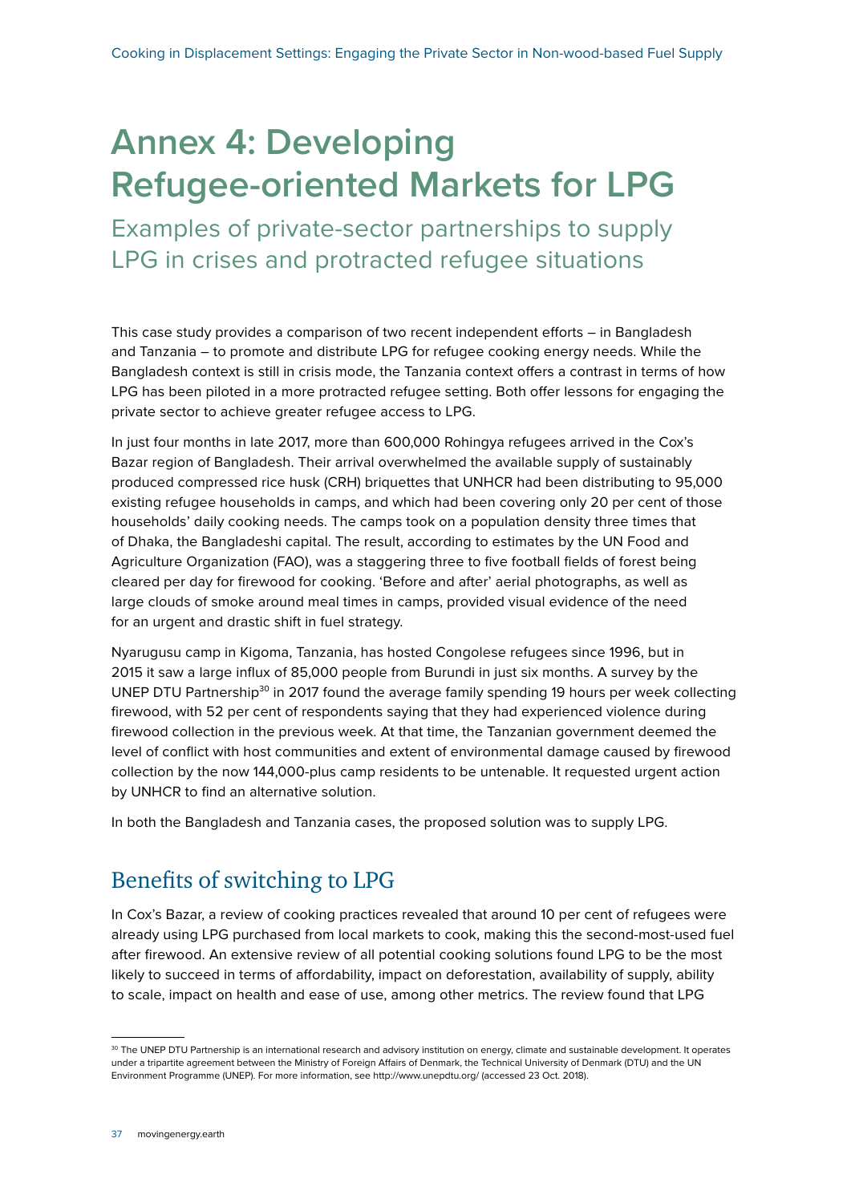# Annex 4: Developing Refugee-oriented Markets for LPG

## Examples of private-sector partnerships to supply LPG in crises and protracted refugee situations

This case study provides a comparison of two recent independent efforts – in Bangladesh and Tanzania – to promote and distribute LPG for refugee cooking energy needs. While the Bangladesh context is still in crisis mode, the Tanzania context offers a contrast in terms of how LPG has been piloted in a more protracted refugee setting. Both offer lessons for engaging the private sector to achieve greater refugee access to LPG.

In just four months in late 2017, more than 600,000 Rohingya refugees arrived in the Cox's Bazar region of Bangladesh. Their arrival overwhelmed the available supply of sustainably produced compressed rice husk (CRH) briquettes that UNHCR had been distributing to 95,000 existing refugee households in camps, and which had been covering only 20 per cent of those households' daily cooking needs. The camps took on a population density three times that of Dhaka, the Bangladeshi capital. The result, according to estimates by the UN Food and Agriculture Organization (FAO), was a staggering three to five football fields of forest being cleared per day for firewood for cooking. 'Before and after' aerial photographs, as well as large clouds of smoke around meal times in camps, provided visual evidence of the need for an urgent and drastic shift in fuel strategy.

Nyarugusu camp in Kigoma, Tanzania, has hosted Congolese refugees since 1996, but in 2015 it saw a large influx of 85,000 people from Burundi in just six months. A survey by the UNEP DTU Partnership[30] in 2017 found the average family spending 19 hours per week collecting firewood, with 52 per cent of respondents saying that they had experienced violence during firewood collection in the previous week. At that time, the Tanzanian government deemed the level of conflict with host communities and extent of environmental damage caused by firewood collection by the now 144,000-plus camp residents to be untenable. It requested urgent action by UNHCR to find an alternative solution.

In both the Bangladesh and Tanzania cases, the proposed solution was to supply LPG.

## Benefits of switching to LPG

In Cox's Bazar, a review of cooking practices revealed that around 10 per cent of refugees were already using LPG purchased from local markets to cook, making this the second-most-used fuel after firewood. An extensive review of all potential cooking solutions found LPG to be the most likely to succeed in terms of affordability, impact on deforestation, availability of supply, ability to scale, impact on health and ease of use, among other metrics. The review found that LPG

---

[30] The UNEP DTU Partnership is an international research and advisory institution on energy, climate and sustainable development. It operates under a tripartite agreement between the Ministry of Foreign Affairs of Denmark, the Technical University of Denmark (DTU) and the UN Environment Programme (UNEP). For more information, see http://www.unepdtu.org/ (accessed 23 Oct. 2018).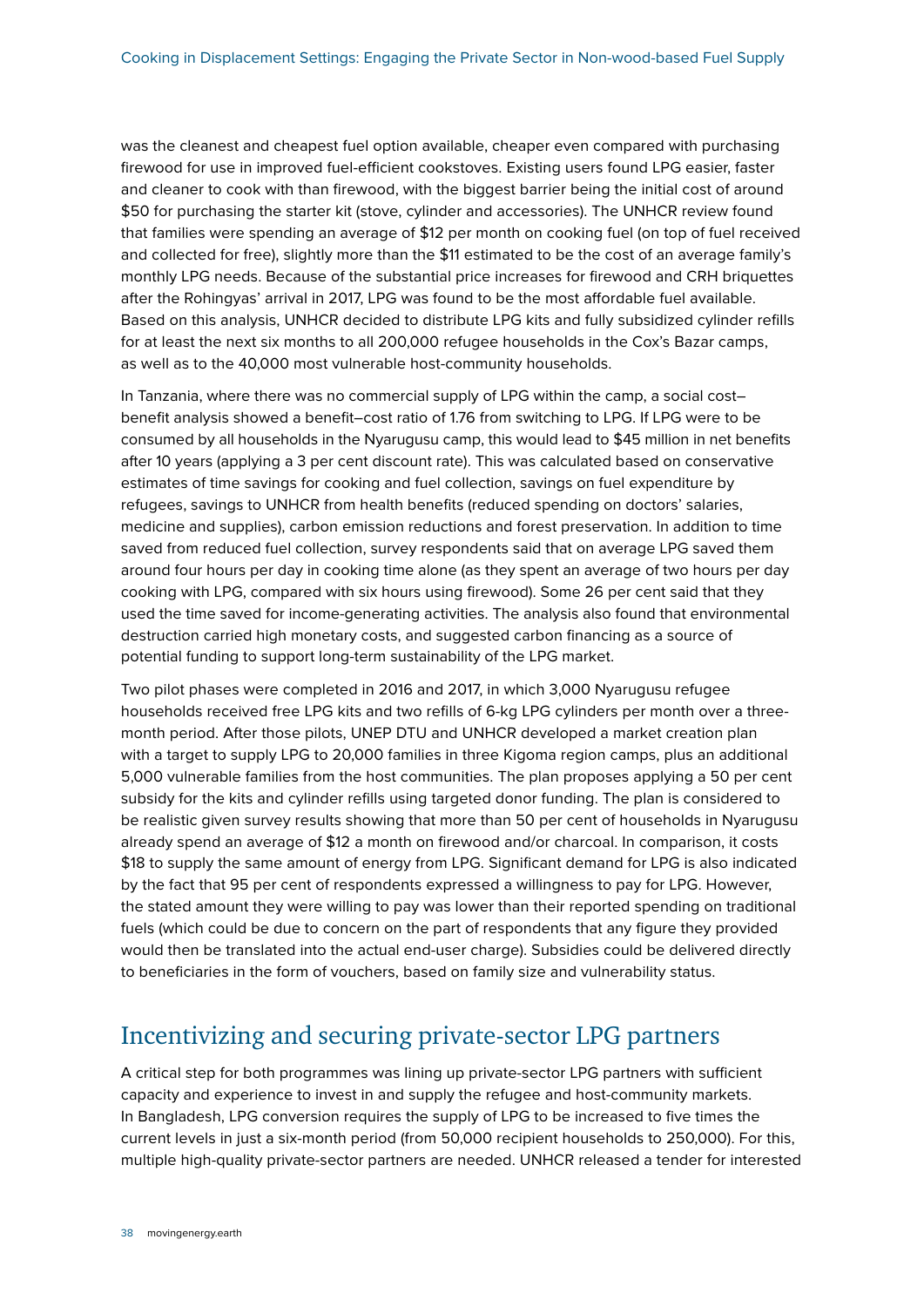was the cleanest and cheapest fuel option available, cheaper even compared with purchasing firewood for use in improved fuel-efficient cookstoves. Existing users found LPG easier, faster and cleaner to cook with than firewood, with the biggest barrier being the initial cost of around $50 for purchasing the starter kit (stove, cylinder and accessories). The UNHCR review found that families were spending an average of $12 per month on cooking fuel (on top of fuel received and collected for free), slightly more than the $11 estimated to be the cost of an average family's monthly LPG needs. Because of the substantial price increases for firewood and CRH briquettes after the Rohingyas' arrival in 2017, LPG was found to be the most affordable fuel available. Based on this analysis, UNHCR decided to distribute LPG kits and fully subsidized cylinder refills for at least the next six months to all 200,000 refugee households in the Cox's Bazar camps, as well as to the 40,000 most vulnerable host-community households.

In Tanzania, where there was no commercial supply of LPG within the camp, a social cost–benefit analysis showed a benefit–cost ratio of 1.76 from switching to LPG. If LPG were to be consumed by all households in the Nyarugusu camp, this would lead to $45 million in net benefits after 10 years (applying a 3 per cent discount rate). This was calculated based on conservative estimates of time savings for cooking and fuel collection, savings on fuel expenditure by refugees, savings to UNHCR from health benefits (reduced spending on doctors' salaries, medicine and supplies), carbon emission reductions and forest preservation. In addition to time saved from reduced fuel collection, survey respondents said that on average LPG saved them around four hours per day in cooking time alone (as they spent an average of two hours per day cooking with LPG, compared with six hours using firewood). Some 26 per cent said that they used the time saved for income-generating activities. The analysis also found that environmental destruction carried high monetary costs, and suggested carbon financing as a source of potential funding to support long-term sustainability of the LPG market.

Two pilot phases were completed in 2016 and 2017, in which 3,000 Nyarugusu refugee households received free LPG kits and two refills of 6-kg LPG cylinders per month over a three-month period. After those pilots, UNEP DTU and UNHCR developed a market creation plan with a target to supply LPG to 20,000 families in three Kigoma region camps, plus an additional 5,000 vulnerable families from the host communities. The plan proposes applying a 50 per cent subsidy for the kits and cylinder refills using targeted donor funding. The plan is considered to be realistic given survey results showing that more than 50 per cent of households in Nyarugusu already spend an average of $12 a month on firewood and/or charcoal. In comparison, it costs $18 to supply the same amount of energy from LPG. Significant demand for LPG is also indicated by the fact that 95 per cent of respondents expressed a willingness to pay for LPG. However, the stated amount they were willing to pay was lower than their reported spending on traditional fuels (which could be due to concern on the part of respondents that any figure they provided would then be translated into the actual end-user charge). Subsidies could be delivered directly to beneficiaries in the form of vouchers, based on family size and vulnerability status.

## Incentivizing and securing private-sector LPG partners

A critical step for both programmes was lining up private-sector LPG partners with sufficient capacity and experience to invest in and supply the refugee and host-community markets. In Bangladesh, LPG conversion requires the supply of LPG to be increased to five times the current levels in just a six-month period (from 50,000 recipient households to 250,000). For this, multiple high-quality private-sector partners are needed. UNHCR released a tender for interested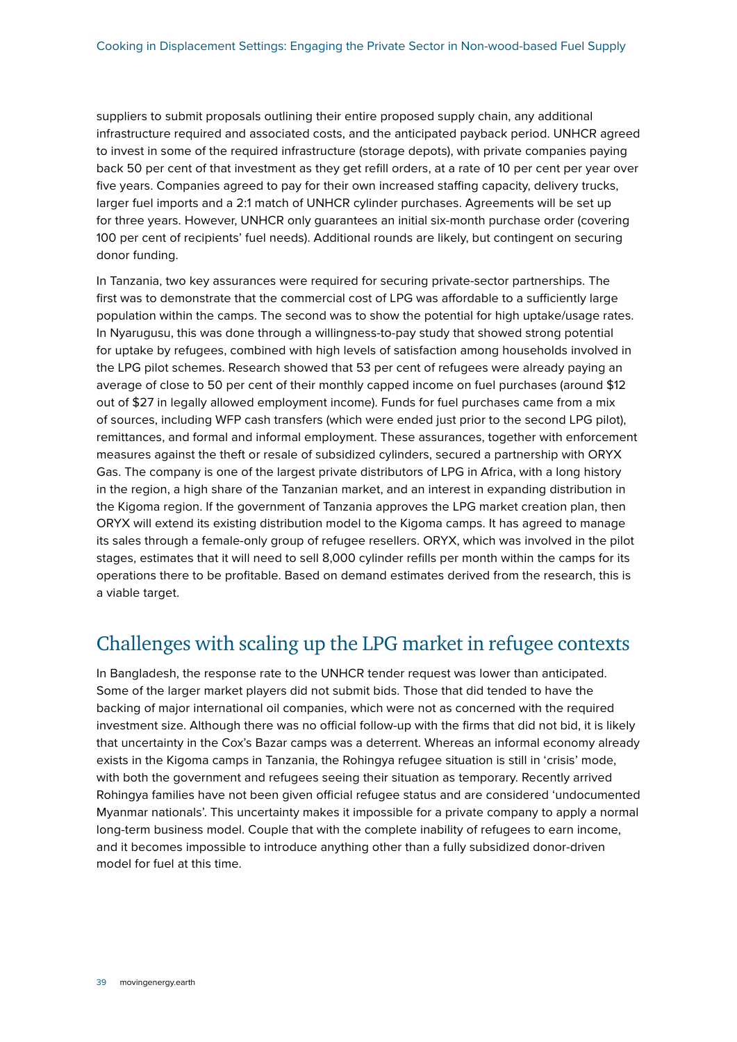suppliers to submit proposals outlining their entire proposed supply chain, any additional infrastructure required and associated costs, and the anticipated payback period. UNHCR agreed to invest in some of the required infrastructure (storage depots), with private companies paying back 50 per cent of that investment as they get refill orders, at a rate of 10 per cent per year over five years. Companies agreed to pay for their own increased staffing capacity, delivery trucks, larger fuel imports and a 2:1 match of UNHCR cylinder purchases. Agreements will be set up for three years. However, UNHCR only guarantees an initial six-month purchase order (covering 100 per cent of recipients' fuel needs). Additional rounds are likely, but contingent on securing donor funding.

In Tanzania, two key assurances were required for securing private-sector partnerships. The first was to demonstrate that the commercial cost of LPG was affordable to a sufficiently large population within the camps. The second was to show the potential for high uptake/usage rates. In Nyarugusu, this was done through a willingness-to-pay study that showed strong potential for uptake by refugees, combined with high levels of satisfaction among households involved in the LPG pilot schemes. Research showed that 53 per cent of refugees were already paying an average of close to 50 per cent of their monthly capped income on fuel purchases (around $12 out of $27 in legally allowed employment income). Funds for fuel purchases came from a mix of sources, including WFP cash transfers (which were ended just prior to the second LPG pilot), remittances, and formal and informal employment. These assurances, together with enforcement measures against the theft or resale of subsidized cylinders, secured a partnership with ORYX Gas. The company is one of the largest private distributors of LPG in Africa, with a long history in the region, a high share of the Tanzanian market, and an interest in expanding distribution in the Kigoma region. If the government of Tanzania approves the LPG market creation plan, then ORYX will extend its existing distribution model to the Kigoma camps. It has agreed to manage its sales through a female-only group of refugee resellers. ORYX, which was involved in the pilot stages, estimates that it will need to sell 8,000 cylinder refills per month within the camps for its operations there to be profitable. Based on demand estimates derived from the research, this is a viable target.

## Challenges with scaling up the LPG market in refugee contexts

In Bangladesh, the response rate to the UNHCR tender request was lower than anticipated. Some of the larger market players did not submit bids. Those that did tended to have the backing of major international oil companies, which were not as concerned with the required investment size. Although there was no official follow-up with the firms that did not bid, it is likely that uncertainty in the Cox's Bazar camps was a deterrent. Whereas an informal economy already exists in the Kigoma camps in Tanzania, the Rohingya refugee situation is still in 'crisis' mode, with both the government and refugees seeing their situation as temporary. Recently arrived Rohingya families have not been given official refugee status and are considered 'undocumented Myanmar nationals'. This uncertainty makes it impossible for a private company to apply a normal long-term business model. Couple that with the complete inability of refugees to earn income, and it becomes impossible to introduce anything other than a fully subsidized donor-driven model for fuel at this time.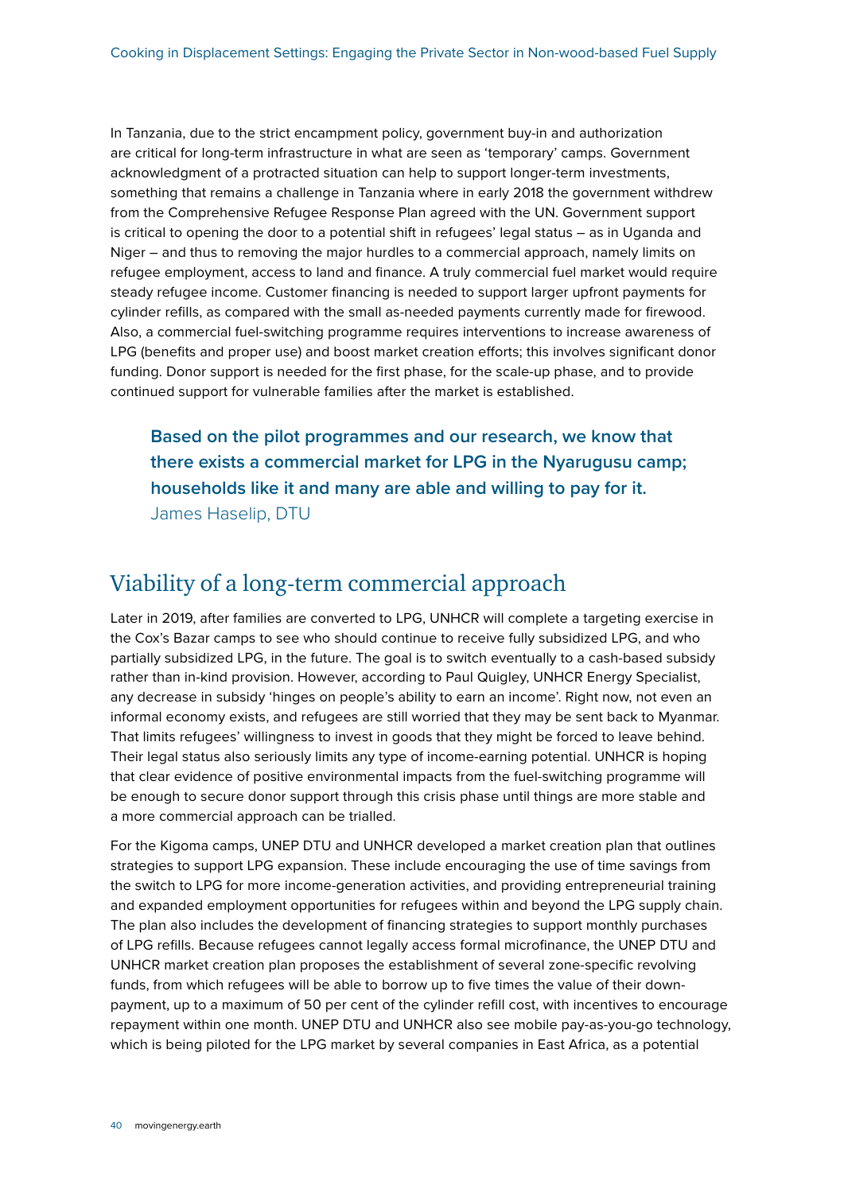In Tanzania, due to the strict encampment policy, government buy-in and authorization are critical for long-term infrastructure in what are seen as 'temporary' camps. Government acknowledgment of a protracted situation can help to support longer-term investments, something that remains a challenge in Tanzania where in early 2018 the government withdrew from the Comprehensive Refugee Response Plan agreed with the UN. Government support is critical to opening the door to a potential shift in refugees' legal status – as in Uganda and Niger – and thus to removing the major hurdles to a commercial approach, namely limits on refugee employment, access to land and finance. A truly commercial fuel market would require steady refugee income. Customer financing is needed to support larger upfront payments for cylinder refills, as compared with the small as-needed payments currently made for firewood. Also, a commercial fuel-switching programme requires interventions to increase awareness of LPG (benefits and proper use) and boost market creation efforts; this involves significant donor funding. Donor support is needed for the first phase, for the scale-up phase, and to provide continued support for vulnerable families after the market is established.

> **Based on the pilot programmes and our research, we know that there exists a commercial market for LPG in the Nyarugusu camp; households like it and many are able and willing to pay for it.**
> James Haselip, DTU

## Viability of a long-term commercial approach

Later in 2019, after families are converted to LPG, UNHCR will complete a targeting exercise in the Cox's Bazar camps to see who should continue to receive fully subsidized LPG, and who partially subsidized LPG, in the future. The goal is to switch eventually to a cash-based subsidy rather than in-kind provision. However, according to Paul Quigley, UNHCR Energy Specialist, any decrease in subsidy 'hinges on people's ability to earn an income'. Right now, not even an informal economy exists, and refugees are still worried that they may be sent back to Myanmar. That limits refugees' willingness to invest in goods that they might be forced to leave behind. Their legal status also seriously limits any type of income-earning potential. UNHCR is hoping that clear evidence of positive environmental impacts from the fuel-switching programme will be enough to secure donor support through this crisis phase until things are more stable and a more commercial approach can be trialled.

For the Kigoma camps, UNEP DTU and UNHCR developed a market creation plan that outlines strategies to support LPG expansion. These include encouraging the use of time savings from the switch to LPG for more income-generation activities, and providing entrepreneurial training and expanded employment opportunities for refugees within and beyond the LPG supply chain. The plan also includes the development of financing strategies to support monthly purchases of LPG refills. Because refugees cannot legally access formal microfinance, the UNEP DTU and UNHCR market creation plan proposes the establishment of several zone-specific revolving funds, from which refugees will be able to borrow up to five times the value of their down-payment, up to a maximum of 50 per cent of the cylinder refill cost, with incentives to encourage repayment within one month. UNEP DTU and UNHCR also see mobile pay-as-you-go technology, which is being piloted for the LPG market by several companies in East Africa, as a potential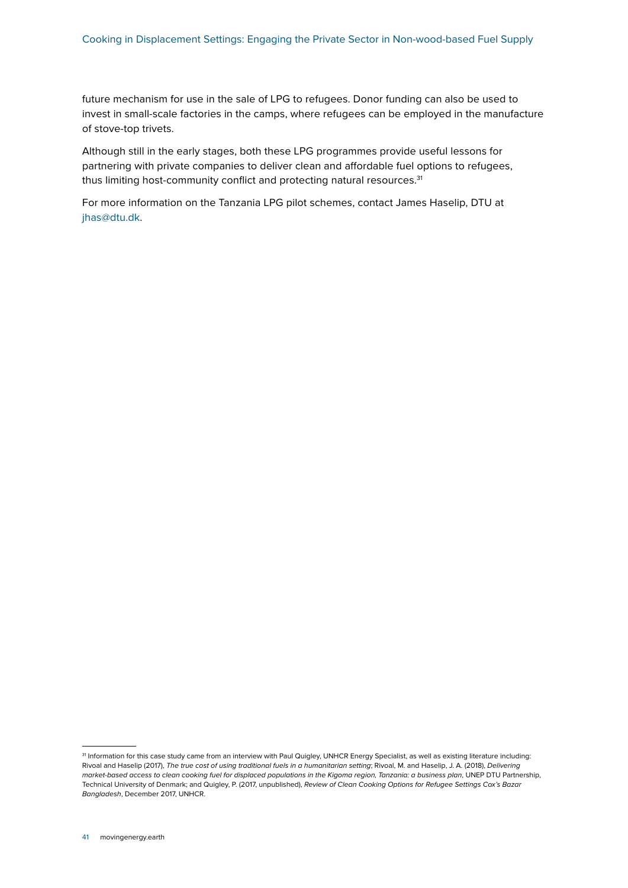future mechanism for use in the sale of LPG to refugees. Donor funding can also be used to invest in small-scale factories in the camps, where refugees can be employed in the manufacture of stove-top trivets.

Although still in the early stages, both these LPG programmes provide useful lessons for partnering with private companies to deliver clean and affordable fuel options to refugees, thus limiting host-community conflict and protecting natural resources.[31]

For more information on the Tanzania LPG pilot schemes, contact James Haselip, DTU at jhas@dtu.dk.

---

[31] Information for this case study came from an interview with Paul Quigley, UNHCR Energy Specialist, as well as existing literature including: Rivoal and Haselip (2017), *The true cost of using traditional fuels in a humanitarian setting*; Rivoal, M. and Haselip, J. A. (2018), *Delivering market-based access to clean cooking fuel for displaced populations in the Kigoma region, Tanzania: a business plan*, UNEP DTU Partnership, Technical University of Denmark; and Quigley, P. (2017, unpublished), *Review of Clean Cooking Options for Refugee Settings Cox's Bazar Bangladesh*, December 2017, UNHCR.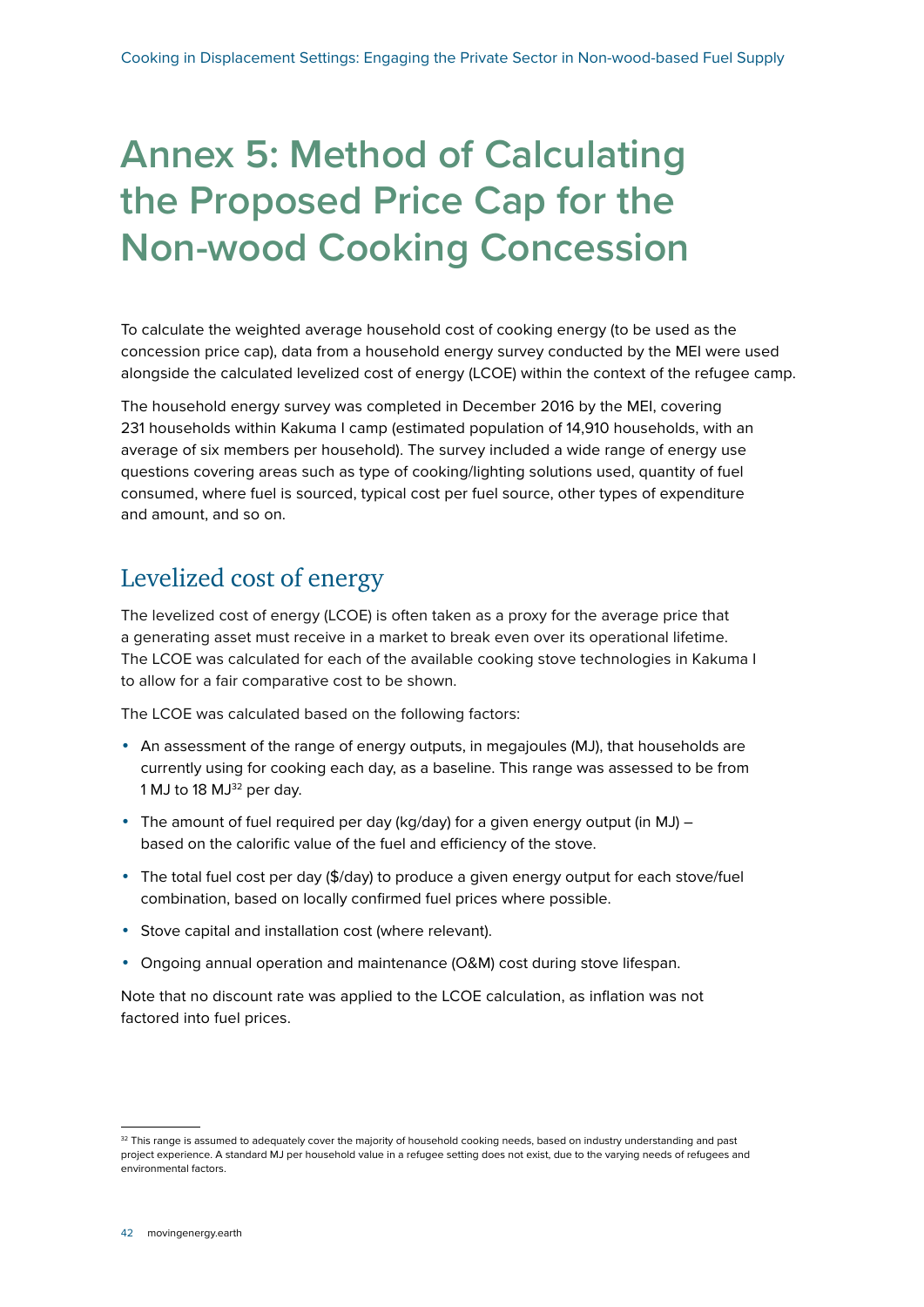# Annex 5: Method of Calculating the Proposed Price Cap for the Non-wood Cooking Concession

To calculate the weighted average household cost of cooking energy (to be used as the concession price cap), data from a household energy survey conducted by the MEI were used alongside the calculated levelized cost of energy (LCOE) within the context of the refugee camp.

The household energy survey was completed in December 2016 by the MEI, covering 231 households within Kakuma I camp (estimated population of 14,910 households, with an average of six members per household). The survey included a wide range of energy use questions covering areas such as type of cooking/lighting solutions used, quantity of fuel consumed, where fuel is sourced, typical cost per fuel source, other types of expenditure and amount, and so on.

## Levelized cost of energy

The levelized cost of energy (LCOE) is often taken as a proxy for the average price that a generating asset must receive in a market to break even over its operational lifetime. The LCOE was calculated for each of the available cooking stove technologies in Kakuma I to allow for a fair comparative cost to be shown.

The LCOE was calculated based on the following factors:

- An assessment of the range of energy outputs, in megajoules (MJ), that households are currently using for cooking each day, as a baseline. This range was assessed to be from 1 MJ to 18 MJ[32] per day.
- The amount of fuel required per day (kg/day) for a given energy output (in MJ) – based on the calorific value of the fuel and efficiency of the stove.
- The total fuel cost per day ($/day) to produce a given energy output for each stove/fuel combination, based on locally confirmed fuel prices where possible.
- Stove capital and installation cost (where relevant).
- Ongoing annual operation and maintenance (O&M) cost during stove lifespan.

Note that no discount rate was applied to the LCOE calculation, as inflation was not factored into fuel prices.

[32] This range is assumed to adequately cover the majority of household cooking needs, based on industry understanding and past project experience. A standard MJ per household value in a refugee setting does not exist, due to the varying needs of refugees and environmental factors.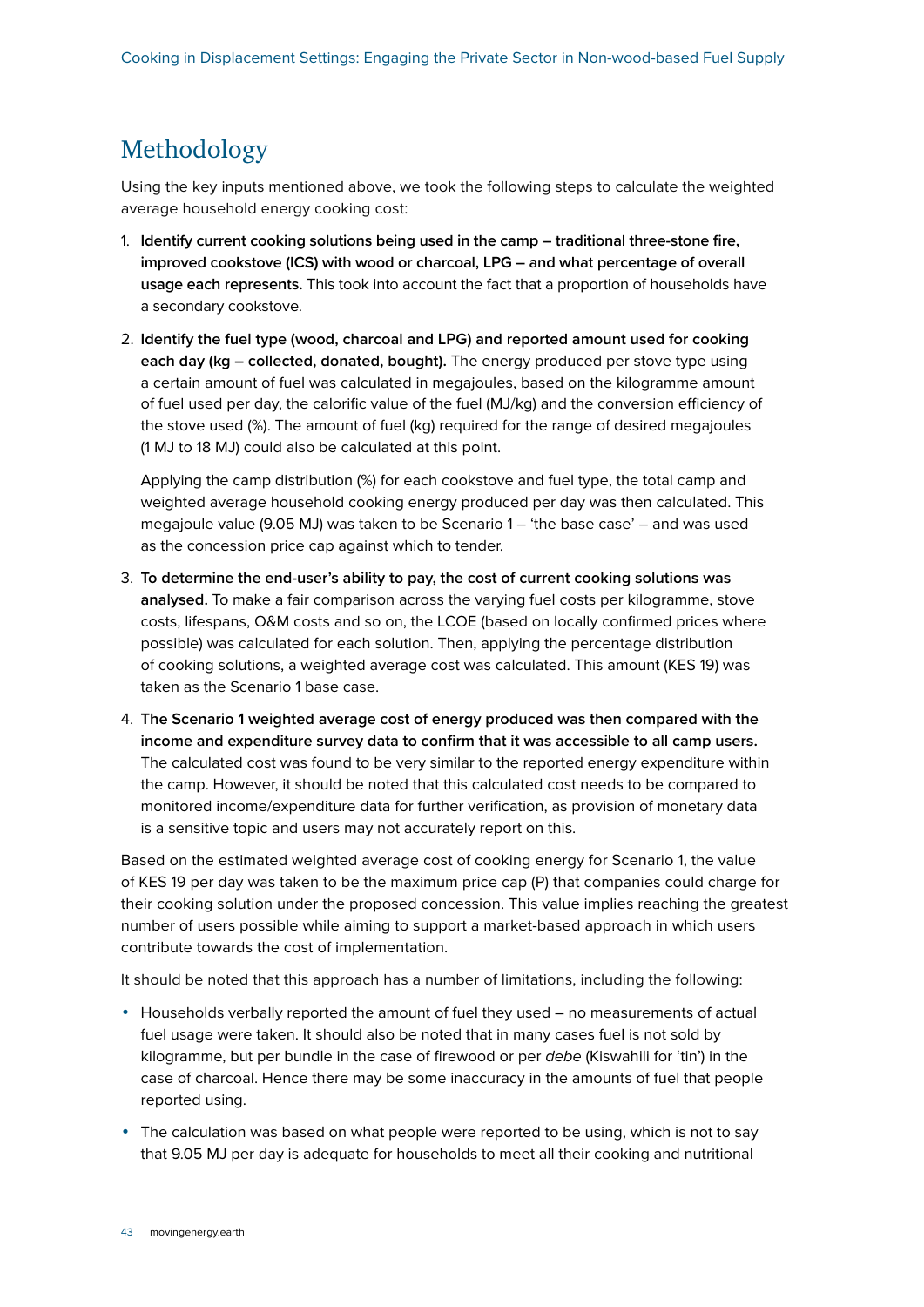## Methodology

Using the key inputs mentioned above, we took the following steps to calculate the weighted average household energy cooking cost:

1. **Identify current cooking solutions being used in the camp – traditional three-stone fire, improved cookstove (ICS) with wood or charcoal, LPG – and what percentage of overall usage each represents.** This took into account the fact that a proportion of households have a secondary cookstove.

2. **Identify the fuel type (wood, charcoal and LPG) and reported amount used for cooking each day (kg – collected, donated, bought).** The energy produced per stove type using a certain amount of fuel was calculated in megajoules, based on the kilogramme amount of fuel used per day, the calorific value of the fuel (MJ/kg) and the conversion efficiency of the stove used (%). The amount of fuel (kg) required for the range of desired megajoules (1 MJ to 18 MJ) could also be calculated at this point.

   Applying the camp distribution (%) for each cookstove and fuel type, the total camp and weighted average household cooking energy produced per day was then calculated. This megajoule value (9.05 MJ) was taken to be Scenario 1 – 'the base case' – and was used as the concession price cap against which to tender.

3. **To determine the end-user's ability to pay, the cost of current cooking solutions was analysed.** To make a fair comparison across the varying fuel costs per kilogramme, stove costs, lifespans, O&M costs and so on, the LCOE (based on locally confirmed prices where possible) was calculated for each solution. Then, applying the percentage distribution of cooking solutions, a weighted average cost was calculated. This amount (KES 19) was taken as the Scenario 1 base case.

4. **The Scenario 1 weighted average cost of energy produced was then compared with the income and expenditure survey data to confirm that it was accessible to all camp users.** The calculated cost was found to be very similar to the reported energy expenditure within the camp. However, it should be noted that this calculated cost needs to be compared to monitored income/expenditure data for further verification, as provision of monetary data is a sensitive topic and users may not accurately report on this.

Based on the estimated weighted average cost of cooking energy for Scenario 1, the value of KES 19 per day was taken to be the maximum price cap (P) that companies could charge for their cooking solution under the proposed concession. This value implies reaching the greatest number of users possible while aiming to support a market-based approach in which users contribute towards the cost of implementation.

It should be noted that this approach has a number of limitations, including the following:

- Households verbally reported the amount of fuel they used – no measurements of actual fuel usage were taken. It should also be noted that in many cases fuel is not sold by kilogramme, but per bundle in the case of firewood or per *debe* (Kiswahili for 'tin') in the case of charcoal. Hence there may be some inaccuracy in the amounts of fuel that people reported using.
- The calculation was based on what people were reported to be using, which is not to say that 9.05 MJ per day is adequate for households to meet all their cooking and nutritional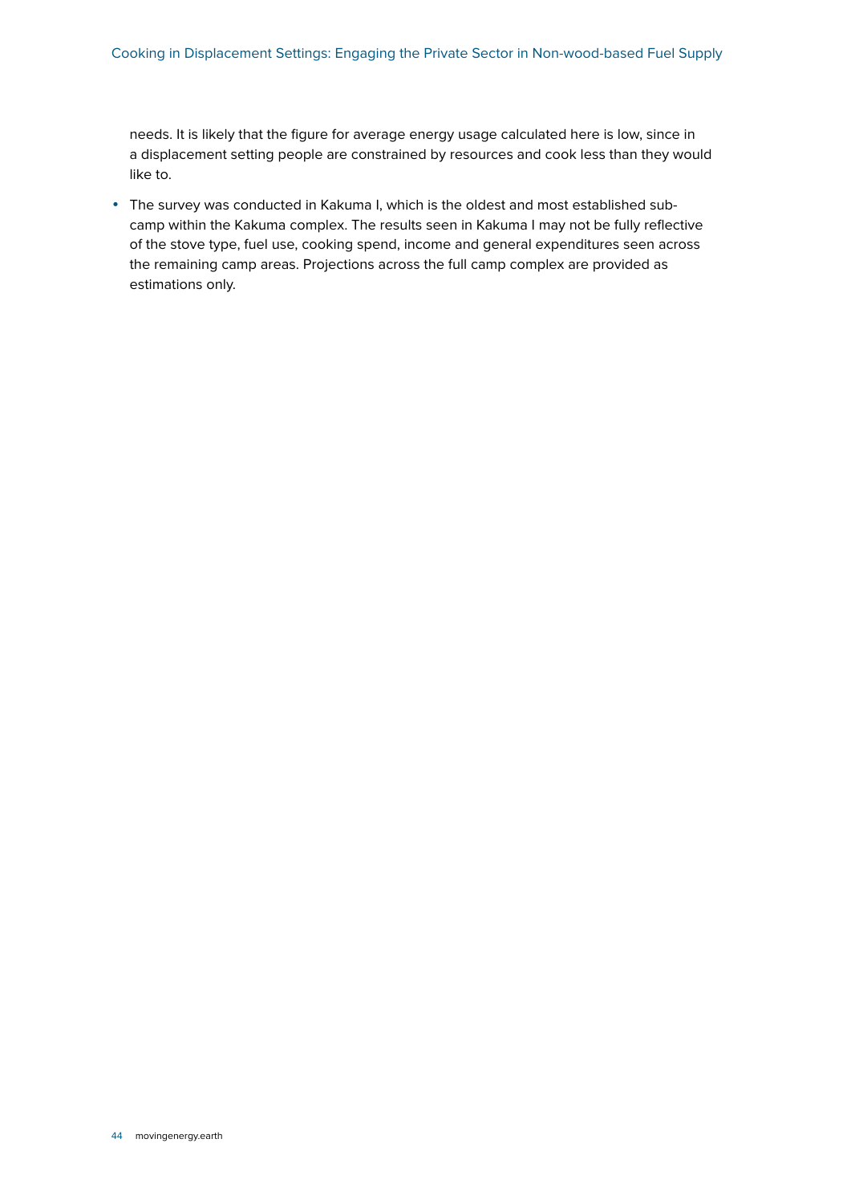needs. It is likely that the figure for average energy usage calculated here is low, since in a displacement setting people are constrained by resources and cook less than they would like to.

- The survey was conducted in Kakuma I, which is the oldest and most established sub-camp within the Kakuma complex. The results seen in Kakuma I may not be fully reflective of the stove type, fuel use, cooking spend, income and general expenditures seen across the remaining camp areas. Projections across the full camp complex are provided as estimations only.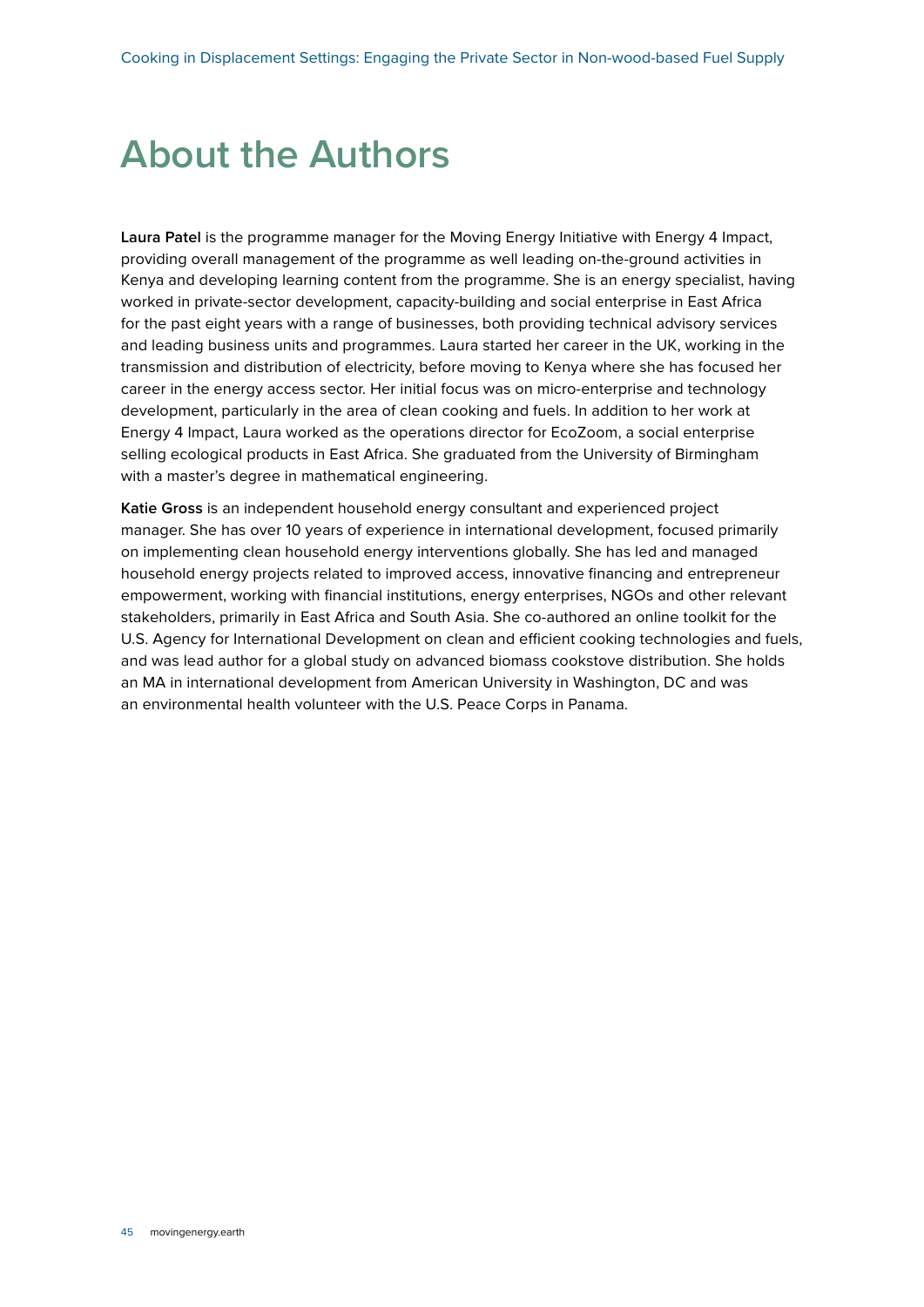# About the Authors

**Laura Patel** is the programme manager for the Moving Energy Initiative with Energy 4 Impact, providing overall management of the programme as well leading on-the-ground activities in Kenya and developing learning content from the programme. She is an energy specialist, having worked in private-sector development, capacity-building and social enterprise in East Africa for the past eight years with a range of businesses, both providing technical advisory services and leading business units and programmes. Laura started her career in the UK, working in the transmission and distribution of electricity, before moving to Kenya where she has focused her career in the energy access sector. Her initial focus was on micro-enterprise and technology development, particularly in the area of clean cooking and fuels. In addition to her work at Energy 4 Impact, Laura worked as the operations director for EcoZoom, a social enterprise selling ecological products in East Africa. She graduated from the University of Birmingham with a master's degree in mathematical engineering.

**Katie Gross** is an independent household energy consultant and experienced project manager. She has over 10 years of experience in international development, focused primarily on implementing clean household energy interventions globally. She has led and managed household energy projects related to improved access, innovative financing and entrepreneur empowerment, working with financial institutions, energy enterprises, NGOs and other relevant stakeholders, primarily in East Africa and South Asia. She co-authored an online toolkit for the U.S. Agency for International Development on clean and efficient cooking technologies and fuels, and was lead author for a global study on advanced biomass cookstove distribution. She holds an MA in international development from American University in Washington, DC and was an environmental health volunteer with the U.S. Peace Corps in Panama.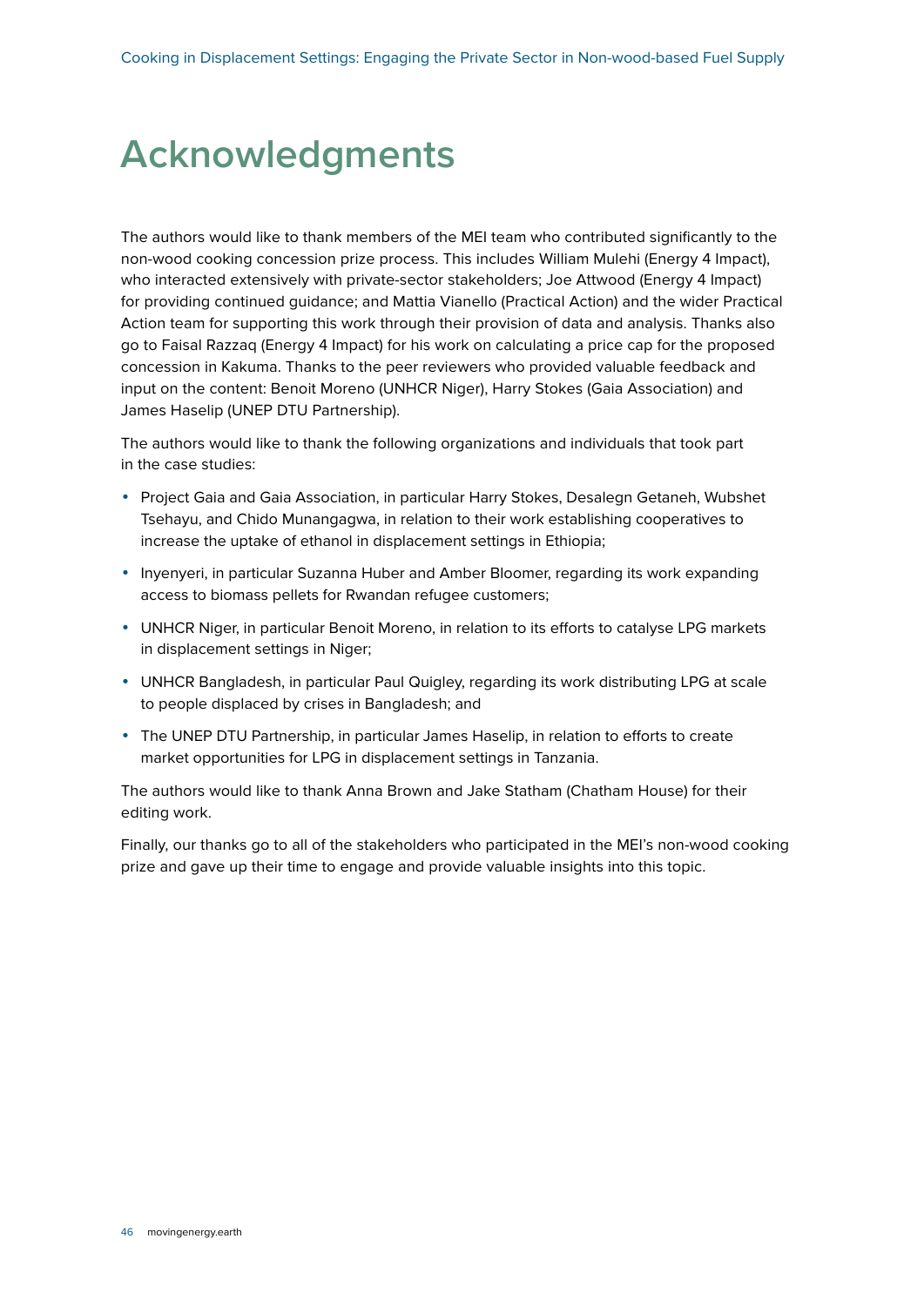# Acknowledgments

The authors would like to thank members of the MEI team who contributed significantly to the non-wood cooking concession prize process. This includes William Mulehi (Energy 4 Impact), who interacted extensively with private-sector stakeholders; Joe Attwood (Energy 4 Impact) for providing continued guidance; and Mattia Vianello (Practical Action) and the wider Practical Action team for supporting this work through their provision of data and analysis. Thanks also go to Faisal Razzaq (Energy 4 Impact) for his work on calculating a price cap for the proposed concession in Kakuma. Thanks to the peer reviewers who provided valuable feedback and input on the content: Benoit Moreno (UNHCR Niger), Harry Stokes (Gaia Association) and James Haselip (UNEP DTU Partnership).

The authors would like to thank the following organizations and individuals that took part in the case studies:

- Project Gaia and Gaia Association, in particular Harry Stokes, Desalegn Getaneh, Wubshet Tsehayu, and Chido Munangagwa, in relation to their work establishing cooperatives to increase the uptake of ethanol in displacement settings in Ethiopia;
- Inyenyeri, in particular Suzanna Huber and Amber Bloomer, regarding its work expanding access to biomass pellets for Rwandan refugee customers;
- UNHCR Niger, in particular Benoit Moreno, in relation to its efforts to catalyse LPG markets in displacement settings in Niger;
- UNHCR Bangladesh, in particular Paul Quigley, regarding its work distributing LPG at scale to people displaced by crises in Bangladesh; and
- The UNEP DTU Partnership, in particular James Haselip, in relation to efforts to create market opportunities for LPG in displacement settings in Tanzania.

The authors would like to thank Anna Brown and Jake Statham (Chatham House) for their editing work.

Finally, our thanks go to all of the stakeholders who participated in the MEI's non-wood cooking prize and gave up their time to engage and provide valuable insights into this topic.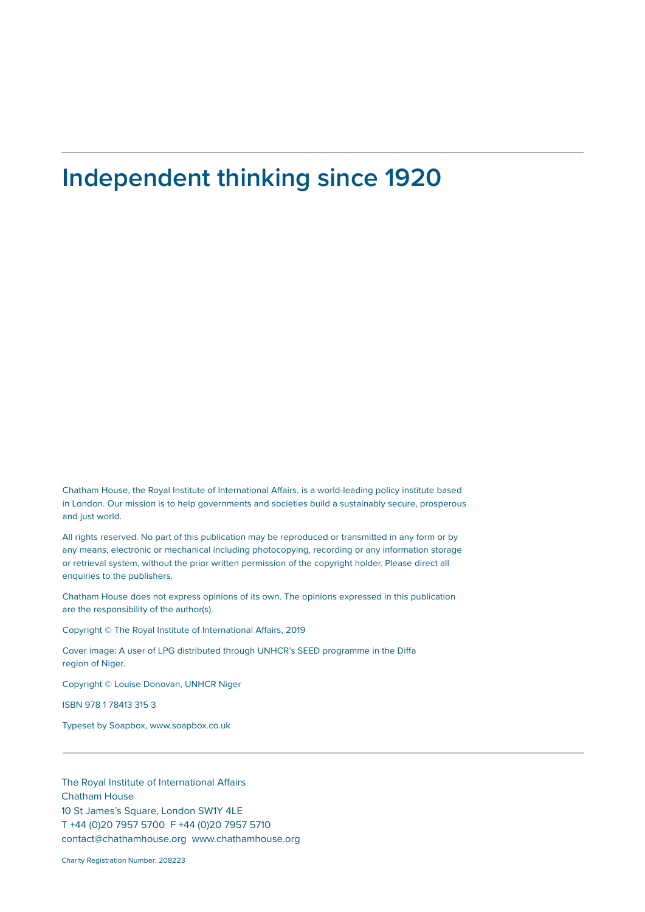# Independent thinking since 1920

Chatham House, the Royal Institute of International Affairs, is a world-leading policy institute based in London. Our mission is to help governments and societies build a sustainably secure, prosperous and just world.

All rights reserved. No part of this publication may be reproduced or transmitted in any form or by any means, electronic or mechanical including photocopying, recording or any information storage or retrieval system, without the prior written permission of the copyright holder. Please direct all enquiries to the publishers.

Chatham House does not express opinions of its own. The opinions expressed in this publication are the responsibility of the author(s).

Copyright © The Royal Institute of International Affairs, 2019

Cover image: A user of LPG distributed through UNHCR's SEED programme in the Diffa region of Niger.

Copyright © Louise Donovan, UNHCR Niger

ISBN 978 1 78413 315 3

Typeset by Soapbox, www.soapbox.co.uk

The Royal Institute of International Affairs
Chatham House
10 St James's Square, London SW1Y 4LE
T +44 (0)20 7957 5700 F +44 (0)20 7957 5710
contact@chathamhouse.org www.chathamhouse.org

Charity Registration Number: 208223